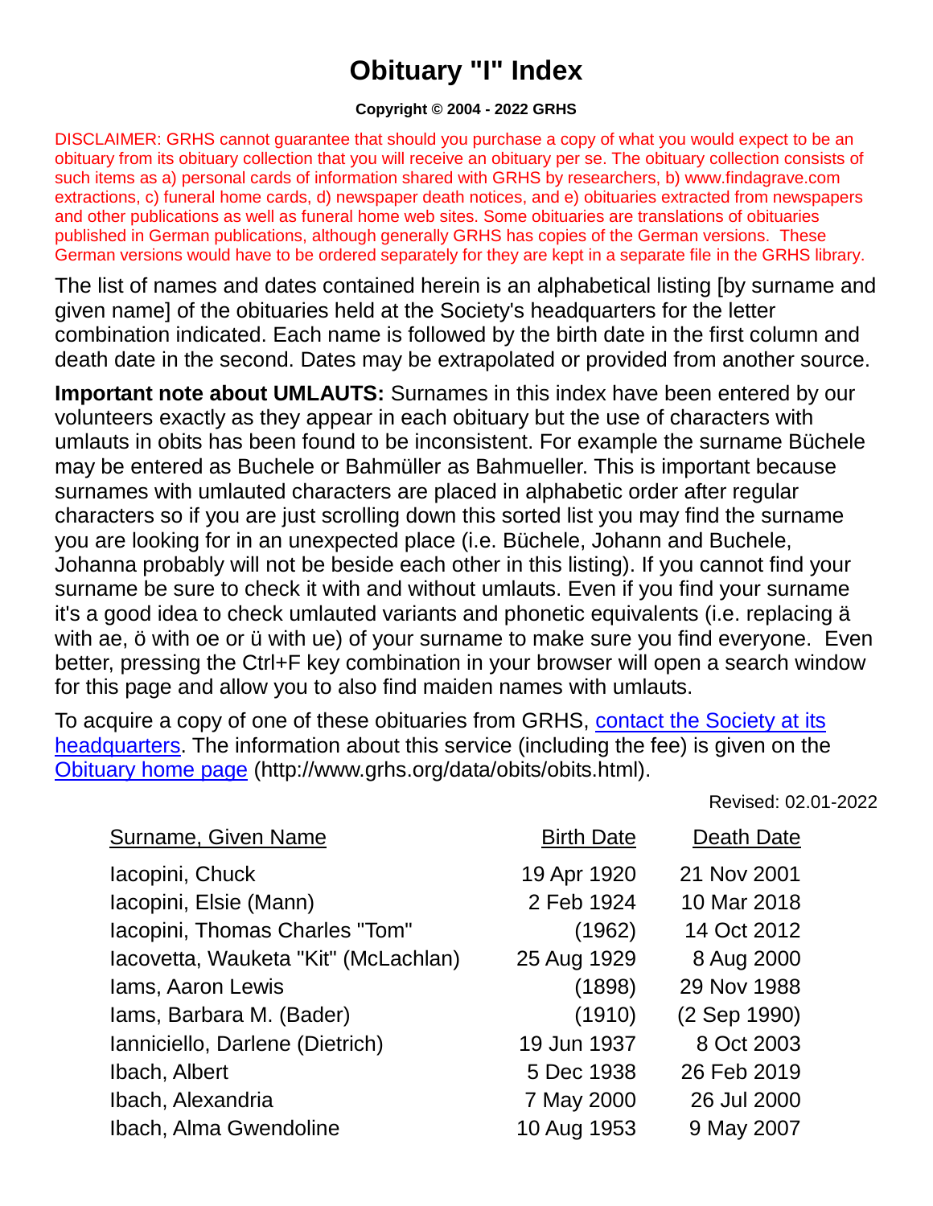# Obituary "I" Index

**Copyright © 2004 - 2022 GRHS**

DISCLAIMER: GRHS cannot guarantee that should you purchase a copy of what you would expect to be an obituary from its obituary collection that you will receive an obituary per se. The obituary collection consists of such items as a) personal cards of information shared with GRHS by researchers, b) www.findagrave.com extractions, c) funeral home cards, d) newspaper death notices, and e) obituaries extracted from newspapers and other publications as well as funeral home web sites. Some obituaries are translations of obituaries published in German publications, although generally GRHS has copies of the German versions. These German versions would have to be ordered separately for they are kept in a separate file in the GRHS library.

The list of names and dates contained herein is an alphabetical listing [by surname and given name] of the obituaries held at the Society's headquarters for the letter combination indicated. Each name is followed by the birth date in the first column and death date in the second. Dates may be extrapolated or provided from another source.

**Important note about UMLAUTS:** Surnames in this index have been entered by our volunteers exactly as they appear in each obituary but the use of characters with umlauts in obits has been found to be inconsistent. For example the surname Büchele may be entered as Buchele or Bahmüller as Bahmueller. This is important because surnames with umlauted characters are placed in alphabetic order after regular characters so if you are just scrolling down this sorted list you may find the surname you are looking for in an unexpected place (i.e. Büchele, Johann and Buchele, Johanna probably will not be beside each other in this listing). If you cannot find your surname be sure to check it with and without umlauts. Even if you find your surname it's a good idea to check umlauted variants and phonetic equivalents (i.e. replacing ä with ae, ö with oe or ü with ue) of your surname to make sure you find everyone. Even better, pressing the Ctrl+F key combination in your browser will open a search window for this page and allow you to also find maiden names with umlauts.

To acquire a copy of one of these obituaries from GRHS, contact the Society at its headquarters. The information about this service (including the fee) is given on the Obituary home page (http://www.grhs.org/data/obits/obits.html).

Revised: 02.01-2022

| Surname, Given Name | Birth Date | Death Date |
|---|---|---|
| Iacopini, Chuck | 19 Apr 1920 | 21 Nov 2001 |
| Iacopini, Elsie (Mann) | 2 Feb 1924 | 10 Mar 2018 |
| Iacopini, Thomas Charles "Tom" | (1962) | 14 Oct 2012 |
| Iacovetta, Wauketa "Kit" (McLachlan) | 25 Aug 1929 | 8 Aug 2000 |
| Iams, Aaron Lewis | (1898) | 29 Nov 1988 |
| Iams, Barbara M. (Bader) | (1910) | (2 Sep 1990) |
| Ianniciello, Darlene (Dietrich) | 19 Jun 1937 | 8 Oct 2003 |
| Ibach, Albert | 5 Dec 1938 | 26 Feb 2019 |
| Ibach, Alexandria | 7 May 2000 | 26 Jul 2000 |
| Ibach, Alma Gwendoline | 10 Aug 1953 | 9 May 2007 |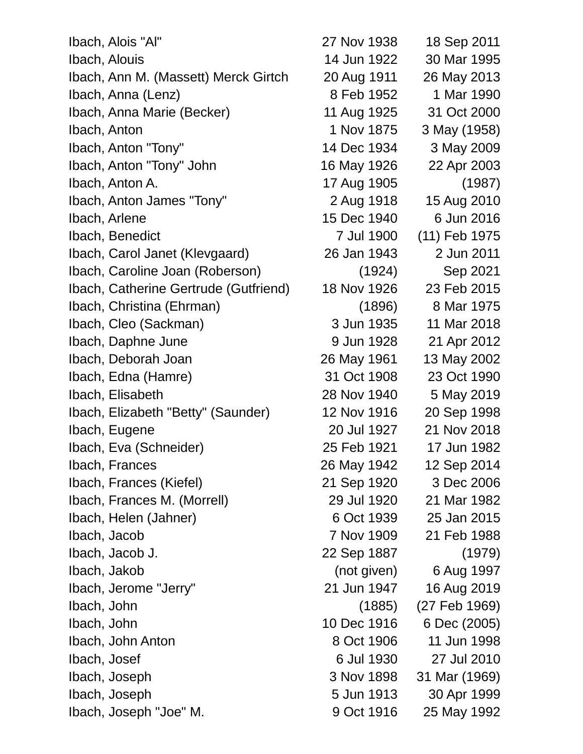| | | |
|---|---|---|
| Ibach, Alois "Al" | 27 Nov 1938 | 18 Sep 2011 |
| Ibach, Alouis | 14 Jun 1922 | 30 Mar 1995 |
| Ibach, Ann M. (Massett) Merck Girtch | 20 Aug 1911 | 26 May 2013 |
| Ibach, Anna (Lenz) | 8 Feb 1952 | 1 Mar 1990 |
| Ibach, Anna Marie (Becker) | 11 Aug 1925 | 31 Oct 2000 |
| Ibach, Anton | 1 Nov 1875 | 3 May (1958) |
| Ibach, Anton "Tony" | 14 Dec 1934 | 3 May 2009 |
| Ibach, Anton "Tony" John | 16 May 1926 | 22 Apr 2003 |
| Ibach, Anton A. | 17 Aug 1905 | (1987) |
| Ibach, Anton James "Tony" | 2 Aug 1918 | 15 Aug 2010 |
| Ibach, Arlene | 15 Dec 1940 | 6 Jun 2016 |
| Ibach, Benedict | 7 Jul 1900 | (11) Feb 1975 |
| Ibach, Carol Janet (Klevgaard) | 26 Jan 1943 | 2 Jun 2011 |
| Ibach, Caroline Joan (Roberson) | (1924) | Sep 2021 |
| Ibach, Catherine Gertrude (Gutfriend) | 18 Nov 1926 | 23 Feb 2015 |
| Ibach, Christina (Ehrman) | (1896) | 8 Mar 1975 |
| Ibach, Cleo (Sackman) | 3 Jun 1935 | 11 Mar 2018 |
| Ibach, Daphne June | 9 Jun 1928 | 21 Apr 2012 |
| Ibach, Deborah Joan | 26 May 1961 | 13 May 2002 |
| Ibach, Edna (Hamre) | 31 Oct 1908 | 23 Oct 1990 |
| Ibach, Elisabeth | 28 Nov 1940 | 5 May 2019 |
| Ibach, Elizabeth "Betty" (Saunder) | 12 Nov 1916 | 20 Sep 1998 |
| Ibach, Eugene | 20 Jul 1927 | 21 Nov 2018 |
| Ibach, Eva (Schneider) | 25 Feb 1921 | 17 Jun 1982 |
| Ibach, Frances | 26 May 1942 | 12 Sep 2014 |
| Ibach, Frances (Kiefel) | 21 Sep 1920 | 3 Dec 2006 |
| Ibach, Frances M. (Morrell) | 29 Jul 1920 | 21 Mar 1982 |
| Ibach, Helen (Jahner) | 6 Oct 1939 | 25 Jan 2015 |
| Ibach, Jacob | 7 Nov 1909 | 21 Feb 1988 |
| Ibach, Jacob J. | 22 Sep 1887 | (1979) |
| Ibach, Jakob | (not given) | 6 Aug 1997 |
| Ibach, Jerome "Jerry" | 21 Jun 1947 | 16 Aug 2019 |
| Ibach, John | (1885) | (27 Feb 1969) |
| Ibach, John | 10 Dec 1916 | 6 Dec (2005) |
| Ibach, John Anton | 8 Oct 1906 | 11 Jun 1998 |
| Ibach, Josef | 6 Jul 1930 | 27 Jul 2010 |
| Ibach, Joseph | 3 Nov 1898 | 31 Mar (1969) |
| Ibach, Joseph | 5 Jun 1913 | 30 Apr 1999 |
| Ibach, Joseph "Joe" M. | 9 Oct 1916 | 25 May 1992 |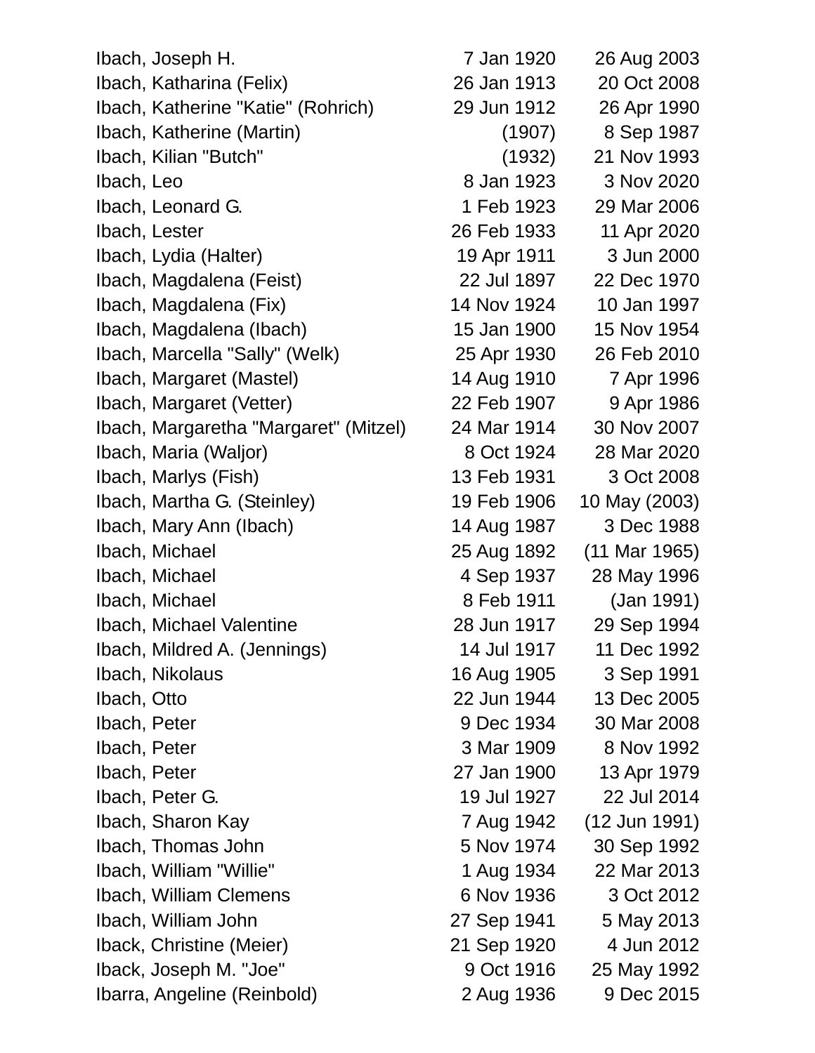| | | |
|---|---|---|
| Ibach, Joseph H. | 7 Jan 1920 | 26 Aug 2003 |
| Ibach, Katharina (Felix) | 26 Jan 1913 | 20 Oct 2008 |
| Ibach, Katherine "Katie" (Rohrich) | 29 Jun 1912 | 26 Apr 1990 |
| Ibach, Katherine (Martin) | (1907) | 8 Sep 1987 |
| Ibach, Kilian "Butch" | (1932) | 21 Nov 1993 |
| Ibach, Leo | 8 Jan 1923 | 3 Nov 2020 |
| Ibach, Leonard G. | 1 Feb 1923 | 29 Mar 2006 |
| Ibach, Lester | 26 Feb 1933 | 11 Apr 2020 |
| Ibach, Lydia (Halter) | 19 Apr 1911 | 3 Jun 2000 |
| Ibach, Magdalena (Feist) | 22 Jul 1897 | 22 Dec 1970 |
| Ibach, Magdalena (Fix) | 14 Nov 1924 | 10 Jan 1997 |
| Ibach, Magdalena (Ibach) | 15 Jan 1900 | 15 Nov 1954 |
| Ibach, Marcella "Sally" (Welk) | 25 Apr 1930 | 26 Feb 2010 |
| Ibach, Margaret (Mastel) | 14 Aug 1910 | 7 Apr 1996 |
| Ibach, Margaret (Vetter) | 22 Feb 1907 | 9 Apr 1986 |
| Ibach, Margaretha "Margaret" (Mitzel) | 24 Mar 1914 | 30 Nov 2007 |
| Ibach, Maria (Waljor) | 8 Oct 1924 | 28 Mar 2020 |
| Ibach, Marlys (Fish) | 13 Feb 1931 | 3 Oct 2008 |
| Ibach, Martha G. (Steinley) | 19 Feb 1906 | 10 May (2003) |
| Ibach, Mary Ann (Ibach) | 14 Aug 1987 | 3 Dec 1988 |
| Ibach, Michael | 25 Aug 1892 | (11 Mar 1965) |
| Ibach, Michael | 4 Sep 1937 | 28 May 1996 |
| Ibach, Michael | 8 Feb 1911 | (Jan 1991) |
| Ibach, Michael Valentine | 28 Jun 1917 | 29 Sep 1994 |
| Ibach, Mildred A. (Jennings) | 14 Jul 1917 | 11 Dec 1992 |
| Ibach, Nikolaus | 16 Aug 1905 | 3 Sep 1991 |
| Ibach, Otto | 22 Jun 1944 | 13 Dec 2005 |
| Ibach, Peter | 9 Dec 1934 | 30 Mar 2008 |
| Ibach, Peter | 3 Mar 1909 | 8 Nov 1992 |
| Ibach, Peter | 27 Jan 1900 | 13 Apr 1979 |
| Ibach, Peter G. | 19 Jul 1927 | 22 Jul 2014 |
| Ibach, Sharon Kay | 7 Aug 1942 | (12 Jun 1991) |
| Ibach, Thomas John | 5 Nov 1974 | 30 Sep 1992 |
| Ibach, William "Willie" | 1 Aug 1934 | 22 Mar 2013 |
| Ibach, William Clemens | 6 Nov 1936 | 3 Oct 2012 |
| Ibach, William John | 27 Sep 1941 | 5 May 2013 |
| Iback, Christine (Meier) | 21 Sep 1920 | 4 Jun 2012 |
| Iback, Joseph M. "Joe" | 9 Oct 1916 | 25 May 1992 |
| Ibarra, Angeline (Reinbold) | 2 Aug 1936 | 9 Dec 2015 |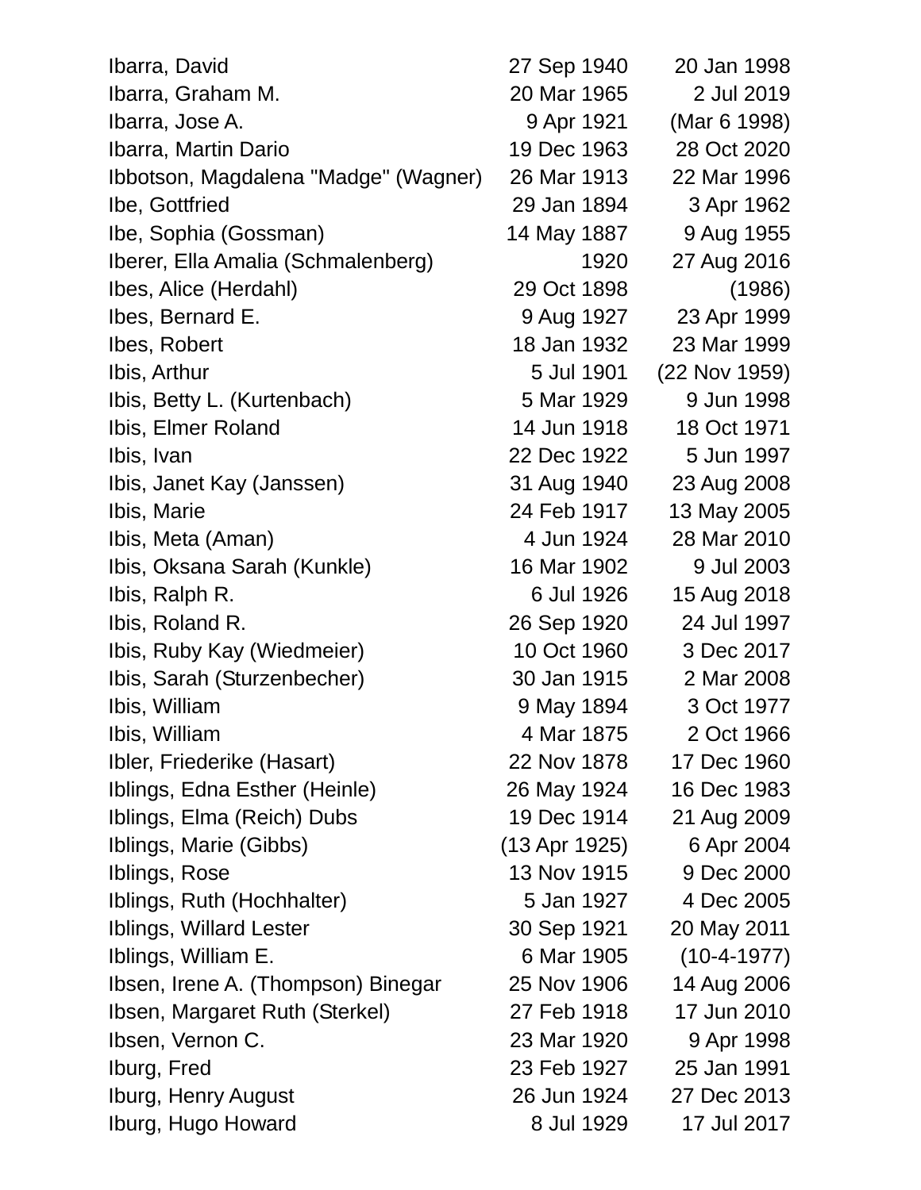| | | |
|---|---|---|
| Ibarra, David | 27 Sep 1940 | 20 Jan 1998 |
| Ibarra, Graham M. | 20 Mar 1965 | 2 Jul 2019 |
| Ibarra, Jose A. | 9 Apr 1921 | (Mar 6 1998) |
| Ibarra, Martin Dario | 19 Dec 1963 | 28 Oct 2020 |
| Ibbotson, Magdalena "Madge" (Wagner) | 26 Mar 1913 | 22 Mar 1996 |
| Ibe, Gottfried | 29 Jan 1894 | 3 Apr 1962 |
| Ibe, Sophia (Gossman) | 14 May 1887 | 9 Aug 1955 |
| Iberer, Ella Amalia (Schmalenberg) | 1920 | 27 Aug 2016 |
| Ibes, Alice (Herdahl) | 29 Oct 1898 | (1986) |
| Ibes, Bernard E. | 9 Aug 1927 | 23 Apr 1999 |
| Ibes, Robert | 18 Jan 1932 | 23 Mar 1999 |
| Ibis, Arthur | 5 Jul 1901 | (22 Nov 1959) |
| Ibis, Betty L. (Kurtenbach) | 5 Mar 1929 | 9 Jun 1998 |
| Ibis, Elmer Roland | 14 Jun 1918 | 18 Oct 1971 |
| Ibis, Ivan | 22 Dec 1922 | 5 Jun 1997 |
| Ibis, Janet Kay (Janssen) | 31 Aug 1940 | 23 Aug 2008 |
| Ibis, Marie | 24 Feb 1917 | 13 May 2005 |
| Ibis, Meta (Aman) | 4 Jun 1924 | 28 Mar 2010 |
| Ibis, Oksana Sarah (Kunkle) | 16 Mar 1902 | 9 Jul 2003 |
| Ibis, Ralph R. | 6 Jul 1926 | 15 Aug 2018 |
| Ibis, Roland R. | 26 Sep 1920 | 24 Jul 1997 |
| Ibis, Ruby Kay (Wiedmeier) | 10 Oct 1960 | 3 Dec 2017 |
| Ibis, Sarah (Sturzenbecher) | 30 Jan 1915 | 2 Mar 2008 |
| Ibis, William | 9 May 1894 | 3 Oct 1977 |
| Ibis, William | 4 Mar 1875 | 2 Oct 1966 |
| Ibler, Friederike (Hasart) | 22 Nov 1878 | 17 Dec 1960 |
| Iblings, Edna Esther (Heinle) | 26 May 1924 | 16 Dec 1983 |
| Iblings, Elma (Reich) Dubs | 19 Dec 1914 | 21 Aug 2009 |
| Iblings, Marie (Gibbs) | (13 Apr 1925) | 6 Apr 2004 |
| Iblings, Rose | 13 Nov 1915 | 9 Dec 2000 |
| Iblings, Ruth (Hochhalter) | 5 Jan 1927 | 4 Dec 2005 |
| Iblings, Willard Lester | 30 Sep 1921 | 20 May 2011 |
| Iblings, William E. | 6 Mar 1905 | (10-4-1977) |
| Ibsen, Irene A. (Thompson) Binegar | 25 Nov 1906 | 14 Aug 2006 |
| Ibsen, Margaret Ruth (Sterkel) | 27 Feb 1918 | 17 Jun 2010 |
| Ibsen, Vernon C. | 23 Mar 1920 | 9 Apr 1998 |
| Iburg, Fred | 23 Feb 1927 | 25 Jan 1991 |
| Iburg, Henry August | 26 Jun 1924 | 27 Dec 2013 |
| Iburg, Hugo Howard | 8 Jul 1929 | 17 Jul 2017 |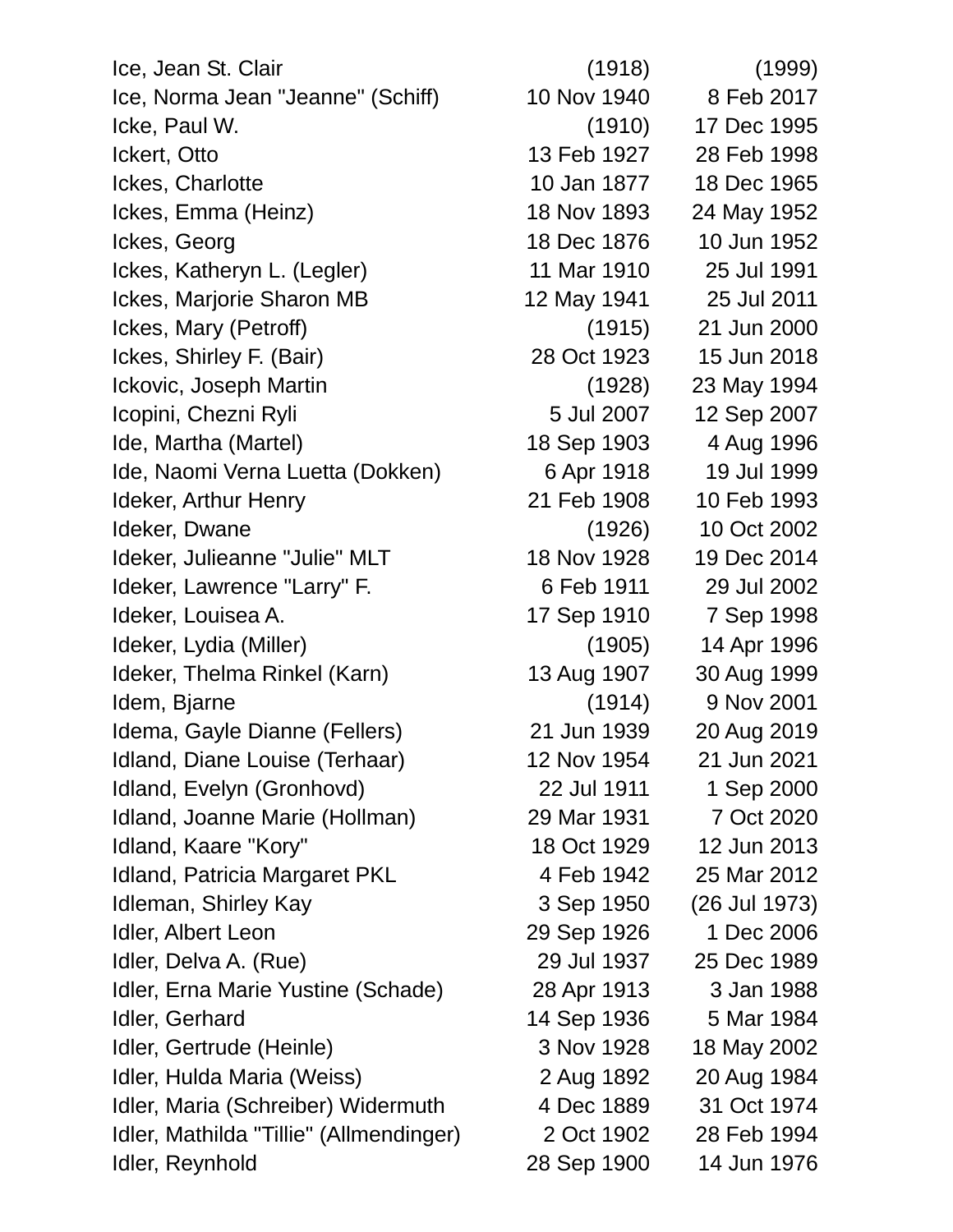| | | |
|---|---|---|
| Ice, Jean St. Clair | (1918) | (1999) |
| Ice, Norma Jean "Jeanne" (Schiff) | 10 Nov 1940 | 8 Feb 2017 |
| Icke, Paul W. | (1910) | 17 Dec 1995 |
| Ickert, Otto | 13 Feb 1927 | 28 Feb 1998 |
| Ickes, Charlotte | 10 Jan 1877 | 18 Dec 1965 |
| Ickes, Emma (Heinz) | 18 Nov 1893 | 24 May 1952 |
| Ickes, Georg | 18 Dec 1876 | 10 Jun 1952 |
| Ickes, Katheryn L. (Legler) | 11 Mar 1910 | 25 Jul 1991 |
| Ickes, Marjorie Sharon MB | 12 May 1941 | 25 Jul 2011 |
| Ickes, Mary (Petroff) | (1915) | 21 Jun 2000 |
| Ickes, Shirley F. (Bair) | 28 Oct 1923 | 15 Jun 2018 |
| Ickovic, Joseph Martin | (1928) | 23 May 1994 |
| Icopini, Chezni Ryli | 5 Jul 2007 | 12 Sep 2007 |
| Ide, Martha (Martel) | 18 Sep 1903 | 4 Aug 1996 |
| Ide, Naomi Verna Luetta (Dokken) | 6 Apr 1918 | 19 Jul 1999 |
| Ideker, Arthur Henry | 21 Feb 1908 | 10 Feb 1993 |
| Ideker, Dwane | (1926) | 10 Oct 2002 |
| Ideker, Julieanne "Julie" MLT | 18 Nov 1928 | 19 Dec 2014 |
| Ideker, Lawrence "Larry" F. | 6 Feb 1911 | 29 Jul 2002 |
| Ideker, Louisea A. | 17 Sep 1910 | 7 Sep 1998 |
| Ideker, Lydia (Miller) | (1905) | 14 Apr 1996 |
| Ideker, Thelma Rinkel (Karn) | 13 Aug 1907 | 30 Aug 1999 |
| Idem, Bjarne | (1914) | 9 Nov 2001 |
| Idema, Gayle Dianne (Fellers) | 21 Jun 1939 | 20 Aug 2019 |
| Idland, Diane Louise (Terhaar) | 12 Nov 1954 | 21 Jun 2021 |
| Idland, Evelyn (Gronhovd) | 22 Jul 1911 | 1 Sep 2000 |
| Idland, Joanne Marie (Hollman) | 29 Mar 1931 | 7 Oct 2020 |
| Idland, Kaare "Kory" | 18 Oct 1929 | 12 Jun 2013 |
| Idland, Patricia Margaret PKL | 4 Feb 1942 | 25 Mar 2012 |
| Idleman, Shirley Kay | 3 Sep 1950 | (26 Jul 1973) |
| Idler, Albert Leon | 29 Sep 1926 | 1 Dec 2006 |
| Idler, Delva A. (Rue) | 29 Jul 1937 | 25 Dec 1989 |
| Idler, Erna Marie Yustine (Schade) | 28 Apr 1913 | 3 Jan 1988 |
| Idler, Gerhard | 14 Sep 1936 | 5 Mar 1984 |
| Idler, Gertrude (Heinle) | 3 Nov 1928 | 18 May 2002 |
| Idler, Hulda Maria (Weiss) | 2 Aug 1892 | 20 Aug 1984 |
| Idler, Maria (Schreiber) Widermuth | 4 Dec 1889 | 31 Oct 1974 |
| Idler, Mathilda "Tillie" (Allmendinger) | 2 Oct 1902 | 28 Feb 1994 |
| Idler, Reynhold | 28 Sep 1900 | 14 Jun 1976 |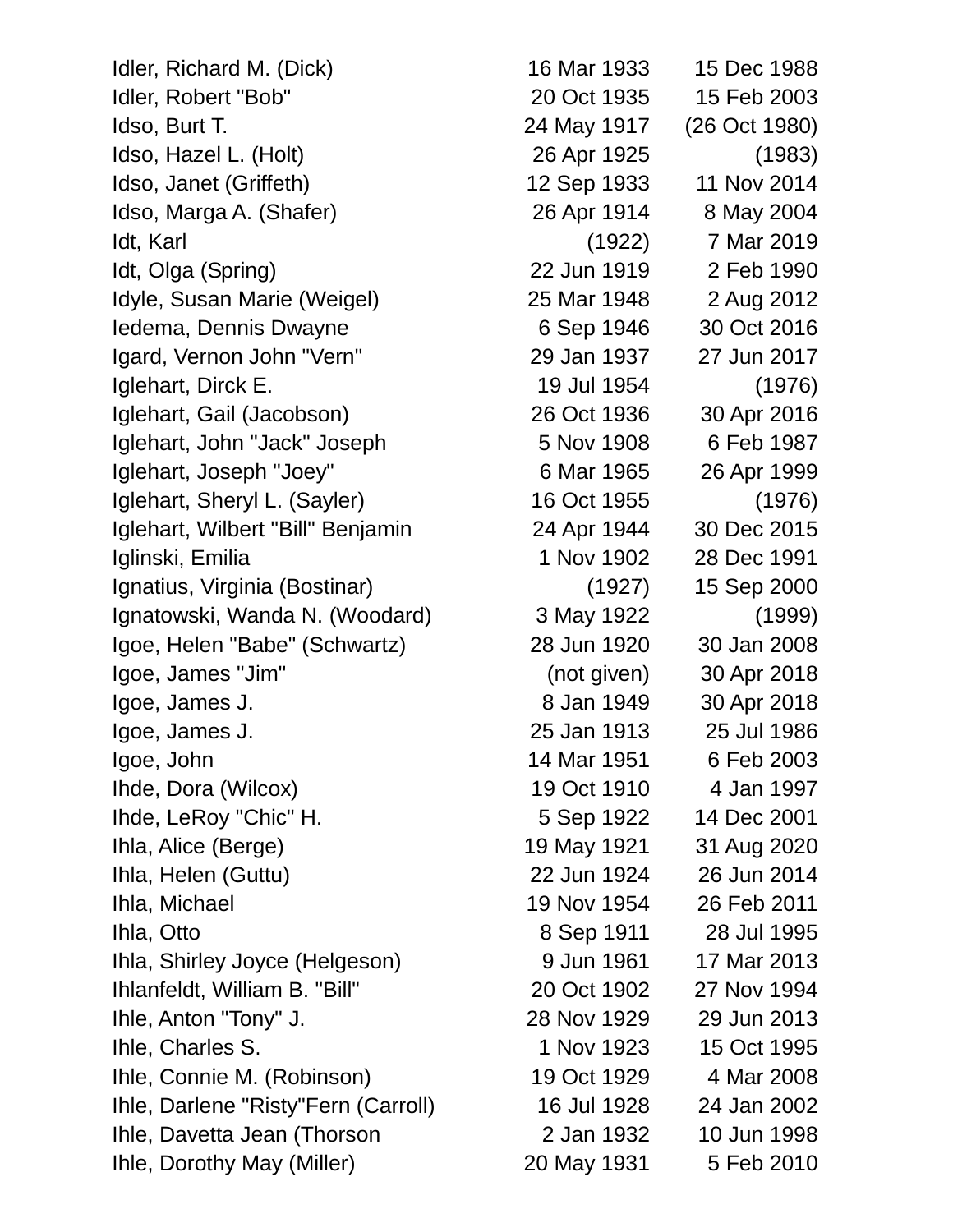| | | |
|---|---|---|
| Idler, Richard M. (Dick) | 16 Mar 1933 | 15 Dec 1988 |
| Idler, Robert "Bob" | 20 Oct 1935 | 15 Feb 2003 |
| Idso, Burt T. | 24 May 1917 | (26 Oct 1980) |
| Idso, Hazel L. (Holt) | 26 Apr 1925 | (1983) |
| Idso, Janet (Griffeth) | 12 Sep 1933 | 11 Nov 2014 |
| Idso, Marga A. (Shafer) | 26 Apr 1914 | 8 May 2004 |
| Idt, Karl | (1922) | 7 Mar 2019 |
| Idt, Olga (Spring) | 22 Jun 1919 | 2 Feb 1990 |
| Idyle, Susan Marie (Weigel) | 25 Mar 1948 | 2 Aug 2012 |
| Iedema, Dennis Dwayne | 6 Sep 1946 | 30 Oct 2016 |
| Igard, Vernon John "Vern" | 29 Jan 1937 | 27 Jun 2017 |
| Iglehart, Dirck E. | 19 Jul 1954 | (1976) |
| Iglehart, Gail (Jacobson) | 26 Oct 1936 | 30 Apr 2016 |
| Iglehart, John "Jack" Joseph | 5 Nov 1908 | 6 Feb 1987 |
| Iglehart, Joseph "Joey" | 6 Mar 1965 | 26 Apr 1999 |
| Iglehart, Sheryl L. (Sayler) | 16 Oct 1955 | (1976) |
| Iglehart, Wilbert "Bill" Benjamin | 24 Apr 1944 | 30 Dec 2015 |
| Iglinski, Emilia | 1 Nov 1902 | 28 Dec 1991 |
| Ignatius, Virginia (Bostinar) | (1927) | 15 Sep 2000 |
| Ignatowski, Wanda N. (Woodard) | 3 May 1922 | (1999) |
| Igoe, Helen "Babe" (Schwartz) | 28 Jun 1920 | 30 Jan 2008 |
| Igoe, James "Jim" | (not given) | 30 Apr 2018 |
| Igoe, James J. | 8 Jan 1949 | 30 Apr 2018 |
| Igoe, James J. | 25 Jan 1913 | 25 Jul 1986 |
| Igoe, John | 14 Mar 1951 | 6 Feb 2003 |
| Ihde, Dora (Wilcox) | 19 Oct 1910 | 4 Jan 1997 |
| Ihde, LeRoy "Chic" H. | 5 Sep 1922 | 14 Dec 2001 |
| Ihla, Alice (Berge) | 19 May 1921 | 31 Aug 2020 |
| Ihla, Helen (Guttu) | 22 Jun 1924 | 26 Jun 2014 |
| Ihla, Michael | 19 Nov 1954 | 26 Feb 2011 |
| Ihla, Otto | 8 Sep 1911 | 28 Jul 1995 |
| Ihla, Shirley Joyce (Helgeson) | 9 Jun 1961 | 17 Mar 2013 |
| Ihlanfeldt, William B. "Bill" | 20 Oct 1902 | 27 Nov 1994 |
| Ihle, Anton "Tony" J. | 28 Nov 1929 | 29 Jun 2013 |
| Ihle, Charles S. | 1 Nov 1923 | 15 Oct 1995 |
| Ihle, Connie M. (Robinson) | 19 Oct 1929 | 4 Mar 2008 |
| Ihle, Darlene "Risty"Fern (Carroll) | 16 Jul 1928 | 24 Jan 2002 |
| Ihle, Davetta Jean (Thorson | 2 Jan 1932 | 10 Jun 1998 |
| Ihle, Dorothy May (Miller) | 20 May 1931 | 5 Feb 2010 |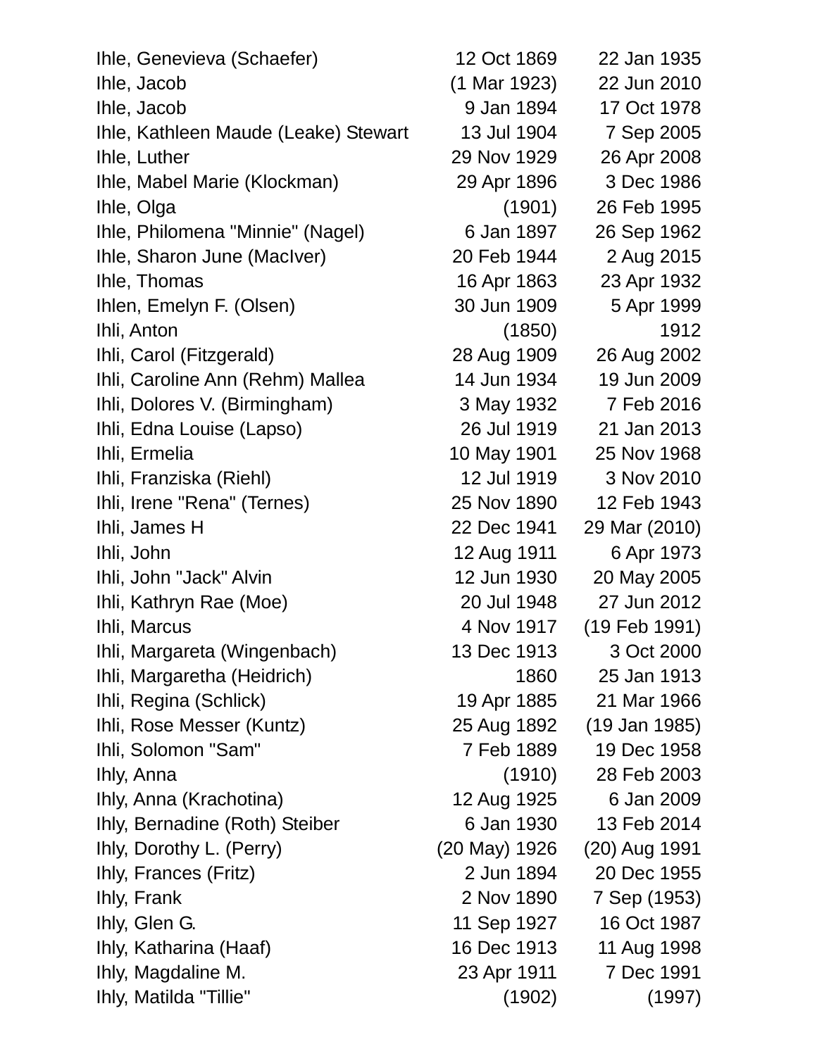| | | |
|---|---|---|
| Ihle, Genevieva (Schaefer) | 12 Oct 1869 | 22 Jan 1935 |
| Ihle, Jacob | (1 Mar 1923) | 22 Jun 2010 |
| Ihle, Jacob | 9 Jan 1894 | 17 Oct 1978 |
| Ihle, Kathleen Maude (Leake) Stewart | 13 Jul 1904 | 7 Sep 2005 |
| Ihle, Luther | 29 Nov 1929 | 26 Apr 2008 |
| Ihle, Mabel Marie (Klockman) | 29 Apr 1896 | 3 Dec 1986 |
| Ihle, Olga | (1901) | 26 Feb 1995 |
| Ihle, Philomena "Minnie" (Nagel) | 6 Jan 1897 | 26 Sep 1962 |
| Ihle, Sharon June (MacIver) | 20 Feb 1944 | 2 Aug 2015 |
| Ihle, Thomas | 16 Apr 1863 | 23 Apr 1932 |
| Ihlen, Emelyn F. (Olsen) | 30 Jun 1909 | 5 Apr 1999 |
| Ihli, Anton | (1850) | 1912 |
| Ihli, Carol (Fitzgerald) | 28 Aug 1909 | 26 Aug 2002 |
| Ihli, Caroline Ann (Rehm) Mallea | 14 Jun 1934 | 19 Jun 2009 |
| Ihli, Dolores V. (Birmingham) | 3 May 1932 | 7 Feb 2016 |
| Ihli, Edna Louise (Lapso) | 26 Jul 1919 | 21 Jan 2013 |
| Ihli, Ermelia | 10 May 1901 | 25 Nov 1968 |
| Ihli, Franziska (Riehl) | 12 Jul 1919 | 3 Nov 2010 |
| Ihli, Irene "Rena" (Ternes) | 25 Nov 1890 | 12 Feb 1943 |
| Ihli, James H | 22 Dec 1941 | 29 Mar (2010) |
| Ihli, John | 12 Aug 1911 | 6 Apr 1973 |
| Ihli, John "Jack" Alvin | 12 Jun 1930 | 20 May 2005 |
| Ihli, Kathryn Rae (Moe) | 20 Jul 1948 | 27 Jun 2012 |
| Ihli, Marcus | 4 Nov 1917 | (19 Feb 1991) |
| Ihli, Margareta (Wingenbach) | 13 Dec 1913 | 3 Oct 2000 |
| Ihli, Margaretha (Heidrich) | 1860 | 25 Jan 1913 |
| Ihli, Regina (Schlick) | 19 Apr 1885 | 21 Mar 1966 |
| Ihli, Rose Messer (Kuntz) | 25 Aug 1892 | (19 Jan 1985) |
| Ihli, Solomon "Sam" | 7 Feb 1889 | 19 Dec 1958 |
| Ihly, Anna | (1910) | 28 Feb 2003 |
| Ihly, Anna (Krachotina) | 12 Aug 1925 | 6 Jan 2009 |
| Ihly, Bernadine (Roth) Steiber | 6 Jan 1930 | 13 Feb 2014 |
| Ihly, Dorothy L. (Perry) | (20 May) 1926 | (20) Aug 1991 |
| Ihly, Frances (Fritz) | 2 Jun 1894 | 20 Dec 1955 |
| Ihly, Frank | 2 Nov 1890 | 7 Sep (1953) |
| Ihly, Glen G. | 11 Sep 1927 | 16 Oct 1987 |
| Ihly, Katharina (Haaf) | 16 Dec 1913 | 11 Aug 1998 |
| Ihly, Magdaline M. | 23 Apr 1911 | 7 Dec 1991 |
| Ihly, Matilda "Tillie" | (1902) | (1997) |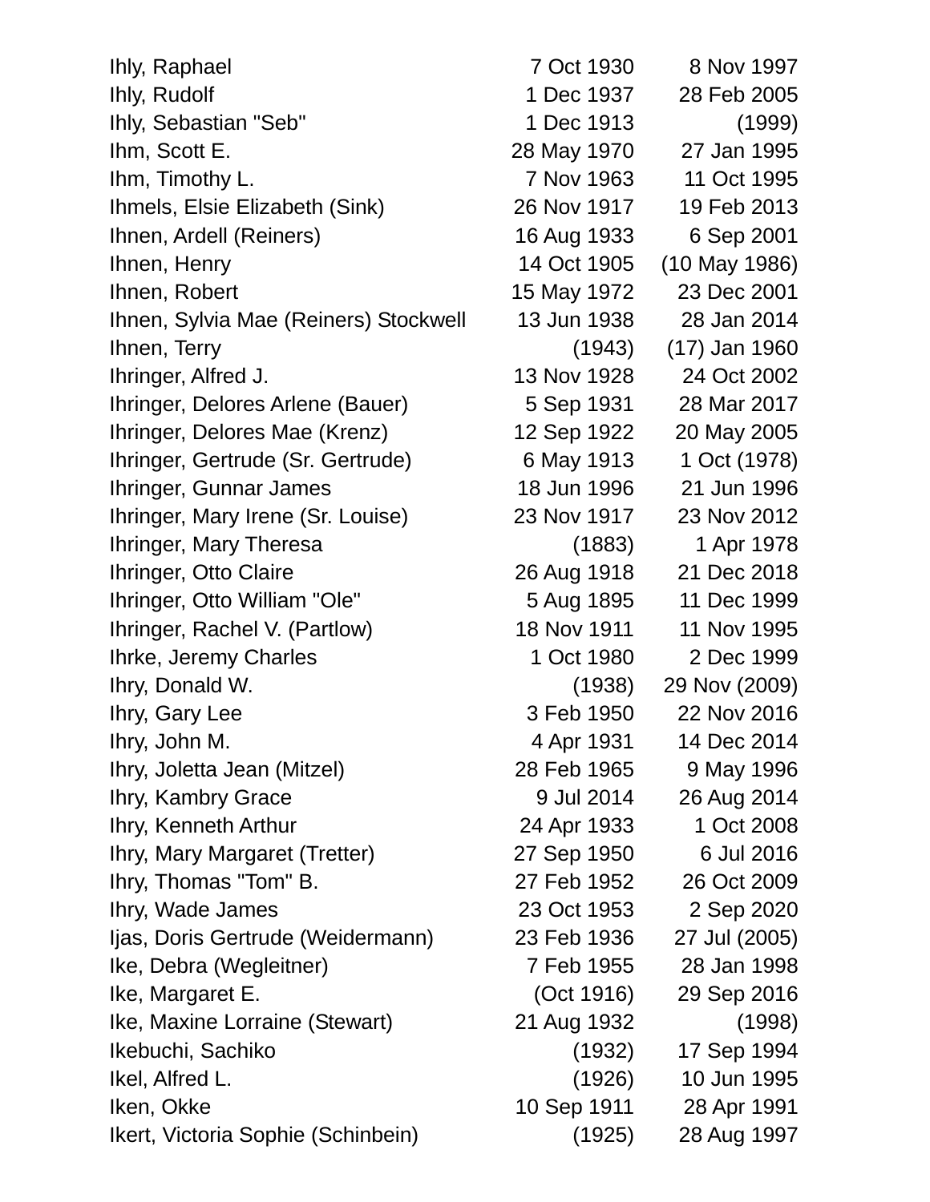| | | |
|---|---|---|
| Ihly, Raphael | 7 Oct 1930 | 8 Nov 1997 |
| Ihly, Rudolf | 1 Dec 1937 | 28 Feb 2005 |
| Ihly, Sebastian "Seb" | 1 Dec 1913 | (1999) |
| Ihm, Scott E. | 28 May 1970 | 27 Jan 1995 |
| Ihm, Timothy L. | 7 Nov 1963 | 11 Oct 1995 |
| Ihmels, Elsie Elizabeth (Sink) | 26 Nov 1917 | 19 Feb 2013 |
| Ihnen, Ardell (Reiners) | 16 Aug 1933 | 6 Sep 2001 |
| Ihnen, Henry | 14 Oct 1905 | (10 May 1986) |
| Ihnen, Robert | 15 May 1972 | 23 Dec 2001 |
| Ihnen, Sylvia Mae (Reiners) Stockwell | 13 Jun 1938 | 28 Jan 2014 |
| Ihnen, Terry | (1943) | (17) Jan 1960 |
| Ihringer, Alfred J. | 13 Nov 1928 | 24 Oct 2002 |
| Ihringer, Delores Arlene (Bauer) | 5 Sep 1931 | 28 Mar 2017 |
| Ihringer, Delores Mae (Krenz) | 12 Sep 1922 | 20 May 2005 |
| Ihringer, Gertrude (Sr. Gertrude) | 6 May 1913 | 1 Oct (1978) |
| Ihringer, Gunnar James | 18 Jun 1996 | 21 Jun 1996 |
| Ihringer, Mary Irene (Sr. Louise) | 23 Nov 1917 | 23 Nov 2012 |
| Ihringer, Mary Theresa | (1883) | 1 Apr 1978 |
| Ihringer, Otto Claire | 26 Aug 1918 | 21 Dec 2018 |
| Ihringer, Otto William "Ole" | 5 Aug 1895 | 11 Dec 1999 |
| Ihringer, Rachel V. (Partlow) | 18 Nov 1911 | 11 Nov 1995 |
| Ihrke, Jeremy Charles | 1 Oct 1980 | 2 Dec 1999 |
| Ihry, Donald W. | (1938) | 29 Nov (2009) |
| Ihry, Gary Lee | 3 Feb 1950 | 22 Nov 2016 |
| Ihry, John M. | 4 Apr 1931 | 14 Dec 2014 |
| Ihry, Joletta Jean (Mitzel) | 28 Feb 1965 | 9 May 1996 |
| Ihry, Kambry Grace | 9 Jul 2014 | 26 Aug 2014 |
| Ihry, Kenneth Arthur | 24 Apr 1933 | 1 Oct 2008 |
| Ihry, Mary Margaret (Tretter) | 27 Sep 1950 | 6 Jul 2016 |
| Ihry, Thomas "Tom" B. | 27 Feb 1952 | 26 Oct 2009 |
| Ihry, Wade James | 23 Oct 1953 | 2 Sep 2020 |
| Ijas, Doris Gertrude (Weidermann) | 23 Feb 1936 | 27 Jul (2005) |
| Ike, Debra (Wegleitner) | 7 Feb 1955 | 28 Jan 1998 |
| Ike, Margaret E. | (Oct 1916) | 29 Sep 2016 |
| Ike, Maxine Lorraine (Stewart) | 21 Aug 1932 | (1998) |
| Ikebuchi, Sachiko | (1932) | 17 Sep 1994 |
| Ikel, Alfred L. | (1926) | 10 Jun 1995 |
| Iken, Okke | 10 Sep 1911 | 28 Apr 1991 |
| Ikert, Victoria Sophie (Schinbein) | (1925) | 28 Aug 1997 |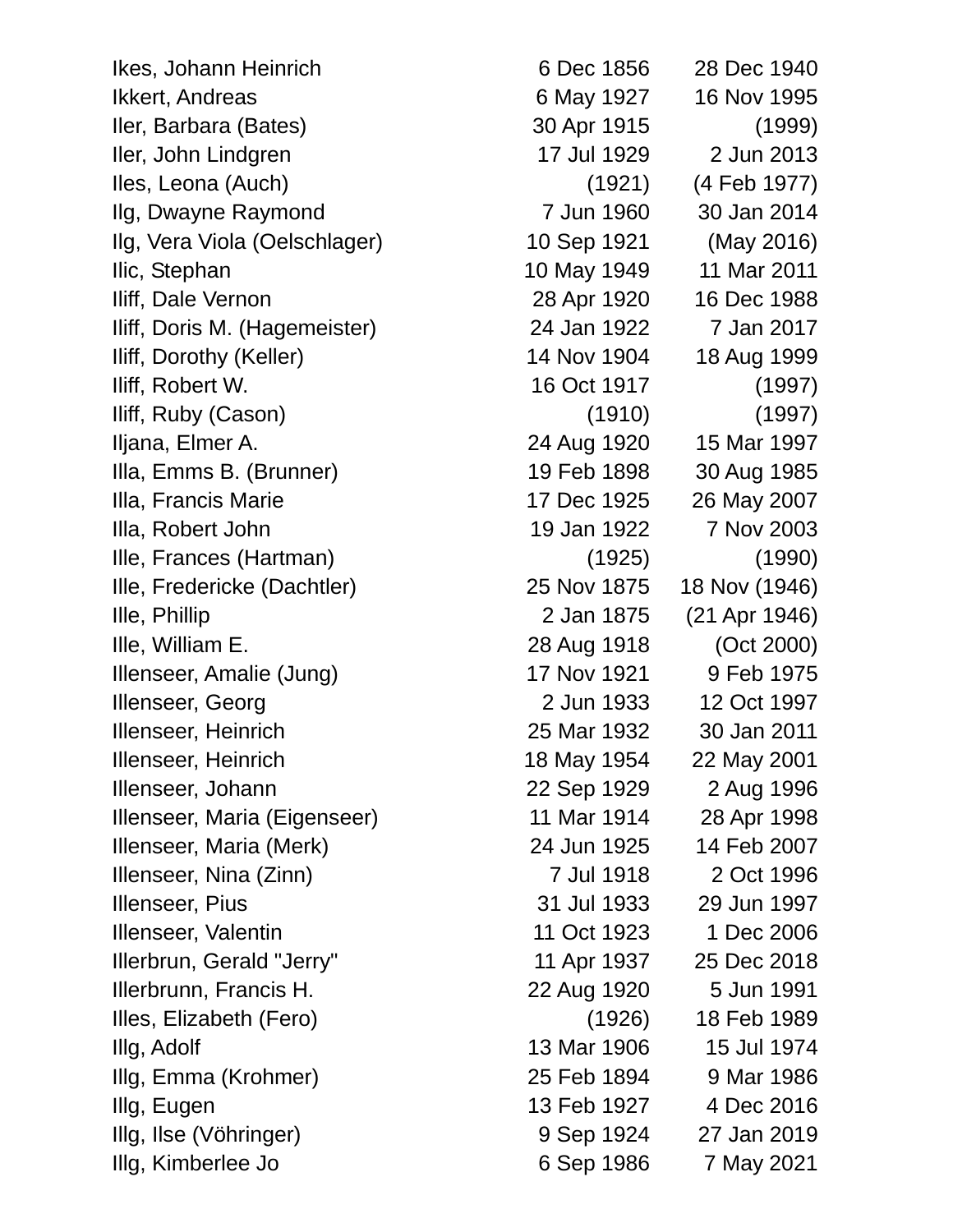| Name | Birth | Death |
|---|---|---|
| Ikes, Johann Heinrich | 6 Dec 1856 | 28 Dec 1940 |
| Ikkert, Andreas | 6 May 1927 | 16 Nov 1995 |
| Iler, Barbara (Bates) | 30 Apr 1915 | (1999) |
| Iler, John Lindgren | 17 Jul 1929 | 2 Jun 2013 |
| Iles, Leona (Auch) | (1921) | (4 Feb 1977) |
| Ilg, Dwayne Raymond | 7 Jun 1960 | 30 Jan 2014 |
| Ilg, Vera Viola (Oelschlager) | 10 Sep 1921 | (May 2016) |
| Ilic, Stephan | 10 May 1949 | 11 Mar 2011 |
| Iliff, Dale Vernon | 28 Apr 1920 | 16 Dec 1988 |
| Iliff, Doris M. (Hagemeister) | 24 Jan 1922 | 7 Jan 2017 |
| Iliff, Dorothy (Keller) | 14 Nov 1904 | 18 Aug 1999 |
| Iliff, Robert W. | 16 Oct 1917 | (1997) |
| Iliff, Ruby (Cason) | (1910) | (1997) |
| Iljana, Elmer A. | 24 Aug 1920 | 15 Mar 1997 |
| Illa, Emms B. (Brunner) | 19 Feb 1898 | 30 Aug 1985 |
| Illa, Francis Marie | 17 Dec 1925 | 26 May 2007 |
| Illa, Robert John | 19 Jan 1922 | 7 Nov 2003 |
| Ille, Frances (Hartman) | (1925) | (1990) |
| Ille, Fredericke (Dachtler) | 25 Nov 1875 | 18 Nov (1946) |
| Ille, Phillip | 2 Jan 1875 | (21 Apr 1946) |
| Ille, William E. | 28 Aug 1918 | (Oct 2000) |
| Illenseer, Amalie (Jung) | 17 Nov 1921 | 9 Feb 1975 |
| Illenseer, Georg | 2 Jun 1933 | 12 Oct 1997 |
| Illenseer, Heinrich | 25 Mar 1932 | 30 Jan 2011 |
| Illenseer, Heinrich | 18 May 1954 | 22 May 2001 |
| Illenseer, Johann | 22 Sep 1929 | 2 Aug 1996 |
| Illenseer, Maria (Eigenseer) | 11 Mar 1914 | 28 Apr 1998 |
| Illenseer, Maria (Merk) | 24 Jun 1925 | 14 Feb 2007 |
| Illenseer, Nina (Zinn) | 7 Jul 1918 | 2 Oct 1996 |
| Illenseer, Pius | 31 Jul 1933 | 29 Jun 1997 |
| Illenseer, Valentin | 11 Oct 1923 | 1 Dec 2006 |
| Illerbrun, Gerald "Jerry" | 11 Apr 1937 | 25 Dec 2018 |
| Illerbrunn, Francis H. | 22 Aug 1920 | 5 Jun 1991 |
| Illes, Elizabeth (Fero) | (1926) | 18 Feb 1989 |
| Illg, Adolf | 13 Mar 1906 | 15 Jul 1974 |
| Illg, Emma (Krohmer) | 25 Feb 1894 | 9 Mar 1986 |
| Illg, Eugen | 13 Feb 1927 | 4 Dec 2016 |
| Illg, Ilse (Vöhringer) | 9 Sep 1924 | 27 Jan 2019 |
| Illg, Kimberlee Jo | 6 Sep 1986 | 7 May 2021 |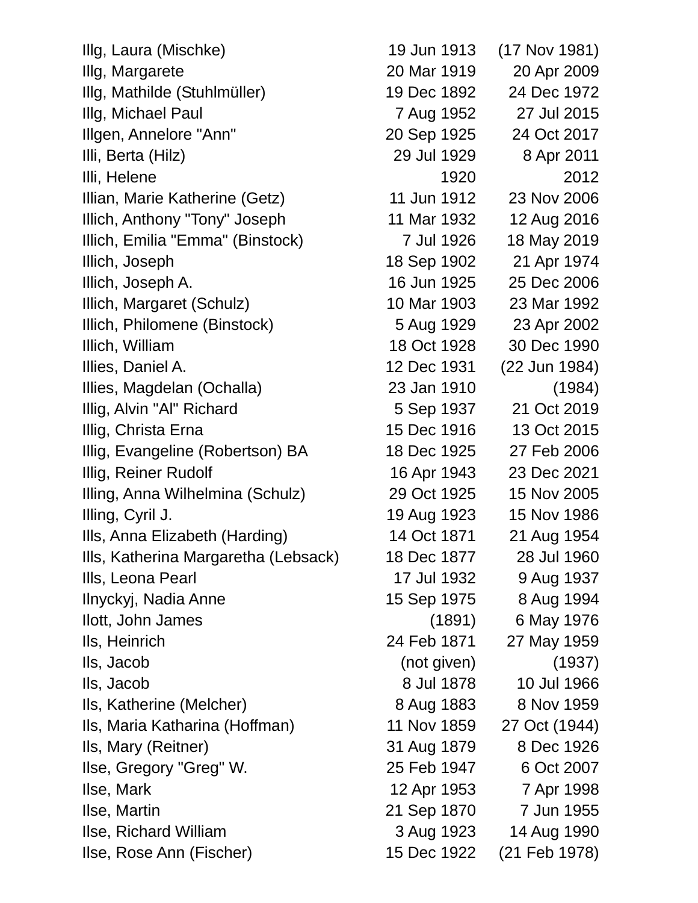| | | |
|---|---|---|
| Illg, Laura (Mischke) | 19 Jun 1913 | (17 Nov 1981) |
| Illg, Margarete | 20 Mar 1919 | 20 Apr 2009 |
| Illg, Mathilde (Stuhlmüller) | 19 Dec 1892 | 24 Dec 1972 |
| Illg, Michael Paul | 7 Aug 1952 | 27 Jul 2015 |
| Illgen, Annelore "Ann" | 20 Sep 1925 | 24 Oct 2017 |
| Illi, Berta (Hilz) | 29 Jul 1929 | 8 Apr 2011 |
| Illi, Helene | 1920 | 2012 |
| Illian, Marie Katherine (Getz) | 11 Jun 1912 | 23 Nov 2006 |
| Illich, Anthony "Tony" Joseph | 11 Mar 1932 | 12 Aug 2016 |
| Illich, Emilia "Emma" (Binstock) | 7 Jul 1926 | 18 May 2019 |
| Illich, Joseph | 18 Sep 1902 | 21 Apr 1974 |
| Illich, Joseph A. | 16 Jun 1925 | 25 Dec 2006 |
| Illich, Margaret (Schulz) | 10 Mar 1903 | 23 Mar 1992 |
| Illich, Philomene (Binstock) | 5 Aug 1929 | 23 Apr 2002 |
| Illich, William | 18 Oct 1928 | 30 Dec 1990 |
| Illies, Daniel A. | 12 Dec 1931 | (22 Jun 1984) |
| Illies, Magdelan (Ochalla) | 23 Jan 1910 | (1984) |
| Illig, Alvin "Al" Richard | 5 Sep 1937 | 21 Oct 2019 |
| Illig, Christa Erna | 15 Dec 1916 | 13 Oct 2015 |
| Illig, Evangeline (Robertson) BA | 18 Dec 1925 | 27 Feb 2006 |
| Illig, Reiner Rudolf | 16 Apr 1943 | 23 Dec 2021 |
| Illing, Anna Wilhelmina (Schulz) | 29 Oct 1925 | 15 Nov 2005 |
| Illing, Cyril J. | 19 Aug 1923 | 15 Nov 1986 |
| Ills, Anna Elizabeth (Harding) | 14 Oct 1871 | 21 Aug 1954 |
| Ills, Katherina Margaretha (Lebsack) | 18 Dec 1877 | 28 Jul 1960 |
| Ills, Leona Pearl | 17 Jul 1932 | 9 Aug 1937 |
| Ilnyckyj, Nadia Anne | 15 Sep 1975 | 8 Aug 1994 |
| Ilott, John James | (1891) | 6 May 1976 |
| Ils, Heinrich | 24 Feb 1871 | 27 May 1959 |
| Ils, Jacob | (not given) | (1937) |
| Ils, Jacob | 8 Jul 1878 | 10 Jul 1966 |
| Ils, Katherine (Melcher) | 8 Aug 1883 | 8 Nov 1959 |
| Ils, Maria Katharina (Hoffman) | 11 Nov 1859 | 27 Oct (1944) |
| Ils, Mary (Reitner) | 31 Aug 1879 | 8 Dec 1926 |
| Ilse, Gregory "Greg" W. | 25 Feb 1947 | 6 Oct 2007 |
| Ilse, Mark | 12 Apr 1953 | 7 Apr 1998 |
| Ilse, Martin | 21 Sep 1870 | 7 Jun 1955 |
| Ilse, Richard William | 3 Aug 1923 | 14 Aug 1990 |
| Ilse, Rose Ann (Fischer) | 15 Dec 1922 | (21 Feb 1978) |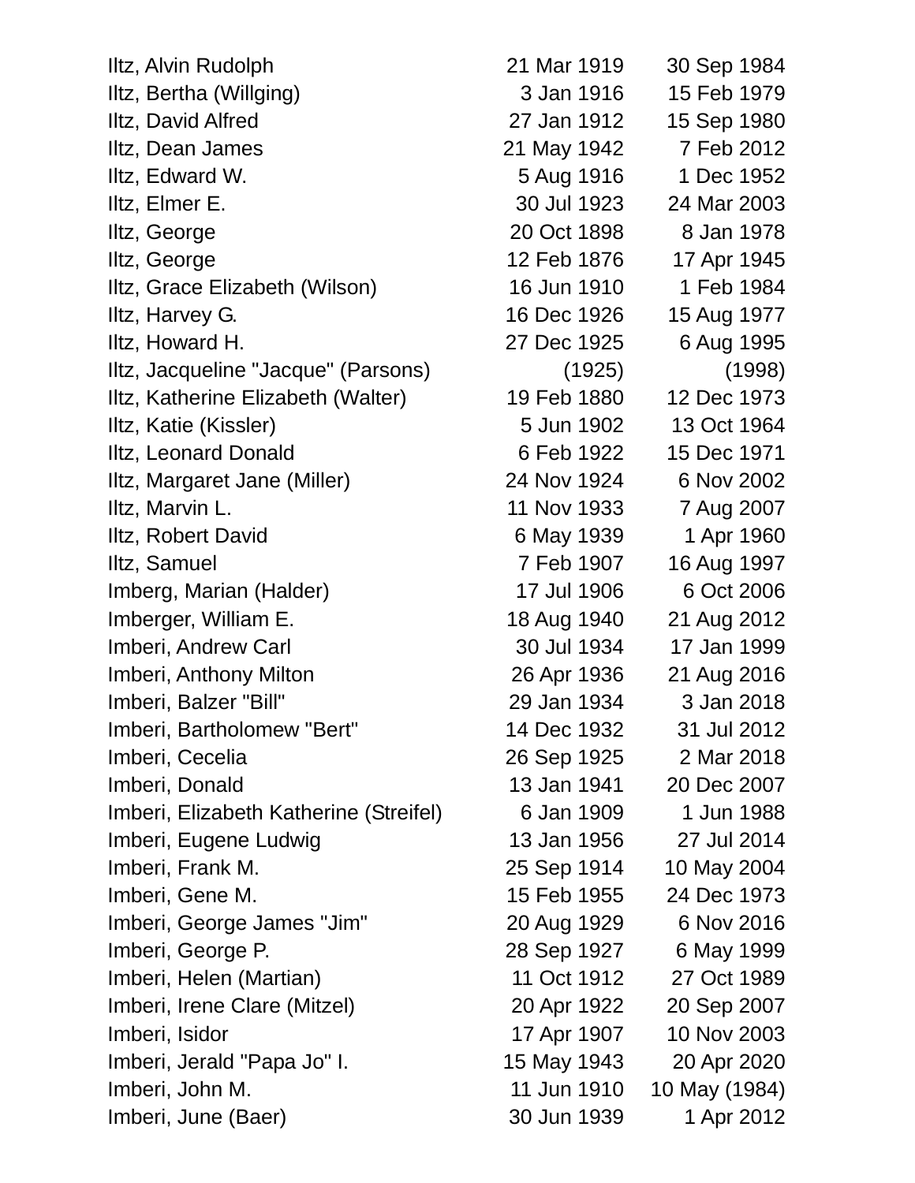| | | |
|---|---|---|
| Iltz, Alvin Rudolph | 21 Mar 1919 | 30 Sep 1984 |
| Iltz, Bertha (Willging) | 3 Jan 1916 | 15 Feb 1979 |
| Iltz, David Alfred | 27 Jan 1912 | 15 Sep 1980 |
| Iltz, Dean James | 21 May 1942 | 7 Feb 2012 |
| Iltz, Edward W. | 5 Aug 1916 | 1 Dec 1952 |
| Iltz, Elmer E. | 30 Jul 1923 | 24 Mar 2003 |
| Iltz, George | 20 Oct 1898 | 8 Jan 1978 |
| Iltz, George | 12 Feb 1876 | 17 Apr 1945 |
| Iltz, Grace Elizabeth (Wilson) | 16 Jun 1910 | 1 Feb 1984 |
| Iltz, Harvey G. | 16 Dec 1926 | 15 Aug 1977 |
| Iltz, Howard H. | 27 Dec 1925 | 6 Aug 1995 |
| Iltz, Jacqueline "Jacque" (Parsons) | (1925) | (1998) |
| Iltz, Katherine Elizabeth (Walter) | 19 Feb 1880 | 12 Dec 1973 |
| Iltz, Katie (Kissler) | 5 Jun 1902 | 13 Oct 1964 |
| Iltz, Leonard Donald | 6 Feb 1922 | 15 Dec 1971 |
| Iltz, Margaret Jane (Miller) | 24 Nov 1924 | 6 Nov 2002 |
| Iltz, Marvin L. | 11 Nov 1933 | 7 Aug 2007 |
| Iltz, Robert David | 6 May 1939 | 1 Apr 1960 |
| Iltz, Samuel | 7 Feb 1907 | 16 Aug 1997 |
| Imberg, Marian (Halder) | 17 Jul 1906 | 6 Oct 2006 |
| Imberger, William E. | 18 Aug 1940 | 21 Aug 2012 |
| Imberi, Andrew Carl | 30 Jul 1934 | 17 Jan 1999 |
| Imberi, Anthony Milton | 26 Apr 1936 | 21 Aug 2016 |
| Imberi, Balzer "Bill" | 29 Jan 1934 | 3 Jan 2018 |
| Imberi, Bartholomew "Bert" | 14 Dec 1932 | 31 Jul 2012 |
| Imberi, Cecelia | 26 Sep 1925 | 2 Mar 2018 |
| Imberi, Donald | 13 Jan 1941 | 20 Dec 2007 |
| Imberi, Elizabeth Katherine (Streifel) | 6 Jan 1909 | 1 Jun 1988 |
| Imberi, Eugene Ludwig | 13 Jan 1956 | 27 Jul 2014 |
| Imberi, Frank M. | 25 Sep 1914 | 10 May 2004 |
| Imberi, Gene M. | 15 Feb 1955 | 24 Dec 1973 |
| Imberi, George James "Jim" | 20 Aug 1929 | 6 Nov 2016 |
| Imberi, George P. | 28 Sep 1927 | 6 May 1999 |
| Imberi, Helen (Martian) | 11 Oct 1912 | 27 Oct 1989 |
| Imberi, Irene Clare (Mitzel) | 20 Apr 1922 | 20 Sep 2007 |
| Imberi, Isidor | 17 Apr 1907 | 10 Nov 2003 |
| Imberi, Jerald "Papa Jo" I. | 15 May 1943 | 20 Apr 2020 |
| Imberi, John M. | 11 Jun 1910 | 10 May (1984) |
| Imberi, June (Baer) | 30 Jun 1939 | 1 Apr 2012 |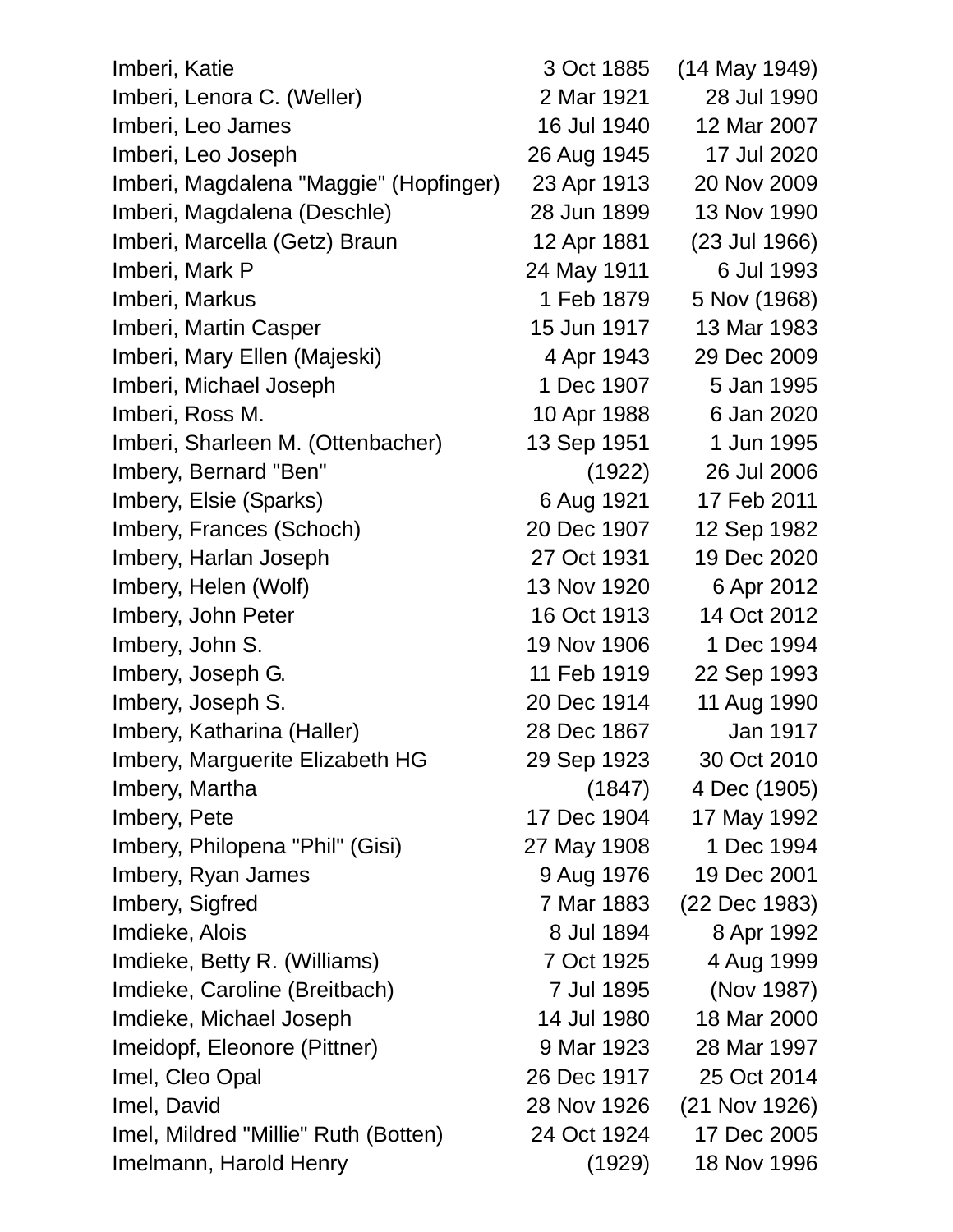| | | |
|---|---|---|
| Imberi, Katie | 3 Oct 1885 | (14 May 1949) |
| Imberi, Lenora C. (Weller) | 2 Mar 1921 | 28 Jul 1990 |
| Imberi, Leo James | 16 Jul 1940 | 12 Mar 2007 |
| Imberi, Leo Joseph | 26 Aug 1945 | 17 Jul 2020 |
| Imberi, Magdalena "Maggie" (Hopfinger) | 23 Apr 1913 | 20 Nov 2009 |
| Imberi, Magdalena (Deschle) | 28 Jun 1899 | 13 Nov 1990 |
| Imberi, Marcella (Getz) Braun | 12 Apr 1881 | (23 Jul 1966) |
| Imberi, Mark P | 24 May 1911 | 6 Jul 1993 |
| Imberi, Markus | 1 Feb 1879 | 5 Nov (1968) |
| Imberi, Martin Casper | 15 Jun 1917 | 13 Mar 1983 |
| Imberi, Mary Ellen (Majeski) | 4 Apr 1943 | 29 Dec 2009 |
| Imberi, Michael Joseph | 1 Dec 1907 | 5 Jan 1995 |
| Imberi, Ross M. | 10 Apr 1988 | 6 Jan 2020 |
| Imberi, Sharleen M. (Ottenbacher) | 13 Sep 1951 | 1 Jun 1995 |
| Imbery, Bernard "Ben" | (1922) | 26 Jul 2006 |
| Imbery, Elsie (Sparks) | 6 Aug 1921 | 17 Feb 2011 |
| Imbery, Frances (Schoch) | 20 Dec 1907 | 12 Sep 1982 |
| Imbery, Harlan Joseph | 27 Oct 1931 | 19 Dec 2020 |
| Imbery, Helen (Wolf) | 13 Nov 1920 | 6 Apr 2012 |
| Imbery, John Peter | 16 Oct 1913 | 14 Oct 2012 |
| Imbery, John S. | 19 Nov 1906 | 1 Dec 1994 |
| Imbery, Joseph G. | 11 Feb 1919 | 22 Sep 1993 |
| Imbery, Joseph S. | 20 Dec 1914 | 11 Aug 1990 |
| Imbery, Katharina (Haller) | 28 Dec 1867 | Jan 1917 |
| Imbery, Marguerite Elizabeth HG | 29 Sep 1923 | 30 Oct 2010 |
| Imbery, Martha | (1847) | 4 Dec (1905) |
| Imbery, Pete | 17 Dec 1904 | 17 May 1992 |
| Imbery, Philopena "Phil" (Gisi) | 27 May 1908 | 1 Dec 1994 |
| Imbery, Ryan James | 9 Aug 1976 | 19 Dec 2001 |
| Imbery, Sigfred | 7 Mar 1883 | (22 Dec 1983) |
| Imdieke, Alois | 8 Jul 1894 | 8 Apr 1992 |
| Imdieke, Betty R. (Williams) | 7 Oct 1925 | 4 Aug 1999 |
| Imdieke, Caroline (Breitbach) | 7 Jul 1895 | (Nov 1987) |
| Imdieke, Michael Joseph | 14 Jul 1980 | 18 Mar 2000 |
| Imeidopf, Eleonore (Pittner) | 9 Mar 1923 | 28 Mar 1997 |
| Imel, Cleo Opal | 26 Dec 1917 | 25 Oct 2014 |
| Imel, David | 28 Nov 1926 | (21 Nov 1926) |
| Imel, Mildred "Millie" Ruth (Botten) | 24 Oct 1924 | 17 Dec 2005 |
| Imelmann, Harold Henry | (1929) | 18 Nov 1996 |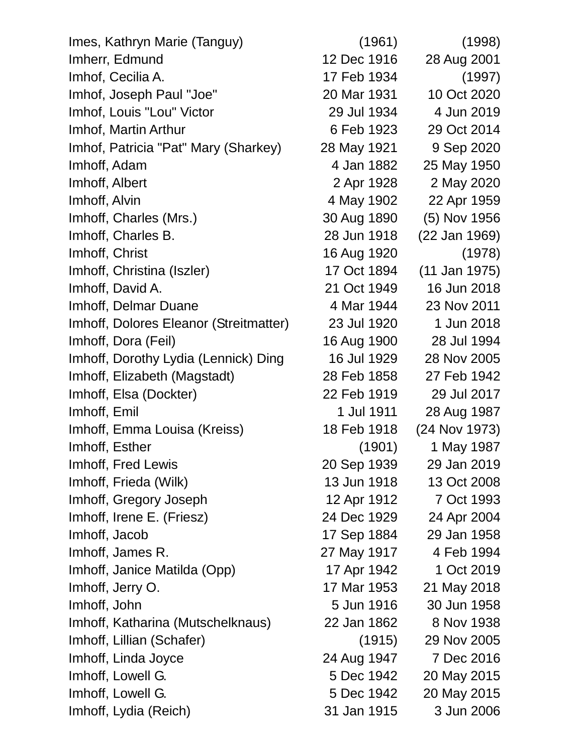| | | |
|---|---|---|
| Imes, Kathryn Marie (Tanguy) | (1961) | (1998) |
| Imherr, Edmund | 12 Dec 1916 | 28 Aug 2001 |
| Imhof, Cecilia A. | 17 Feb 1934 | (1997) |
| Imhof, Joseph Paul "Joe" | 20 Mar 1931 | 10 Oct 2020 |
| Imhof, Louis "Lou" Victor | 29 Jul 1934 | 4 Jun 2019 |
| Imhof, Martin Arthur | 6 Feb 1923 | 29 Oct 2014 |
| Imhof, Patricia "Pat" Mary (Sharkey) | 28 May 1921 | 9 Sep 2020 |
| Imhoff, Adam | 4 Jan 1882 | 25 May 1950 |
| Imhoff, Albert | 2 Apr 1928 | 2 May 2020 |
| Imhoff, Alvin | 4 May 1902 | 22 Apr 1959 |
| Imhoff, Charles (Mrs.) | 30 Aug 1890 | (5) Nov 1956 |
| Imhoff, Charles B. | 28 Jun 1918 | (22 Jan 1969) |
| Imhoff, Christ | 16 Aug 1920 | (1978) |
| Imhoff, Christina (Iszler) | 17 Oct 1894 | (11 Jan 1975) |
| Imhoff, David A. | 21 Oct 1949 | 16 Jun 2018 |
| Imhoff, Delmar Duane | 4 Mar 1944 | 23 Nov 2011 |
| Imhoff, Dolores Eleanor (Streitmatter) | 23 Jul 1920 | 1 Jun 2018 |
| Imhoff, Dora (Feil) | 16 Aug 1900 | 28 Jul 1994 |
| Imhoff, Dorothy Lydia (Lennick) Ding | 16 Jul 1929 | 28 Nov 2005 |
| Imhoff, Elizabeth (Magstadt) | 28 Feb 1858 | 27 Feb 1942 |
| Imhoff, Elsa (Dockter) | 22 Feb 1919 | 29 Jul 2017 |
| Imhoff, Emil | 1 Jul 1911 | 28 Aug 1987 |
| Imhoff, Emma Louisa (Kreiss) | 18 Feb 1918 | (24 Nov 1973) |
| Imhoff, Esther | (1901) | 1 May 1987 |
| Imhoff, Fred Lewis | 20 Sep 1939 | 29 Jan 2019 |
| Imhoff, Frieda (Wilk) | 13 Jun 1918 | 13 Oct 2008 |
| Imhoff, Gregory Joseph | 12 Apr 1912 | 7 Oct 1993 |
| Imhoff, Irene E. (Friesz) | 24 Dec 1929 | 24 Apr 2004 |
| Imhoff, Jacob | 17 Sep 1884 | 29 Jan 1958 |
| Imhoff, James R. | 27 May 1917 | 4 Feb 1994 |
| Imhoff, Janice Matilda (Opp) | 17 Apr 1942 | 1 Oct 2019 |
| Imhoff, Jerry O. | 17 Mar 1953 | 21 May 2018 |
| Imhoff, John | 5 Jun 1916 | 30 Jun 1958 |
| Imhoff, Katharina (Mutschelknaus) | 22 Jan 1862 | 8 Nov 1938 |
| Imhoff, Lillian (Schafer) | (1915) | 29 Nov 2005 |
| Imhoff, Linda Joyce | 24 Aug 1947 | 7 Dec 2016 |
| Imhoff, Lowell G. | 5 Dec 1942 | 20 May 2015 |
| Imhoff, Lowell G. | 5 Dec 1942 | 20 May 2015 |
| Imhoff, Lydia (Reich) | 31 Jan 1915 | 3 Jun 2006 |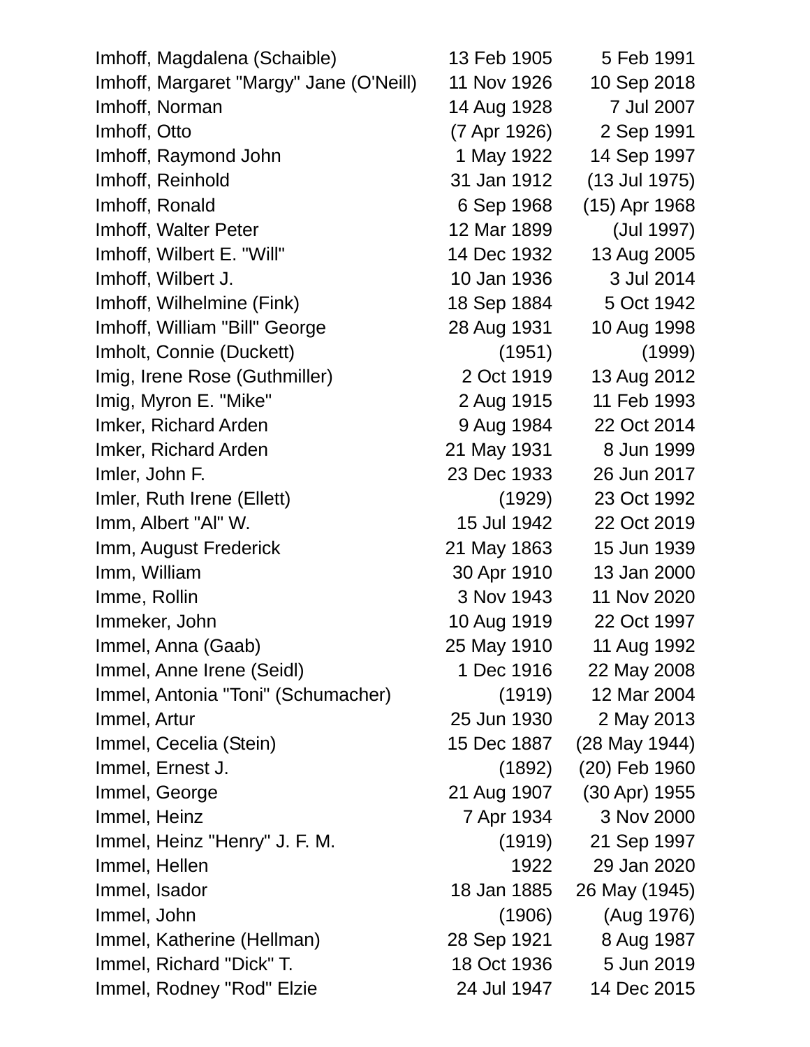| | | |
|---|---|---|
| Imhoff, Magdalena (Schaible) | 13 Feb 1905 | 5 Feb 1991 |
| Imhoff, Margaret "Margy" Jane (O'Neill) | 11 Nov 1926 | 10 Sep 2018 |
| Imhoff, Norman | 14 Aug 1928 | 7 Jul 2007 |
| Imhoff, Otto | (7 Apr 1926) | 2 Sep 1991 |
| Imhoff, Raymond John | 1 May 1922 | 14 Sep 1997 |
| Imhoff, Reinhold | 31 Jan 1912 | (13 Jul 1975) |
| Imhoff, Ronald | 6 Sep 1968 | (15) Apr 1968 |
| Imhoff, Walter Peter | 12 Mar 1899 | (Jul 1997) |
| Imhoff, Wilbert E. "Will" | 14 Dec 1932 | 13 Aug 2005 |
| Imhoff, Wilbert J. | 10 Jan 1936 | 3 Jul 2014 |
| Imhoff, Wilhelmine (Fink) | 18 Sep 1884 | 5 Oct 1942 |
| Imhoff, William "Bill" George | 28 Aug 1931 | 10 Aug 1998 |
| Imholt, Connie (Duckett) | (1951) | (1999) |
| Imig, Irene Rose (Guthmiller) | 2 Oct 1919 | 13 Aug 2012 |
| Imig, Myron E. "Mike" | 2 Aug 1915 | 11 Feb 1993 |
| Imker, Richard Arden | 9 Aug 1984 | 22 Oct 2014 |
| Imker, Richard Arden | 21 May 1931 | 8 Jun 1999 |
| Imler, John F. | 23 Dec 1933 | 26 Jun 2017 |
| Imler, Ruth Irene (Ellett) | (1929) | 23 Oct 1992 |
| Imm, Albert "Al" W. | 15 Jul 1942 | 22 Oct 2019 |
| Imm, August Frederick | 21 May 1863 | 15 Jun 1939 |
| Imm, William | 30 Apr 1910 | 13 Jan 2000 |
| Imme, Rollin | 3 Nov 1943 | 11 Nov 2020 |
| Immeker, John | 10 Aug 1919 | 22 Oct 1997 |
| Immel, Anna (Gaab) | 25 May 1910 | 11 Aug 1992 |
| Immel, Anne Irene (Seidl) | 1 Dec 1916 | 22 May 2008 |
| Immel, Antonia "Toni" (Schumacher) | (1919) | 12 Mar 2004 |
| Immel, Artur | 25 Jun 1930 | 2 May 2013 |
| Immel, Cecelia (Stein) | 15 Dec 1887 | (28 May 1944) |
| Immel, Ernest J. | (1892) | (20) Feb 1960 |
| Immel, George | 21 Aug 1907 | (30 Apr) 1955 |
| Immel, Heinz | 7 Apr 1934 | 3 Nov 2000 |
| Immel, Heinz "Henry" J. F. M. | (1919) | 21 Sep 1997 |
| Immel, Hellen | 1922 | 29 Jan 2020 |
| Immel, Isador | 18 Jan 1885 | 26 May (1945) |
| Immel, John | (1906) | (Aug 1976) |
| Immel, Katherine (Hellman) | 28 Sep 1921 | 8 Aug 1987 |
| Immel, Richard "Dick" T. | 18 Oct 1936 | 5 Jun 2019 |
| Immel, Rodney "Rod" Elzie | 24 Jul 1947 | 14 Dec 2015 |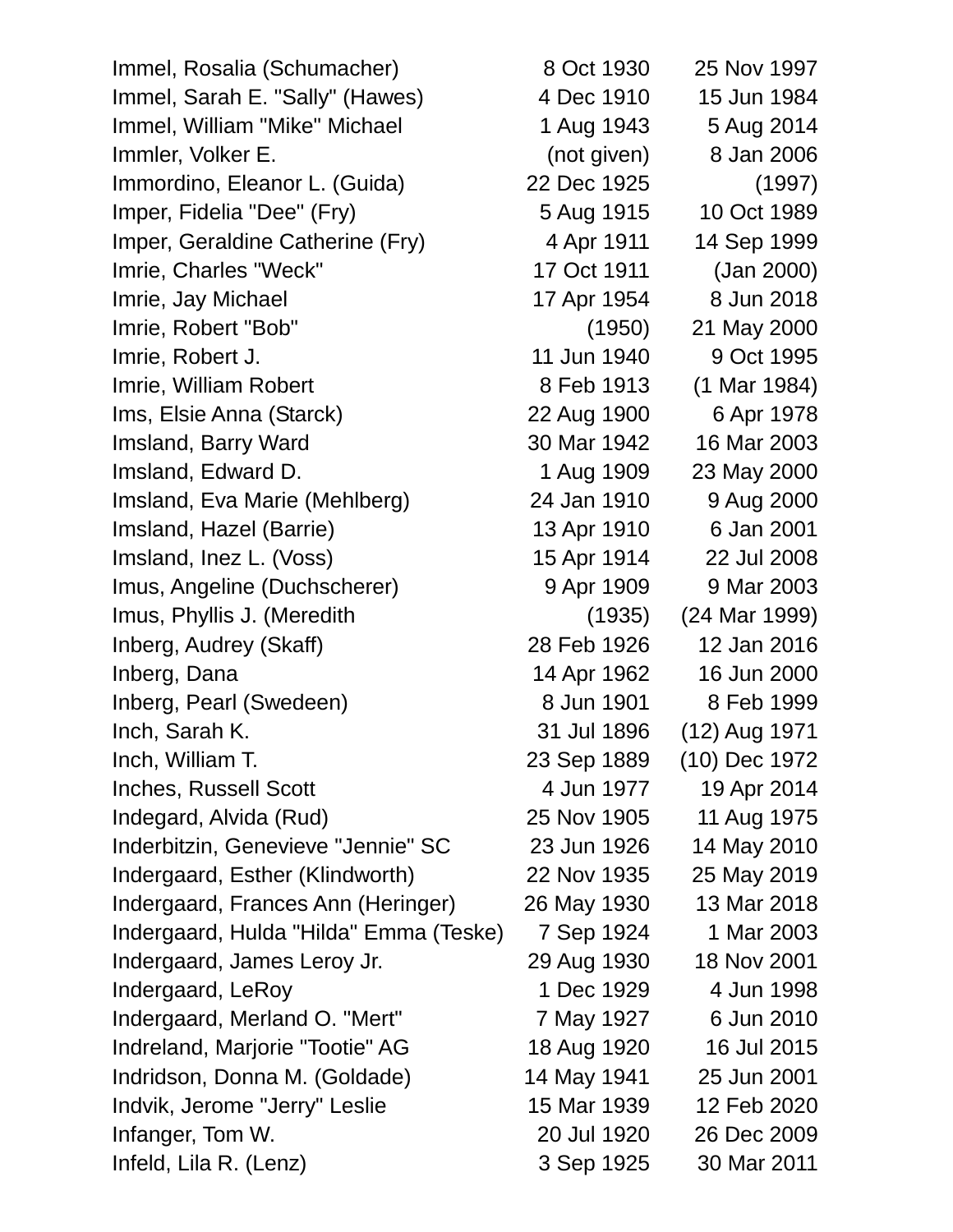| | | |
|---|---|---|
| Immel, Rosalia (Schumacher) | 8 Oct 1930 | 25 Nov 1997 |
| Immel, Sarah E. "Sally" (Hawes) | 4 Dec 1910 | 15 Jun 1984 |
| Immel, William "Mike" Michael | 1 Aug 1943 | 5 Aug 2014 |
| Immler, Volker E. | (not given) | 8 Jan 2006 |
| Immordino, Eleanor L. (Guida) | 22 Dec 1925 | (1997) |
| Imper, Fidelia "Dee" (Fry) | 5 Aug 1915 | 10 Oct 1989 |
| Imper, Geraldine Catherine (Fry) | 4 Apr 1911 | 14 Sep 1999 |
| Imrie, Charles "Weck" | 17 Oct 1911 | (Jan 2000) |
| Imrie, Jay Michael | 17 Apr 1954 | 8 Jun 2018 |
| Imrie, Robert "Bob" | (1950) | 21 May 2000 |
| Imrie, Robert J. | 11 Jun 1940 | 9 Oct 1995 |
| Imrie, William Robert | 8 Feb 1913 | (1 Mar 1984) |
| Ims, Elsie Anna (Starck) | 22 Aug 1900 | 6 Apr 1978 |
| Imsland, Barry Ward | 30 Mar 1942 | 16 Mar 2003 |
| Imsland, Edward D. | 1 Aug 1909 | 23 May 2000 |
| Imsland, Eva Marie (Mehlberg) | 24 Jan 1910 | 9 Aug 2000 |
| Imsland, Hazel (Barrie) | 13 Apr 1910 | 6 Jan 2001 |
| Imsland, Inez L. (Voss) | 15 Apr 1914 | 22 Jul 2008 |
| Imus, Angeline (Duchscherer) | 9 Apr 1909 | 9 Mar 2003 |
| Imus, Phyllis J. (Meredith | (1935) | (24 Mar 1999) |
| Inberg, Audrey (Skaff) | 28 Feb 1926 | 12 Jan 2016 |
| Inberg, Dana | 14 Apr 1962 | 16 Jun 2000 |
| Inberg, Pearl (Swedeen) | 8 Jun 1901 | 8 Feb 1999 |
| Inch, Sarah K. | 31 Jul 1896 | (12) Aug 1971 |
| Inch, William T. | 23 Sep 1889 | (10) Dec 1972 |
| Inches, Russell Scott | 4 Jun 1977 | 19 Apr 2014 |
| Indegard, Alvida (Rud) | 25 Nov 1905 | 11 Aug 1975 |
| Inderbitzin, Genevieve "Jennie" SC | 23 Jun 1926 | 14 May 2010 |
| Indergaard, Esther (Klindworth) | 22 Nov 1935 | 25 May 2019 |
| Indergaard, Frances Ann (Heringer) | 26 May 1930 | 13 Mar 2018 |
| Indergaard, Hulda "Hilda" Emma (Teske) | 7 Sep 1924 | 1 Mar 2003 |
| Indergaard, James Leroy Jr. | 29 Aug 1930 | 18 Nov 2001 |
| Indergaard, LeRoy | 1 Dec 1929 | 4 Jun 1998 |
| Indergaard, Merland O. "Mert" | 7 May 1927 | 6 Jun 2010 |
| Indreland, Marjorie "Tootie" AG | 18 Aug 1920 | 16 Jul 2015 |
| Indridson, Donna M. (Goldade) | 14 May 1941 | 25 Jun 2001 |
| Indvik, Jerome "Jerry" Leslie | 15 Mar 1939 | 12 Feb 2020 |
| Infanger, Tom W. | 20 Jul 1920 | 26 Dec 2009 |
| Infeld, Lila R. (Lenz) | 3 Sep 1925 | 30 Mar 2011 |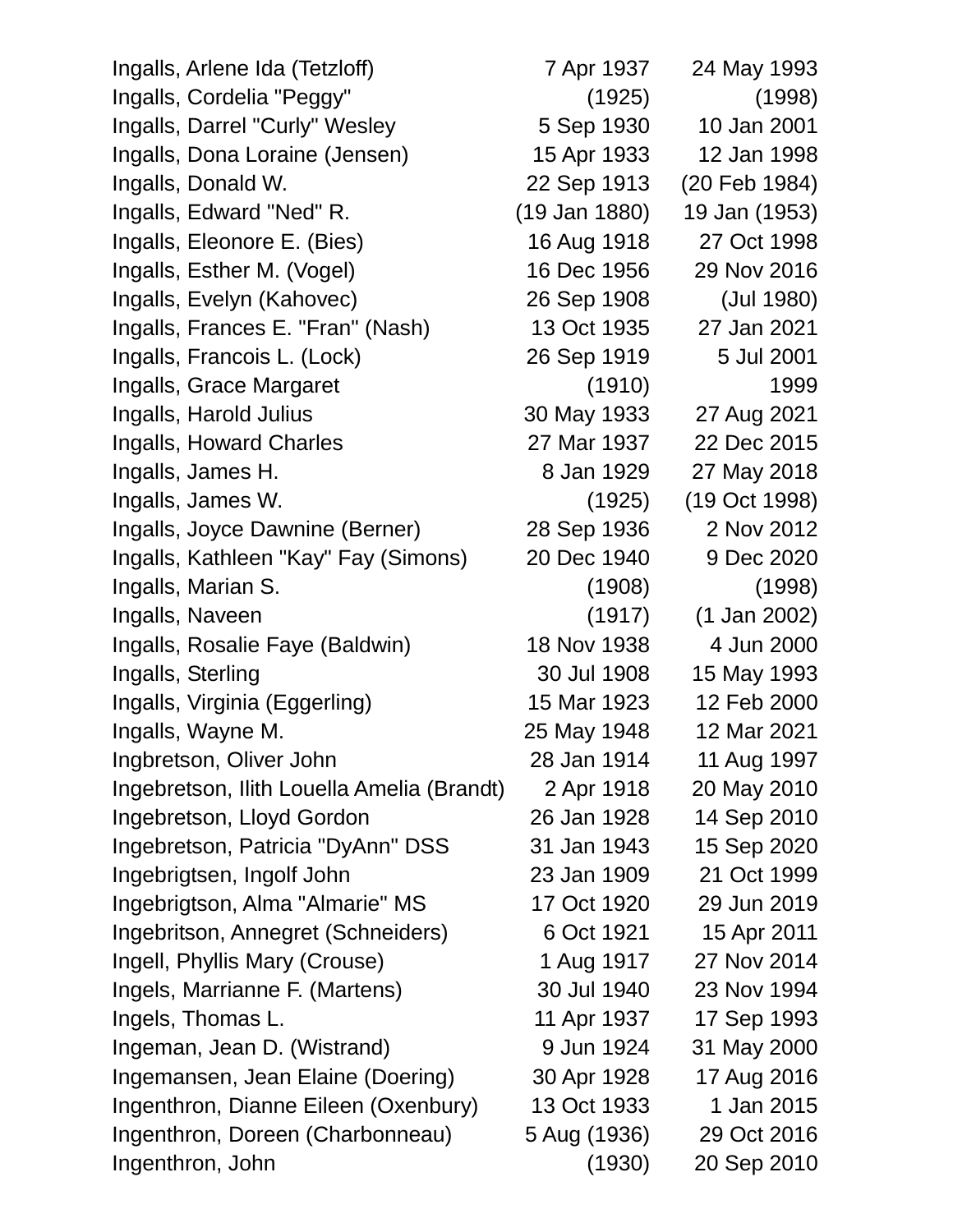| | | |
|---|---|---|
| Ingalls, Arlene Ida (Tetzloff) | 7 Apr 1937 | 24 May 1993 |
| Ingalls, Cordelia "Peggy" | (1925) | (1998) |
| Ingalls, Darrel "Curly" Wesley | 5 Sep 1930 | 10 Jan 2001 |
| Ingalls, Dona Loraine (Jensen) | 15 Apr 1933 | 12 Jan 1998 |
| Ingalls, Donald W. | 22 Sep 1913 | (20 Feb 1984) |
| Ingalls, Edward "Ned" R. | (19 Jan 1880) | 19 Jan (1953) |
| Ingalls, Eleonore E. (Bies) | 16 Aug 1918 | 27 Oct 1998 |
| Ingalls, Esther M. (Vogel) | 16 Dec 1956 | 29 Nov 2016 |
| Ingalls, Evelyn (Kahovec) | 26 Sep 1908 | (Jul 1980) |
| Ingalls, Frances E. "Fran" (Nash) | 13 Oct 1935 | 27 Jan 2021 |
| Ingalls, Francois L. (Lock) | 26 Sep 1919 | 5 Jul 2001 |
| Ingalls, Grace Margaret | (1910) | 1999 |
| Ingalls, Harold Julius | 30 May 1933 | 27 Aug 2021 |
| Ingalls, Howard Charles | 27 Mar 1937 | 22 Dec 2015 |
| Ingalls, James H. | 8 Jan 1929 | 27 May 2018 |
| Ingalls, James W. | (1925) | (19 Oct 1998) |
| Ingalls, Joyce Dawnine (Berner) | 28 Sep 1936 | 2 Nov 2012 |
| Ingalls, Kathleen "Kay" Fay (Simons) | 20 Dec 1940 | 9 Dec 2020 |
| Ingalls, Marian S. | (1908) | (1998) |
| Ingalls, Naveen | (1917) | (1 Jan 2002) |
| Ingalls, Rosalie Faye (Baldwin) | 18 Nov 1938 | 4 Jun 2000 |
| Ingalls, Sterling | 30 Jul 1908 | 15 May 1993 |
| Ingalls, Virginia (Eggerling) | 15 Mar 1923 | 12 Feb 2000 |
| Ingalls, Wayne M. | 25 May 1948 | 12 Mar 2021 |
| Ingbretson, Oliver John | 28 Jan 1914 | 11 Aug 1997 |
| Ingebretson, Ilith Louella Amelia (Brandt) | 2 Apr 1918 | 20 May 2010 |
| Ingebretson, Lloyd Gordon | 26 Jan 1928 | 14 Sep 2010 |
| Ingebretson, Patricia "DyAnn" DSS | 31 Jan 1943 | 15 Sep 2020 |
| Ingebrigtsen, Ingolf John | 23 Jan 1909 | 21 Oct 1999 |
| Ingebrigtson, Alma "Almarie" MS | 17 Oct 1920 | 29 Jun 2019 |
| Ingebritson, Annegret (Schneiders) | 6 Oct 1921 | 15 Apr 2011 |
| Ingell, Phyllis Mary (Crouse) | 1 Aug 1917 | 27 Nov 2014 |
| Ingels, Marrianne F. (Martens) | 30 Jul 1940 | 23 Nov 1994 |
| Ingels, Thomas L. | 11 Apr 1937 | 17 Sep 1993 |
| Ingeman, Jean D. (Wistrand) | 9 Jun 1924 | 31 May 2000 |
| Ingemansen, Jean Elaine (Doering) | 30 Apr 1928 | 17 Aug 2016 |
| Ingenthron, Dianne Eileen (Oxenbury) | 13 Oct 1933 | 1 Jan 2015 |
| Ingenthron, Doreen (Charbonneau) | 5 Aug (1936) | 29 Oct 2016 |
| Ingenthron, John | (1930) | 20 Sep 2010 |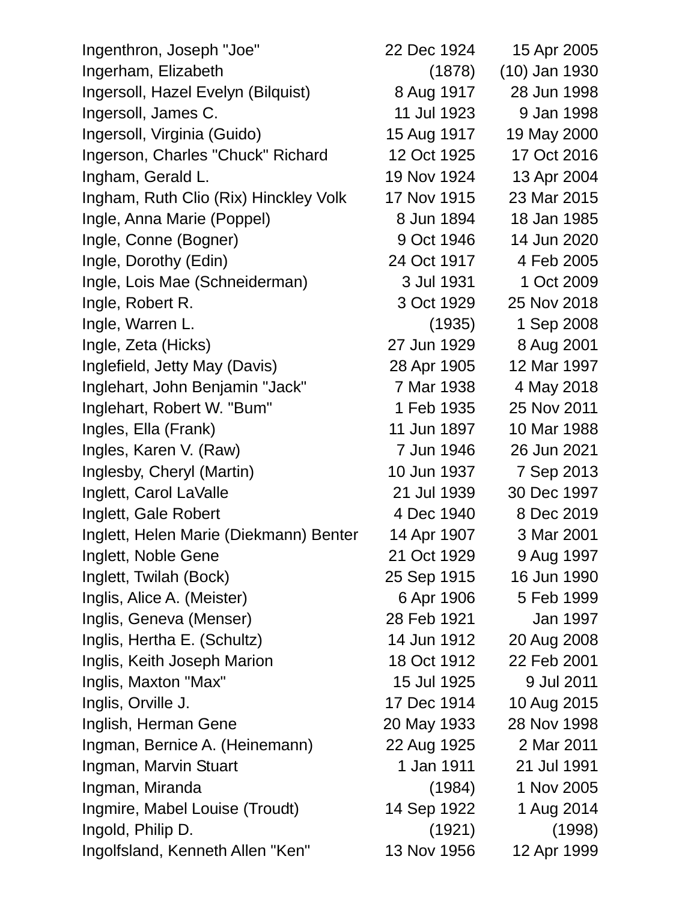| | | |
|---|---|---|
| Ingenthron, Joseph "Joe" | 22 Dec 1924 | 15 Apr 2005 |
| Ingerham, Elizabeth | (1878) | (10) Jan 1930 |
| Ingersoll, Hazel Evelyn (Bilquist) | 8 Aug 1917 | 28 Jun 1998 |
| Ingersoll, James C. | 11 Jul 1923 | 9 Jan 1998 |
| Ingersoll, Virginia (Guido) | 15 Aug 1917 | 19 May 2000 |
| Ingerson, Charles "Chuck" Richard | 12 Oct 1925 | 17 Oct 2016 |
| Ingham, Gerald L. | 19 Nov 1924 | 13 Apr 2004 |
| Ingham, Ruth Clio (Rix) Hinckley Volk | 17 Nov 1915 | 23 Mar 2015 |
| Ingle, Anna Marie (Poppel) | 8 Jun 1894 | 18 Jan 1985 |
| Ingle, Conne (Bogner) | 9 Oct 1946 | 14 Jun 2020 |
| Ingle, Dorothy (Edin) | 24 Oct 1917 | 4 Feb 2005 |
| Ingle, Lois Mae (Schneiderman) | 3 Jul 1931 | 1 Oct 2009 |
| Ingle, Robert R. | 3 Oct 1929 | 25 Nov 2018 |
| Ingle, Warren L. | (1935) | 1 Sep 2008 |
| Ingle, Zeta (Hicks) | 27 Jun 1929 | 8 Aug 2001 |
| Inglefield, Jetty May (Davis) | 28 Apr 1905 | 12 Mar 1997 |
| Inglehart, John Benjamin "Jack" | 7 Mar 1938 | 4 May 2018 |
| Inglehart, Robert W. "Bum" | 1 Feb 1935 | 25 Nov 2011 |
| Ingles, Ella (Frank) | 11 Jun 1897 | 10 Mar 1988 |
| Ingles, Karen V. (Raw) | 7 Jun 1946 | 26 Jun 2021 |
| Inglesby, Cheryl (Martin) | 10 Jun 1937 | 7 Sep 2013 |
| Inglett, Carol LaValle | 21 Jul 1939 | 30 Dec 1997 |
| Inglett, Gale Robert | 4 Dec 1940 | 8 Dec 2019 |
| Inglett, Helen Marie (Diekmann) Benter | 14 Apr 1907 | 3 Mar 2001 |
| Inglett, Noble Gene | 21 Oct 1929 | 9 Aug 1997 |
| Inglett, Twilah (Bock) | 25 Sep 1915 | 16 Jun 1990 |
| Inglis, Alice A. (Meister) | 6 Apr 1906 | 5 Feb 1999 |
| Inglis, Geneva (Menser) | 28 Feb 1921 | Jan 1997 |
| Inglis, Hertha E. (Schultz) | 14 Jun 1912 | 20 Aug 2008 |
| Inglis, Keith Joseph Marion | 18 Oct 1912 | 22 Feb 2001 |
| Inglis, Maxton "Max" | 15 Jul 1925 | 9 Jul 2011 |
| Inglis, Orville J. | 17 Dec 1914 | 10 Aug 2015 |
| Inglish, Herman Gene | 20 May 1933 | 28 Nov 1998 |
| Ingman, Bernice A. (Heinemann) | 22 Aug 1925 | 2 Mar 2011 |
| Ingman, Marvin Stuart | 1 Jan 1911 | 21 Jul 1991 |
| Ingman, Miranda | (1984) | 1 Nov 2005 |
| Ingmire, Mabel Louise (Troudt) | 14 Sep 1922 | 1 Aug 2014 |
| Ingold, Philip D. | (1921) | (1998) |
| Ingolfsland, Kenneth Allen "Ken" | 13 Nov 1956 | 12 Apr 1999 |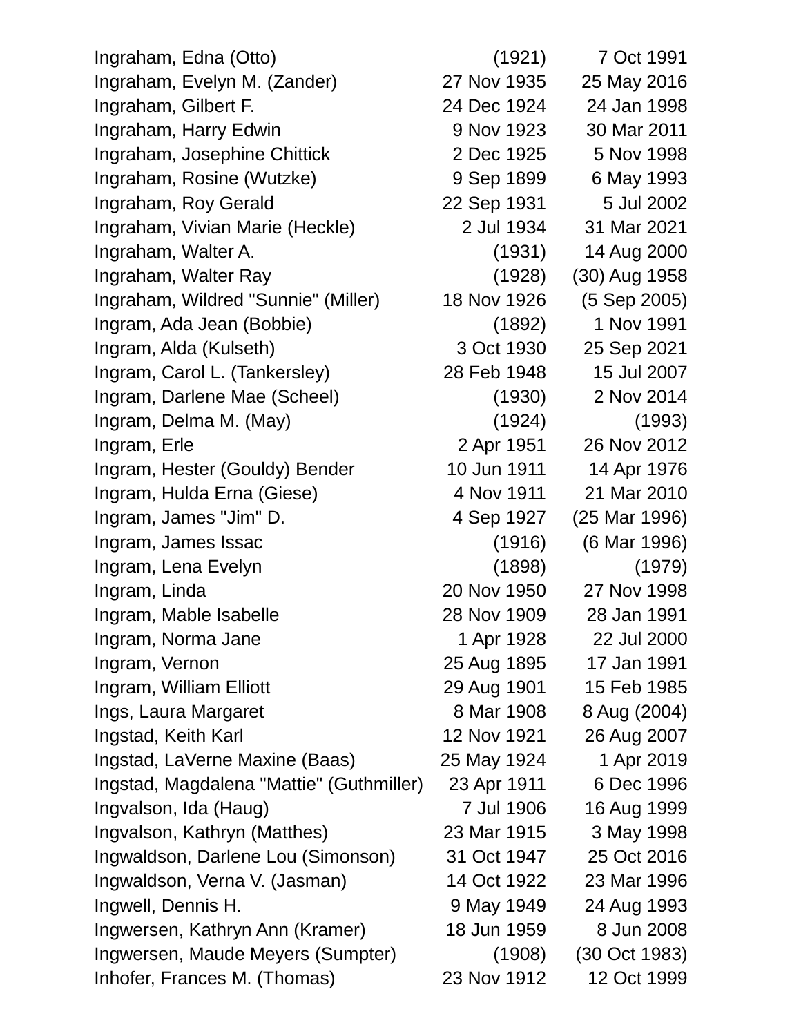| | | |
|---|---|---|
| Ingraham, Edna (Otto) | (1921) | 7 Oct 1991 |
| Ingraham, Evelyn M. (Zander) | 27 Nov 1935 | 25 May 2016 |
| Ingraham, Gilbert F. | 24 Dec 1924 | 24 Jan 1998 |
| Ingraham, Harry Edwin | 9 Nov 1923 | 30 Mar 2011 |
| Ingraham, Josephine Chittick | 2 Dec 1925 | 5 Nov 1998 |
| Ingraham, Rosine (Wutzke) | 9 Sep 1899 | 6 May 1993 |
| Ingraham, Roy Gerald | 22 Sep 1931 | 5 Jul 2002 |
| Ingraham, Vivian Marie (Heckle) | 2 Jul 1934 | 31 Mar 2021 |
| Ingraham, Walter A. | (1931) | 14 Aug 2000 |
| Ingraham, Walter Ray | (1928) | (30) Aug 1958 |
| Ingraham, Wildred "Sunnie" (Miller) | 18 Nov 1926 | (5 Sep 2005) |
| Ingram, Ada Jean (Bobbie) | (1892) | 1 Nov 1991 |
| Ingram, Alda (Kulseth) | 3 Oct 1930 | 25 Sep 2021 |
| Ingram, Carol L. (Tankersley) | 28 Feb 1948 | 15 Jul 2007 |
| Ingram, Darlene Mae (Scheel) | (1930) | 2 Nov 2014 |
| Ingram, Delma M. (May) | (1924) | (1993) |
| Ingram, Erle | 2 Apr 1951 | 26 Nov 2012 |
| Ingram, Hester (Gouldy) Bender | 10 Jun 1911 | 14 Apr 1976 |
| Ingram, Hulda Erna (Giese) | 4 Nov 1911 | 21 Mar 2010 |
| Ingram, James "Jim" D. | 4 Sep 1927 | (25 Mar 1996) |
| Ingram, James Issac | (1916) | (6 Mar 1996) |
| Ingram, Lena Evelyn | (1898) | (1979) |
| Ingram, Linda | 20 Nov 1950 | 27 Nov 1998 |
| Ingram, Mable Isabelle | 28 Nov 1909 | 28 Jan 1991 |
| Ingram, Norma Jane | 1 Apr 1928 | 22 Jul 2000 |
| Ingram, Vernon | 25 Aug 1895 | 17 Jan 1991 |
| Ingram, William Elliott | 29 Aug 1901 | 15 Feb 1985 |
| Ings, Laura Margaret | 8 Mar 1908 | 8 Aug (2004) |
| Ingstad, Keith Karl | 12 Nov 1921 | 26 Aug 2007 |
| Ingstad, LaVerne Maxine (Baas) | 25 May 1924 | 1 Apr 2019 |
| Ingstad, Magdalena "Mattie" (Guthmiller) | 23 Apr 1911 | 6 Dec 1996 |
| Ingvalson, Ida (Haug) | 7 Jul 1906 | 16 Aug 1999 |
| Ingvalson, Kathryn (Matthes) | 23 Mar 1915 | 3 May 1998 |
| Ingwaldson, Darlene Lou (Simonson) | 31 Oct 1947 | 25 Oct 2016 |
| Ingwaldson, Verna V. (Jasman) | 14 Oct 1922 | 23 Mar 1996 |
| Ingwell, Dennis H. | 9 May 1949 | 24 Aug 1993 |
| Ingwersen, Kathryn Ann (Kramer) | 18 Jun 1959 | 8 Jun 2008 |
| Ingwersen, Maude Meyers (Sumpter) | (1908) | (30 Oct 1983) |
| Inhofer, Frances M. (Thomas) | 23 Nov 1912 | 12 Oct 1999 |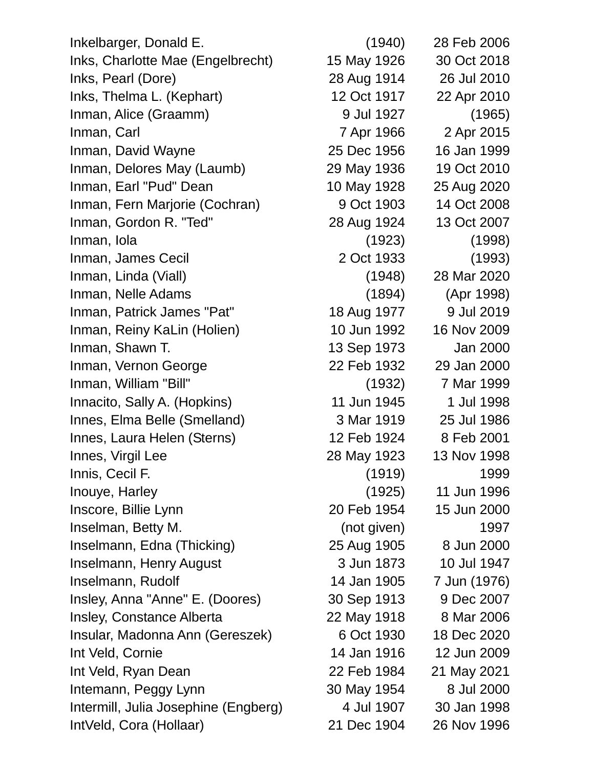| | | |
|---|---|---|
| Inkelbarger, Donald E. | (1940) | 28 Feb 2006 |
| Inks, Charlotte Mae (Engelbrecht) | 15 May 1926 | 30 Oct 2018 |
| Inks, Pearl (Dore) | 28 Aug 1914 | 26 Jul 2010 |
| Inks, Thelma L. (Kephart) | 12 Oct 1917 | 22 Apr 2010 |
| Inman, Alice (Graamm) | 9 Jul 1927 | (1965) |
| Inman, Carl | 7 Apr 1966 | 2 Apr 2015 |
| Inman, David Wayne | 25 Dec 1956 | 16 Jan 1999 |
| Inman, Delores May (Laumb) | 29 May 1936 | 19 Oct 2010 |
| Inman, Earl "Pud" Dean | 10 May 1928 | 25 Aug 2020 |
| Inman, Fern Marjorie (Cochran) | 9 Oct 1903 | 14 Oct 2008 |
| Inman, Gordon R. "Ted" | 28 Aug 1924 | 13 Oct 2007 |
| Inman, Iola | (1923) | (1998) |
| Inman, James Cecil | 2 Oct 1933 | (1993) |
| Inman, Linda (Viall) | (1948) | 28 Mar 2020 |
| Inman, Nelle Adams | (1894) | (Apr 1998) |
| Inman, Patrick James "Pat" | 18 Aug 1977 | 9 Jul 2019 |
| Inman, Reiny KaLin (Holien) | 10 Jun 1992 | 16 Nov 2009 |
| Inman, Shawn T. | 13 Sep 1973 | Jan 2000 |
| Inman, Vernon George | 22 Feb 1932 | 29 Jan 2000 |
| Inman, William "Bill" | (1932) | 7 Mar 1999 |
| Innacito, Sally A. (Hopkins) | 11 Jun 1945 | 1 Jul 1998 |
| Innes, Elma Belle (Smelland) | 3 Mar 1919 | 25 Jul 1986 |
| Innes, Laura Helen (Sterns) | 12 Feb 1924 | 8 Feb 2001 |
| Innes, Virgil Lee | 28 May 1923 | 13 Nov 1998 |
| Innis, Cecil F. | (1919) | 1999 |
| Inouye, Harley | (1925) | 11 Jun 1996 |
| Inscore, Billie Lynn | 20 Feb 1954 | 15 Jun 2000 |
| Inselman, Betty M. | (not given) | 1997 |
| Inselmann, Edna (Thicking) | 25 Aug 1905 | 8 Jun 2000 |
| Inselmann, Henry August | 3 Jun 1873 | 10 Jul 1947 |
| Inselmann, Rudolf | 14 Jan 1905 | 7 Jun (1976) |
| Insley, Anna "Anne" E. (Doores) | 30 Sep 1913 | 9 Dec 2007 |
| Insley, Constance Alberta | 22 May 1918 | 8 Mar 2006 |
| Insular, Madonna Ann (Gereszek) | 6 Oct 1930 | 18 Dec 2020 |
| Int Veld, Cornie | 14 Jan 1916 | 12 Jun 2009 |
| Int Veld, Ryan Dean | 22 Feb 1984 | 21 May 2021 |
| Intemann, Peggy Lynn | 30 May 1954 | 8 Jul 2000 |
| Intermill, Julia Josephine (Engberg) | 4 Jul 1907 | 30 Jan 1998 |
| IntVeld, Cora (Hollaar) | 21 Dec 1904 | 26 Nov 1996 |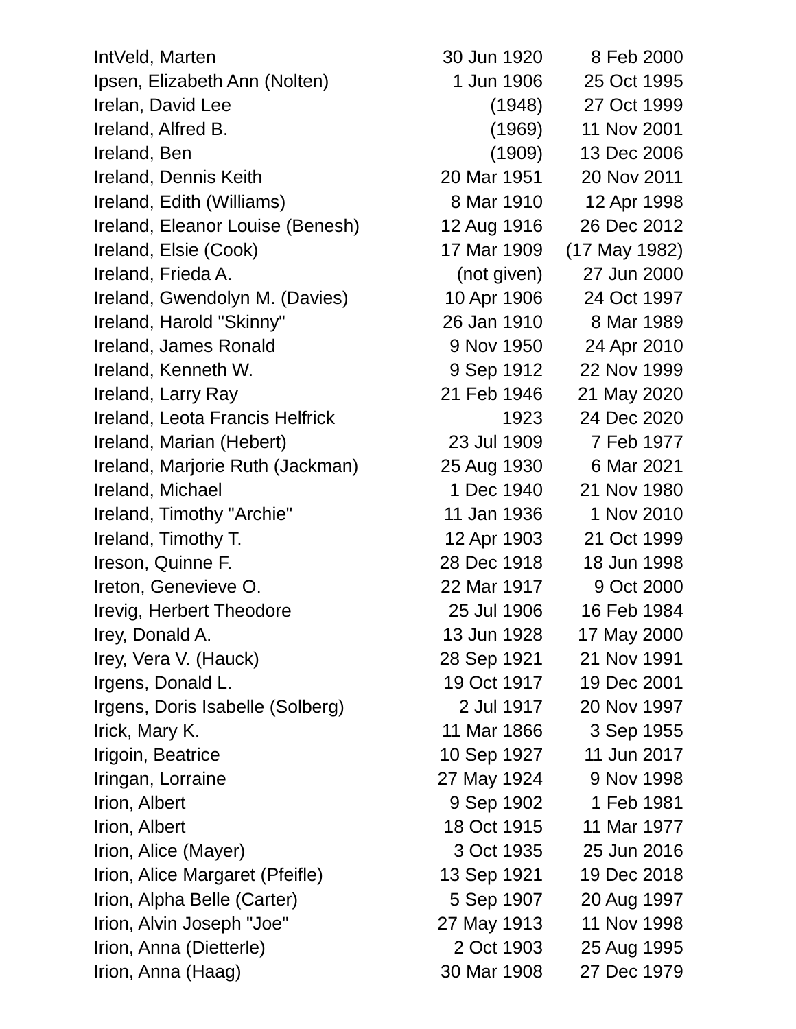| Name | Birth | Death |
|---|---|---|
| IntVeld, Marten | 30 Jun 1920 | 8 Feb 2000 |
| Ipsen, Elizabeth Ann (Nolten) | 1 Jun 1906 | 25 Oct 1995 |
| Irelan, David Lee | (1948) | 27 Oct 1999 |
| Ireland, Alfred B. | (1969) | 11 Nov 2001 |
| Ireland, Ben | (1909) | 13 Dec 2006 |
| Ireland, Dennis Keith | 20 Mar 1951 | 20 Nov 2011 |
| Ireland, Edith (Williams) | 8 Mar 1910 | 12 Apr 1998 |
| Ireland, Eleanor Louise (Benesh) | 12 Aug 1916 | 26 Dec 2012 |
| Ireland, Elsie (Cook) | 17 Mar 1909 | (17 May 1982) |
| Ireland, Frieda A. | (not given) | 27 Jun 2000 |
| Ireland, Gwendolyn M. (Davies) | 10 Apr 1906 | 24 Oct 1997 |
| Ireland, Harold "Skinny" | 26 Jan 1910 | 8 Mar 1989 |
| Ireland, James Ronald | 9 Nov 1950 | 24 Apr 2010 |
| Ireland, Kenneth W. | 9 Sep 1912 | 22 Nov 1999 |
| Ireland, Larry Ray | 21 Feb 1946 | 21 May 2020 |
| Ireland, Leota Francis Helfrick | 1923 | 24 Dec 2020 |
| Ireland, Marian (Hebert) | 23 Jul 1909 | 7 Feb 1977 |
| Ireland, Marjorie Ruth (Jackman) | 25 Aug 1930 | 6 Mar 2021 |
| Ireland, Michael | 1 Dec 1940 | 21 Nov 1980 |
| Ireland, Timothy "Archie" | 11 Jan 1936 | 1 Nov 2010 |
| Ireland, Timothy T. | 12 Apr 1903 | 21 Oct 1999 |
| Ireson, Quinne F. | 28 Dec 1918 | 18 Jun 1998 |
| Ireton, Genevieve O. | 22 Mar 1917 | 9 Oct 2000 |
| Irevig, Herbert Theodore | 25 Jul 1906 | 16 Feb 1984 |
| Irey, Donald A. | 13 Jun 1928 | 17 May 2000 |
| Irey, Vera V. (Hauck) | 28 Sep 1921 | 21 Nov 1991 |
| Irgens, Donald L. | 19 Oct 1917 | 19 Dec 2001 |
| Irgens, Doris Isabelle (Solberg) | 2 Jul 1917 | 20 Nov 1997 |
| Irick, Mary K. | 11 Mar 1866 | 3 Sep 1955 |
| Irigoin, Beatrice | 10 Sep 1927 | 11 Jun 2017 |
| Iringan, Lorraine | 27 May 1924 | 9 Nov 1998 |
| Irion, Albert | 9 Sep 1902 | 1 Feb 1981 |
| Irion, Albert | 18 Oct 1915 | 11 Mar 1977 |
| Irion, Alice (Mayer) | 3 Oct 1935 | 25 Jun 2016 |
| Irion, Alice Margaret (Pfeifle) | 13 Sep 1921 | 19 Dec 2018 |
| Irion, Alpha Belle (Carter) | 5 Sep 1907 | 20 Aug 1997 |
| Irion, Alvin Joseph "Joe" | 27 May 1913 | 11 Nov 1998 |
| Irion, Anna (Dietterle) | 2 Oct 1903 | 25 Aug 1995 |
| Irion, Anna (Haag) | 30 Mar 1908 | 27 Dec 1979 |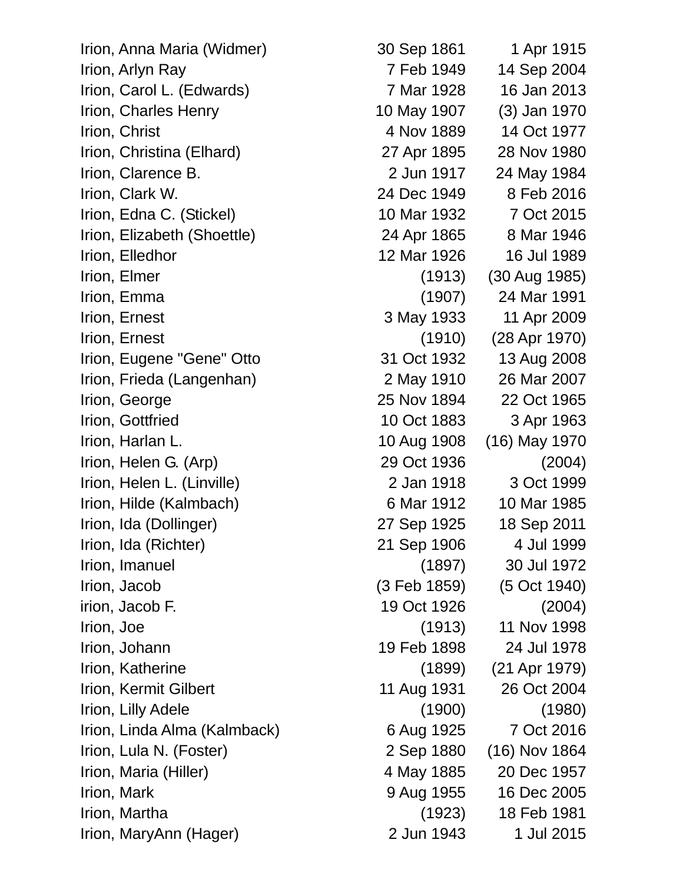| | | |
|---|---|---|
| Irion, Anna Maria (Widmer) | 30 Sep 1861 | 1 Apr 1915 |
| Irion, Arlyn Ray | 7 Feb 1949 | 14 Sep 2004 |
| Irion, Carol L. (Edwards) | 7 Mar 1928 | 16 Jan 2013 |
| Irion, Charles Henry | 10 May 1907 | (3) Jan 1970 |
| Irion, Christ | 4 Nov 1889 | 14 Oct 1977 |
| Irion, Christina (Elhard) | 27 Apr 1895 | 28 Nov 1980 |
| Irion, Clarence B. | 2 Jun 1917 | 24 May 1984 |
| Irion, Clark W. | 24 Dec 1949 | 8 Feb 2016 |
| Irion, Edna C. (Stickel) | 10 Mar 1932 | 7 Oct 2015 |
| Irion, Elizabeth (Shoettle) | 24 Apr 1865 | 8 Mar 1946 |
| Irion, Elledhor | 12 Mar 1926 | 16 Jul 1989 |
| Irion, Elmer | (1913) | (30 Aug 1985) |
| Irion, Emma | (1907) | 24 Mar 1991 |
| Irion, Ernest | 3 May 1933 | 11 Apr 2009 |
| Irion, Ernest | (1910) | (28 Apr 1970) |
| Irion, Eugene "Gene" Otto | 31 Oct 1932 | 13 Aug 2008 |
| Irion, Frieda (Langenhan) | 2 May 1910 | 26 Mar 2007 |
| Irion, George | 25 Nov 1894 | 22 Oct 1965 |
| Irion, Gottfried | 10 Oct 1883 | 3 Apr 1963 |
| Irion, Harlan L. | 10 Aug 1908 | (16) May 1970 |
| Irion, Helen G. (Arp) | 29 Oct 1936 | (2004) |
| Irion, Helen L. (Linville) | 2 Jan 1918 | 3 Oct 1999 |
| Irion, Hilde (Kalmbach) | 6 Mar 1912 | 10 Mar 1985 |
| Irion, Ida (Dollinger) | 27 Sep 1925 | 18 Sep 2011 |
| Irion, Ida (Richter) | 21 Sep 1906 | 4 Jul 1999 |
| Irion, Imanuel | (1897) | 30 Jul 1972 |
| Irion, Jacob | (3 Feb 1859) | (5 Oct 1940) |
| irion, Jacob F. | 19 Oct 1926 | (2004) |
| Irion, Joe | (1913) | 11 Nov 1998 |
| Irion, Johann | 19 Feb 1898 | 24 Jul 1978 |
| Irion, Katherine | (1899) | (21 Apr 1979) |
| Irion, Kermit Gilbert | 11 Aug 1931 | 26 Oct 2004 |
| Irion, Lilly Adele | (1900) | (1980) |
| Irion, Linda Alma (Kalmback) | 6 Aug 1925 | 7 Oct 2016 |
| Irion, Lula N. (Foster) | 2 Sep 1880 | (16) Nov 1864 |
| Irion, Maria (Hiller) | 4 May 1885 | 20 Dec 1957 |
| Irion, Mark | 9 Aug 1955 | 16 Dec 2005 |
| Irion, Martha | (1923) | 18 Feb 1981 |
| Irion, MaryAnn (Hager) | 2 Jun 1943 | 1 Jul 2015 |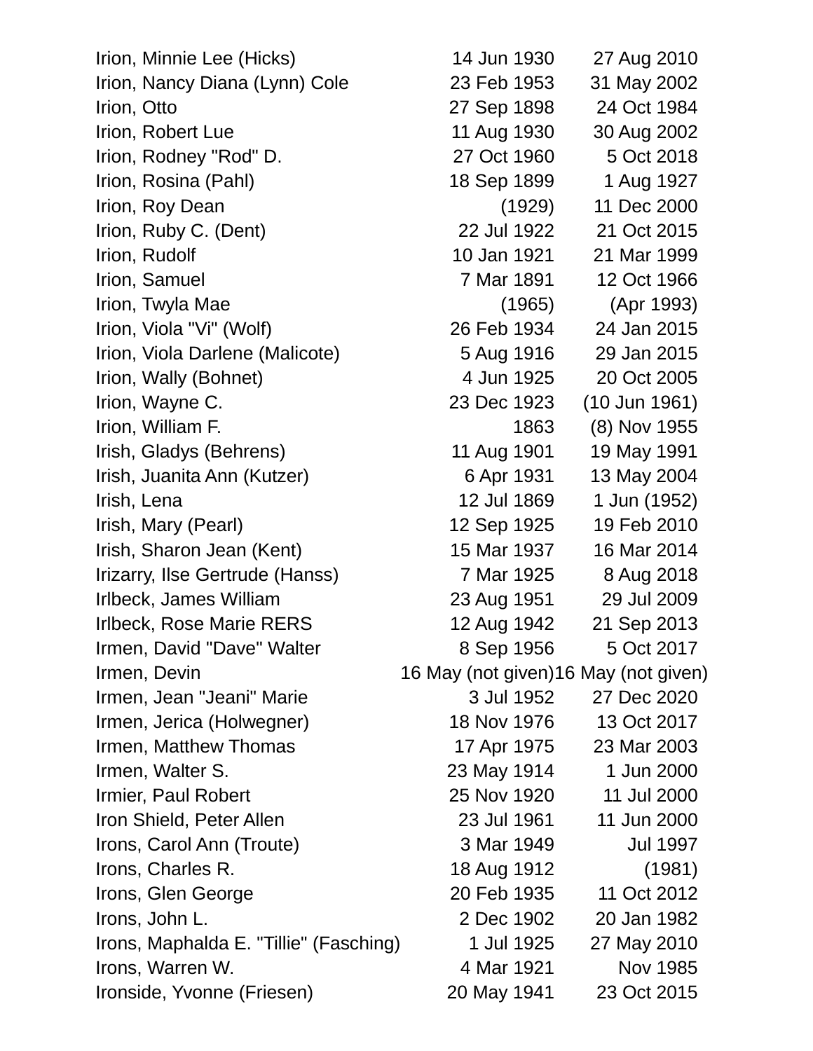| | | |
|---|---|---|
| Irion, Minnie Lee (Hicks) | 14 Jun 1930 | 27 Aug 2010 |
| Irion, Nancy Diana (Lynn) Cole | 23 Feb 1953 | 31 May 2002 |
| Irion, Otto | 27 Sep 1898 | 24 Oct 1984 |
| Irion, Robert Lue | 11 Aug 1930 | 30 Aug 2002 |
| Irion, Rodney "Rod" D. | 27 Oct 1960 | 5 Oct 2018 |
| Irion, Rosina (Pahl) | 18 Sep 1899 | 1 Aug 1927 |
| Irion, Roy Dean | (1929) | 11 Dec 2000 |
| Irion, Ruby C. (Dent) | 22 Jul 1922 | 21 Oct 2015 |
| Irion, Rudolf | 10 Jan 1921 | 21 Mar 1999 |
| Irion, Samuel | 7 Mar 1891 | 12 Oct 1966 |
| Irion, Twyla Mae | (1965) | (Apr 1993) |
| Irion, Viola "Vi" (Wolf) | 26 Feb 1934 | 24 Jan 2015 |
| Irion, Viola Darlene (Malicote) | 5 Aug 1916 | 29 Jan 2015 |
| Irion, Wally (Bohnet) | 4 Jun 1925 | 20 Oct 2005 |
| Irion, Wayne C. | 23 Dec 1923 | (10 Jun 1961) |
| Irion, William F. | 1863 | (8) Nov 1955 |
| Irish, Gladys (Behrens) | 11 Aug 1901 | 19 May 1991 |
| Irish, Juanita Ann (Kutzer) | 6 Apr 1931 | 13 May 2004 |
| Irish, Lena | 12 Jul 1869 | 1 Jun (1952) |
| Irish, Mary (Pearl) | 12 Sep 1925 | 19 Feb 2010 |
| Irish, Sharon Jean (Kent) | 15 Mar 1937 | 16 Mar 2014 |
| Irizarry, Ilse Gertrude (Hanss) | 7 Mar 1925 | 8 Aug 2018 |
| Irlbeck, James William | 23 Aug 1951 | 29 Jul 2009 |
| Irlbeck, Rose Marie RERS | 12 Aug 1942 | 21 Sep 2013 |
| Irmen, David "Dave" Walter | 8 Sep 1956 | 5 Oct 2017 |
| Irmen, Devin | 16 May (not given) | 16 May (not given) |
| Irmen, Jean "Jeani" Marie | 3 Jul 1952 | 27 Dec 2020 |
| Irmen, Jerica (Holwegner) | 18 Nov 1976 | 13 Oct 2017 |
| Irmen, Matthew Thomas | 17 Apr 1975 | 23 Mar 2003 |
| Irmen, Walter S. | 23 May 1914 | 1 Jun 2000 |
| Irmier, Paul Robert | 25 Nov 1920 | 11 Jul 2000 |
| Iron Shield, Peter Allen | 23 Jul 1961 | 11 Jun 2000 |
| Irons, Carol Ann (Troute) | 3 Mar 1949 | Jul 1997 |
| Irons, Charles R. | 18 Aug 1912 | (1981) |
| Irons, Glen George | 20 Feb 1935 | 11 Oct 2012 |
| Irons, John L. | 2 Dec 1902 | 20 Jan 1982 |
| Irons, Maphalda E. "Tillie" (Fasching) | 1 Jul 1925 | 27 May 2010 |
| Irons, Warren W. | 4 Mar 1921 | Nov 1985 |
| Ironside, Yvonne (Friesen) | 20 May 1941 | 23 Oct 2015 |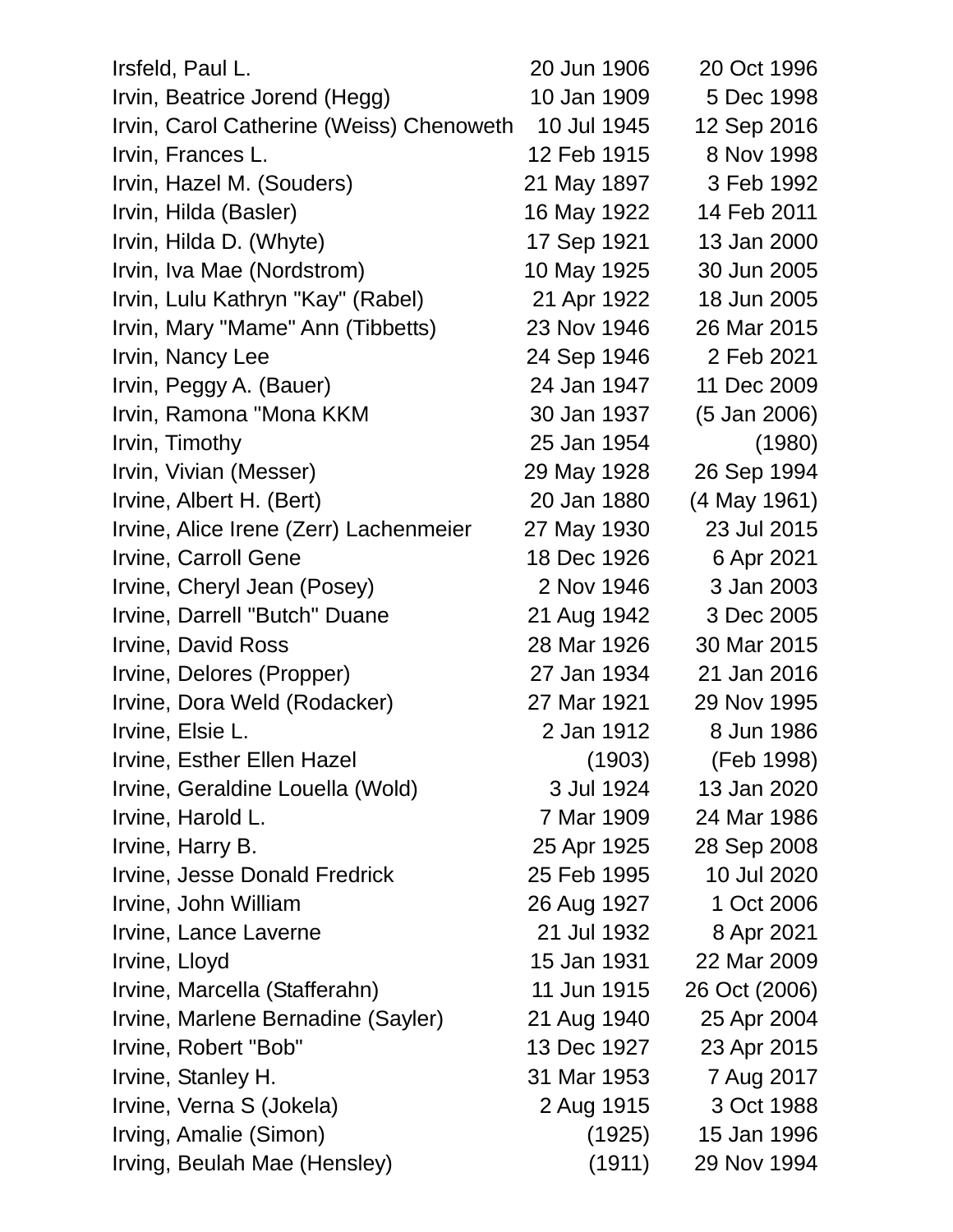| | | |
|---|---|---|
| Irsfeld, Paul L. | 20 Jun 1906 | 20 Oct 1996 |
| Irvin, Beatrice Jorend (Hegg) | 10 Jan 1909 | 5 Dec 1998 |
| Irvin, Carol Catherine (Weiss) Chenoweth | 10 Jul 1945 | 12 Sep 2016 |
| Irvin, Frances L. | 12 Feb 1915 | 8 Nov 1998 |
| Irvin, Hazel M. (Souders) | 21 May 1897 | 3 Feb 1992 |
| Irvin, Hilda (Basler) | 16 May 1922 | 14 Feb 2011 |
| Irvin, Hilda D. (Whyte) | 17 Sep 1921 | 13 Jan 2000 |
| Irvin, Iva Mae (Nordstrom) | 10 May 1925 | 30 Jun 2005 |
| Irvin, Lulu Kathryn "Kay" (Rabel) | 21 Apr 1922 | 18 Jun 2005 |
| Irvin, Mary "Mame" Ann (Tibbetts) | 23 Nov 1946 | 26 Mar 2015 |
| Irvin, Nancy Lee | 24 Sep 1946 | 2 Feb 2021 |
| Irvin, Peggy A. (Bauer) | 24 Jan 1947 | 11 Dec 2009 |
| Irvin, Ramona "Mona KKM | 30 Jan 1937 | (5 Jan 2006) |
| Irvin, Timothy | 25 Jan 1954 | (1980) |
| Irvin, Vivian (Messer) | 29 May 1928 | 26 Sep 1994 |
| Irvine, Albert H. (Bert) | 20 Jan 1880 | (4 May 1961) |
| Irvine, Alice Irene (Zerr) Lachenmeier | 27 May 1930 | 23 Jul 2015 |
| Irvine, Carroll Gene | 18 Dec 1926 | 6 Apr 2021 |
| Irvine, Cheryl Jean (Posey) | 2 Nov 1946 | 3 Jan 2003 |
| Irvine, Darrell "Butch" Duane | 21 Aug 1942 | 3 Dec 2005 |
| Irvine, David Ross | 28 Mar 1926 | 30 Mar 2015 |
| Irvine, Delores (Propper) | 27 Jan 1934 | 21 Jan 2016 |
| Irvine, Dora Weld (Rodacker) | 27 Mar 1921 | 29 Nov 1995 |
| Irvine, Elsie L. | 2 Jan 1912 | 8 Jun 1986 |
| Irvine, Esther Ellen Hazel | (1903) | (Feb 1998) |
| Irvine, Geraldine Louella (Wold) | 3 Jul 1924 | 13 Jan 2020 |
| Irvine, Harold L. | 7 Mar 1909 | 24 Mar 1986 |
| Irvine, Harry B. | 25 Apr 1925 | 28 Sep 2008 |
| Irvine, Jesse Donald Fredrick | 25 Feb 1995 | 10 Jul 2020 |
| Irvine, John William | 26 Aug 1927 | 1 Oct 2006 |
| Irvine, Lance Laverne | 21 Jul 1932 | 8 Apr 2021 |
| Irvine, Lloyd | 15 Jan 1931 | 22 Mar 2009 |
| Irvine, Marcella (Stafferahn) | 11 Jun 1915 | 26 Oct (2006) |
| Irvine, Marlene Bernadine (Sayler) | 21 Aug 1940 | 25 Apr 2004 |
| Irvine, Robert "Bob" | 13 Dec 1927 | 23 Apr 2015 |
| Irvine, Stanley H. | 31 Mar 1953 | 7 Aug 2017 |
| Irvine, Verna S (Jokela) | 2 Aug 1915 | 3 Oct 1988 |
| Irving, Amalie (Simon) | (1925) | 15 Jan 1996 |
| Irving, Beulah Mae (Hensley) | (1911) | 29 Nov 1994 |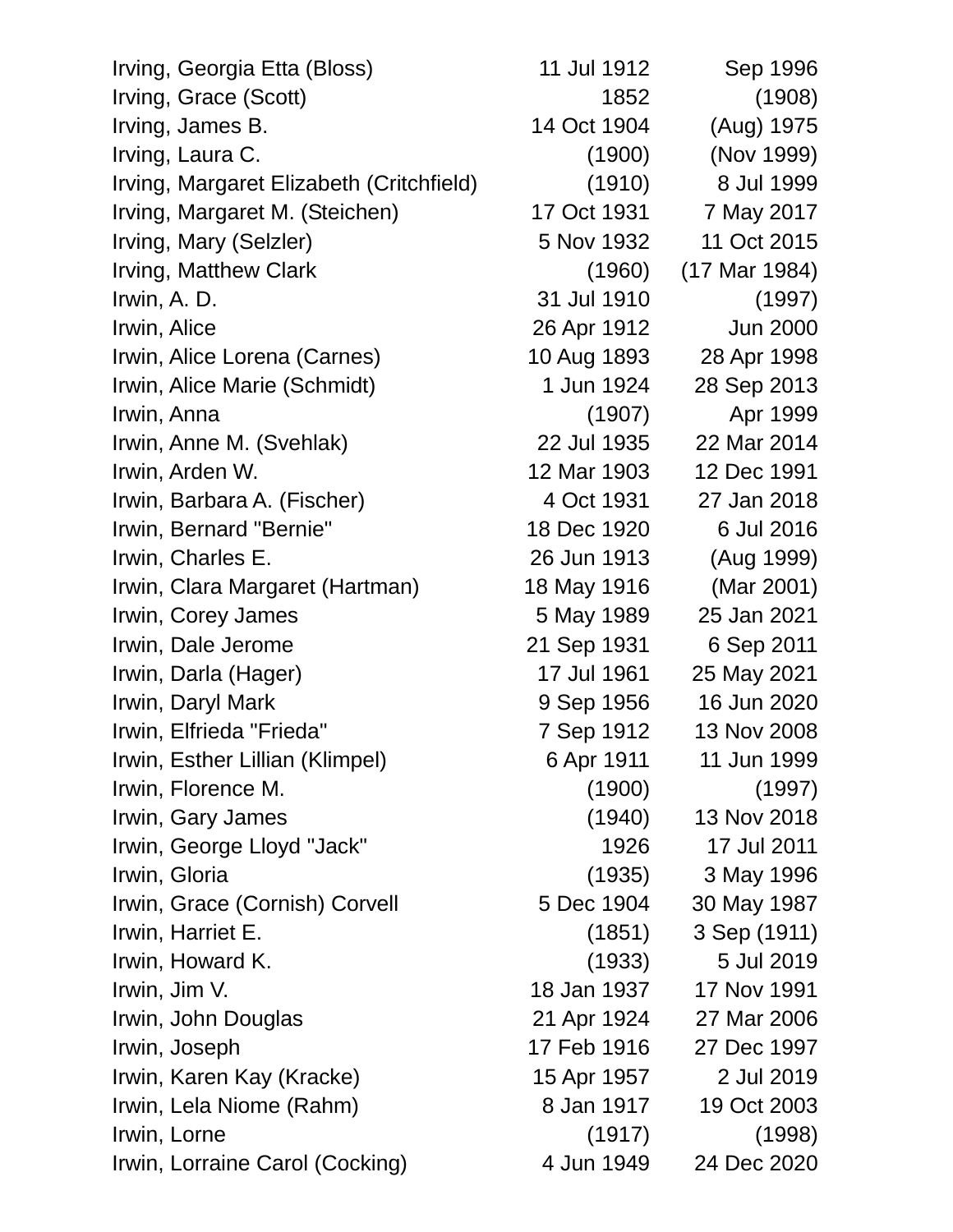| | | |
|---|---|---|
| Irving, Georgia Etta (Bloss) | 11 Jul 1912 | Sep 1996 |
| Irving, Grace (Scott) | 1852 | (1908) |
| Irving, James B. | 14 Oct 1904 | (Aug) 1975 |
| Irving, Laura C. | (1900) | (Nov 1999) |
| Irving, Margaret Elizabeth (Critchfield) | (1910) | 8 Jul 1999 |
| Irving, Margaret M. (Steichen) | 17 Oct 1931 | 7 May 2017 |
| Irving, Mary (Selzler) | 5 Nov 1932 | 11 Oct 2015 |
| Irving, Matthew Clark | (1960) | (17 Mar 1984) |
| Irwin, A. D. | 31 Jul 1910 | (1997) |
| Irwin, Alice | 26 Apr 1912 | Jun 2000 |
| Irwin, Alice Lorena (Carnes) | 10 Aug 1893 | 28 Apr 1998 |
| Irwin, Alice Marie (Schmidt) | 1 Jun 1924 | 28 Sep 2013 |
| Irwin, Anna | (1907) | Apr 1999 |
| Irwin, Anne M. (Svehlak) | 22 Jul 1935 | 22 Mar 2014 |
| Irwin, Arden W. | 12 Mar 1903 | 12 Dec 1991 |
| Irwin, Barbara A. (Fischer) | 4 Oct 1931 | 27 Jan 2018 |
| Irwin, Bernard "Bernie" | 18 Dec 1920 | 6 Jul 2016 |
| Irwin, Charles E. | 26 Jun 1913 | (Aug 1999) |
| Irwin, Clara Margaret (Hartman) | 18 May 1916 | (Mar 2001) |
| Irwin, Corey James | 5 May 1989 | 25 Jan 2021 |
| Irwin, Dale Jerome | 21 Sep 1931 | 6 Sep 2011 |
| Irwin, Darla (Hager) | 17 Jul 1961 | 25 May 2021 |
| Irwin, Daryl Mark | 9 Sep 1956 | 16 Jun 2020 |
| Irwin, Elfrieda "Frieda" | 7 Sep 1912 | 13 Nov 2008 |
| Irwin, Esther Lillian (Klimpel) | 6 Apr 1911 | 11 Jun 1999 |
| Irwin, Florence M. | (1900) | (1997) |
| Irwin, Gary James | (1940) | 13 Nov 2018 |
| Irwin, George Lloyd "Jack" | 1926 | 17 Jul 2011 |
| Irwin, Gloria | (1935) | 3 May 1996 |
| Irwin, Grace (Cornish) Corvell | 5 Dec 1904 | 30 May 1987 |
| Irwin, Harriet E. | (1851) | 3 Sep (1911) |
| Irwin, Howard K. | (1933) | 5 Jul 2019 |
| Irwin, Jim V. | 18 Jan 1937 | 17 Nov 1991 |
| Irwin, John Douglas | 21 Apr 1924 | 27 Mar 2006 |
| Irwin, Joseph | 17 Feb 1916 | 27 Dec 1997 |
| Irwin, Karen Kay (Kracke) | 15 Apr 1957 | 2 Jul 2019 |
| Irwin, Lela Niome (Rahm) | 8 Jan 1917 | 19 Oct 2003 |
| Irwin, Lorne | (1917) | (1998) |
| Irwin, Lorraine Carol (Cocking) | 4 Jun 1949 | 24 Dec 2020 |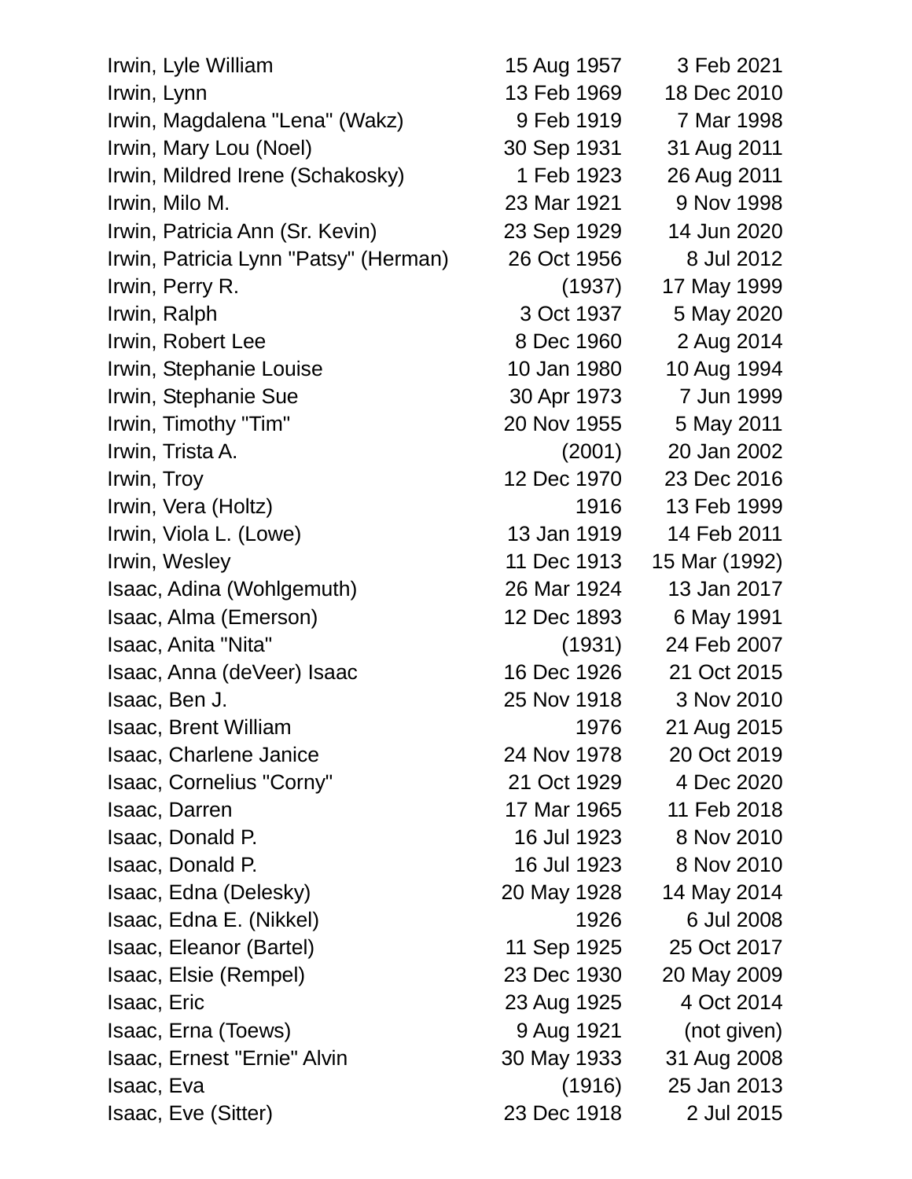| | | |
|---|---|---|
| Irwin, Lyle William | 15 Aug 1957 | 3 Feb 2021 |
| Irwin, Lynn | 13 Feb 1969 | 18 Dec 2010 |
| Irwin, Magdalena "Lena" (Wakz) | 9 Feb 1919 | 7 Mar 1998 |
| Irwin, Mary Lou (Noel) | 30 Sep 1931 | 31 Aug 2011 |
| Irwin, Mildred Irene (Schakosky) | 1 Feb 1923 | 26 Aug 2011 |
| Irwin, Milo M. | 23 Mar 1921 | 9 Nov 1998 |
| Irwin, Patricia Ann (Sr. Kevin) | 23 Sep 1929 | 14 Jun 2020 |
| Irwin, Patricia Lynn "Patsy" (Herman) | 26 Oct 1956 | 8 Jul 2012 |
| Irwin, Perry R. | (1937) | 17 May 1999 |
| Irwin, Ralph | 3 Oct 1937 | 5 May 2020 |
| Irwin, Robert Lee | 8 Dec 1960 | 2 Aug 2014 |
| Irwin, Stephanie Louise | 10 Jan 1980 | 10 Aug 1994 |
| Irwin, Stephanie Sue | 30 Apr 1973 | 7 Jun 1999 |
| Irwin, Timothy "Tim" | 20 Nov 1955 | 5 May 2011 |
| Irwin, Trista A. | (2001) | 20 Jan 2002 |
| Irwin, Troy | 12 Dec 1970 | 23 Dec 2016 |
| Irwin, Vera (Holtz) | 1916 | 13 Feb 1999 |
| Irwin, Viola L. (Lowe) | 13 Jan 1919 | 14 Feb 2011 |
| Irwin, Wesley | 11 Dec 1913 | 15 Mar (1992) |
| Isaac, Adina (Wohlgemuth) | 26 Mar 1924 | 13 Jan 2017 |
| Isaac, Alma (Emerson) | 12 Dec 1893 | 6 May 1991 |
| Isaac, Anita "Nita" | (1931) | 24 Feb 2007 |
| Isaac, Anna (deVeer) Isaac | 16 Dec 1926 | 21 Oct 2015 |
| Isaac, Ben J. | 25 Nov 1918 | 3 Nov 2010 |
| Isaac, Brent William | 1976 | 21 Aug 2015 |
| Isaac, Charlene Janice | 24 Nov 1978 | 20 Oct 2019 |
| Isaac, Cornelius "Corny" | 21 Oct 1929 | 4 Dec 2020 |
| Isaac, Darren | 17 Mar 1965 | 11 Feb 2018 |
| Isaac, Donald P. | 16 Jul 1923 | 8 Nov 2010 |
| Isaac, Donald P. | 16 Jul 1923 | 8 Nov 2010 |
| Isaac, Edna (Delesky) | 20 May 1928 | 14 May 2014 |
| Isaac, Edna E. (Nikkel) | 1926 | 6 Jul 2008 |
| Isaac, Eleanor (Bartel) | 11 Sep 1925 | 25 Oct 2017 |
| Isaac, Elsie (Rempel) | 23 Dec 1930 | 20 May 2009 |
| Isaac, Eric | 23 Aug 1925 | 4 Oct 2014 |
| Isaac, Erna (Toews) | 9 Aug 1921 | (not given) |
| Isaac, Ernest "Ernie" Alvin | 30 May 1933 | 31 Aug 2008 |
| Isaac, Eva | (1916) | 25 Jan 2013 |
| Isaac, Eve (Sitter) | 23 Dec 1918 | 2 Jul 2015 |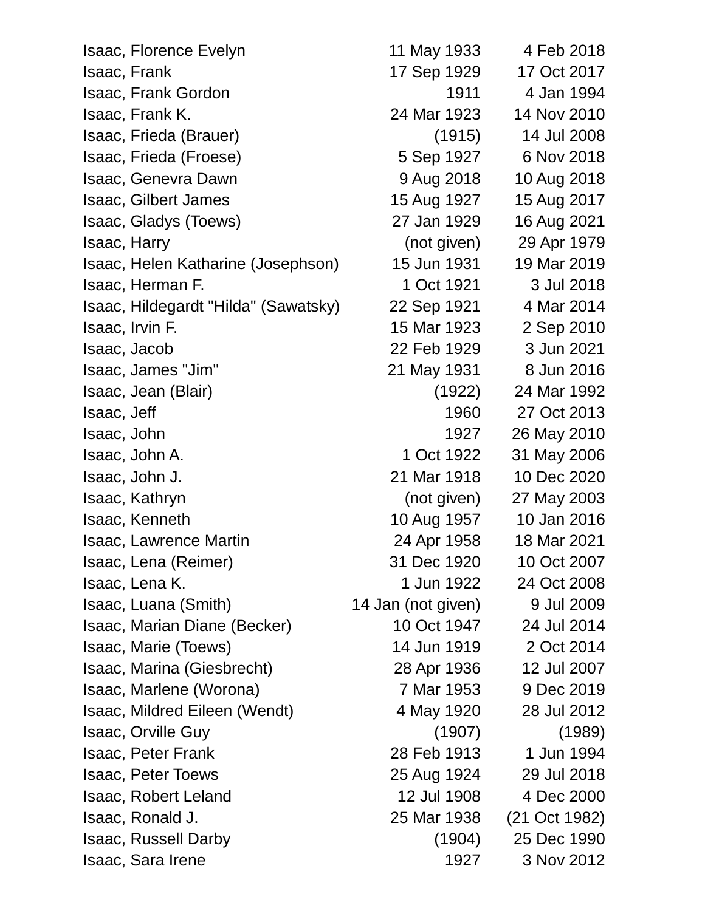| | | |
|---|---|---|
| Isaac, Florence Evelyn | 11 May 1933 | 4 Feb 2018 |
| Isaac, Frank | 17 Sep 1929 | 17 Oct 2017 |
| Isaac, Frank Gordon | 1911 | 4 Jan 1994 |
| Isaac, Frank K. | 24 Mar 1923 | 14 Nov 2010 |
| Isaac, Frieda (Brauer) | (1915) | 14 Jul 2008 |
| Isaac, Frieda (Froese) | 5 Sep 1927 | 6 Nov 2018 |
| Isaac, Genevra Dawn | 9 Aug 2018 | 10 Aug 2018 |
| Isaac, Gilbert James | 15 Aug 1927 | 15 Aug 2017 |
| Isaac, Gladys (Toews) | 27 Jan 1929 | 16 Aug 2021 |
| Isaac, Harry | (not given) | 29 Apr 1979 |
| Isaac, Helen Katharine (Josephson) | 15 Jun 1931 | 19 Mar 2019 |
| Isaac, Herman F. | 1 Oct 1921 | 3 Jul 2018 |
| Isaac, Hildegardt "Hilda" (Sawatsky) | 22 Sep 1921 | 4 Mar 2014 |
| Isaac, Irvin F. | 15 Mar 1923 | 2 Sep 2010 |
| Isaac, Jacob | 22 Feb 1929 | 3 Jun 2021 |
| Isaac, James "Jim" | 21 May 1931 | 8 Jun 2016 |
| Isaac, Jean (Blair) | (1922) | 24 Mar 1992 |
| Isaac, Jeff | 1960 | 27 Oct 2013 |
| Isaac, John | 1927 | 26 May 2010 |
| Isaac, John A. | 1 Oct 1922 | 31 May 2006 |
| Isaac, John J. | 21 Mar 1918 | 10 Dec 2020 |
| Isaac, Kathryn | (not given) | 27 May 2003 |
| Isaac, Kenneth | 10 Aug 1957 | 10 Jan 2016 |
| Isaac, Lawrence Martin | 24 Apr 1958 | 18 Mar 2021 |
| Isaac, Lena (Reimer) | 31 Dec 1920 | 10 Oct 2007 |
| Isaac, Lena K. | 1 Jun 1922 | 24 Oct 2008 |
| Isaac, Luana (Smith) | 14 Jan (not given) | 9 Jul 2009 |
| Isaac, Marian Diane (Becker) | 10 Oct 1947 | 24 Jul 2014 |
| Isaac, Marie (Toews) | 14 Jun 1919 | 2 Oct 2014 |
| Isaac, Marina (Giesbrecht) | 28 Apr 1936 | 12 Jul 2007 |
| Isaac, Marlene (Worona) | 7 Mar 1953 | 9 Dec 2019 |
| Isaac, Mildred Eileen (Wendt) | 4 May 1920 | 28 Jul 2012 |
| Isaac, Orville Guy | (1907) | (1989) |
| Isaac, Peter Frank | 28 Feb 1913 | 1 Jun 1994 |
| Isaac, Peter Toews | 25 Aug 1924 | 29 Jul 2018 |
| Isaac, Robert Leland | 12 Jul 1908 | 4 Dec 2000 |
| Isaac, Ronald J. | 25 Mar 1938 | (21 Oct 1982) |
| Isaac, Russell Darby | (1904) | 25 Dec 1990 |
| Isaac, Sara Irene | 1927 | 3 Nov 2012 |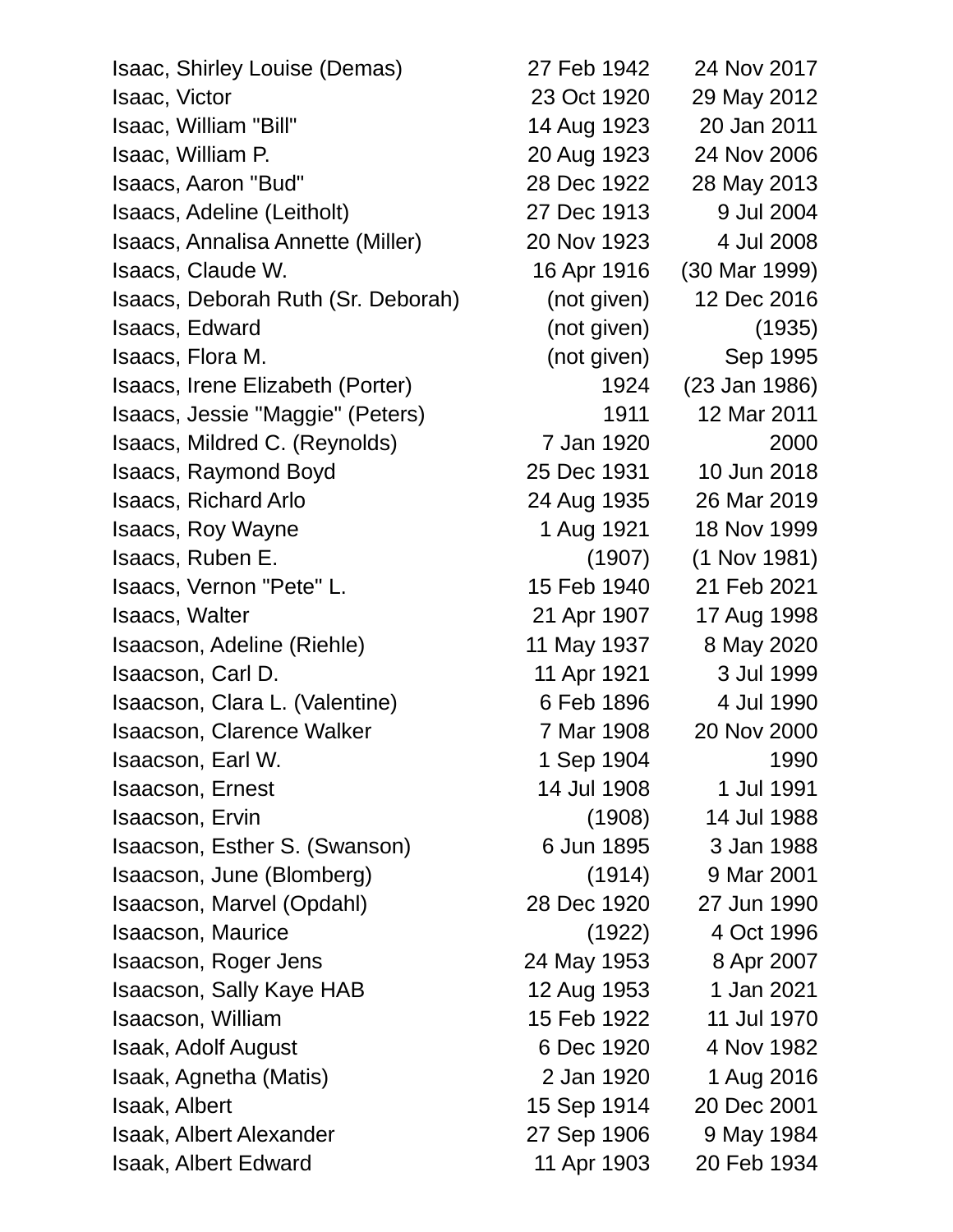| | | |
|---|---|---|
| Isaac, Shirley Louise (Demas) | 27 Feb 1942 | 24 Nov 2017 |
| Isaac, Victor | 23 Oct 1920 | 29 May 2012 |
| Isaac, William "Bill" | 14 Aug 1923 | 20 Jan 2011 |
| Isaac, William P. | 20 Aug 1923 | 24 Nov 2006 |
| Isaacs, Aaron "Bud" | 28 Dec 1922 | 28 May 2013 |
| Isaacs, Adeline (Leitholt) | 27 Dec 1913 | 9 Jul 2004 |
| Isaacs, Annalisa Annette (Miller) | 20 Nov 1923 | 4 Jul 2008 |
| Isaacs, Claude W. | 16 Apr 1916 | (30 Mar 1999) |
| Isaacs, Deborah Ruth (Sr. Deborah) | (not given) | 12 Dec 2016 |
| Isaacs, Edward | (not given) | (1935) |
| Isaacs, Flora M. | (not given) | Sep 1995 |
| Isaacs, Irene Elizabeth (Porter) | 1924 | (23 Jan 1986) |
| Isaacs, Jessie "Maggie" (Peters) | 1911 | 12 Mar 2011 |
| Isaacs, Mildred C. (Reynolds) | 7 Jan 1920 | 2000 |
| Isaacs, Raymond Boyd | 25 Dec 1931 | 10 Jun 2018 |
| Isaacs, Richard Arlo | 24 Aug 1935 | 26 Mar 2019 |
| Isaacs, Roy Wayne | 1 Aug 1921 | 18 Nov 1999 |
| Isaacs, Ruben E. | (1907) | (1 Nov 1981) |
| Isaacs, Vernon "Pete" L. | 15 Feb 1940 | 21 Feb 2021 |
| Isaacs, Walter | 21 Apr 1907 | 17 Aug 1998 |
| Isaacson, Adeline (Riehle) | 11 May 1937 | 8 May 2020 |
| Isaacson, Carl D. | 11 Apr 1921 | 3 Jul 1999 |
| Isaacson, Clara L. (Valentine) | 6 Feb 1896 | 4 Jul 1990 |
| Isaacson, Clarence Walker | 7 Mar 1908 | 20 Nov 2000 |
| Isaacson, Earl W. | 1 Sep 1904 | 1990 |
| Isaacson, Ernest | 14 Jul 1908 | 1 Jul 1991 |
| Isaacson, Ervin | (1908) | 14 Jul 1988 |
| Isaacson, Esther S. (Swanson) | 6 Jun 1895 | 3 Jan 1988 |
| Isaacson, June (Blomberg) | (1914) | 9 Mar 2001 |
| Isaacson, Marvel (Opdahl) | 28 Dec 1920 | 27 Jun 1990 |
| Isaacson, Maurice | (1922) | 4 Oct 1996 |
| Isaacson, Roger Jens | 24 May 1953 | 8 Apr 2007 |
| Isaacson, Sally Kaye HAB | 12 Aug 1953 | 1 Jan 2021 |
| Isaacson, William | 15 Feb 1922 | 11 Jul 1970 |
| Isaak, Adolf August | 6 Dec 1920 | 4 Nov 1982 |
| Isaak, Agnetha (Matis) | 2 Jan 1920 | 1 Aug 2016 |
| Isaak, Albert | 15 Sep 1914 | 20 Dec 2001 |
| Isaak, Albert Alexander | 27 Sep 1906 | 9 May 1984 |
| Isaak, Albert Edward | 11 Apr 1903 | 20 Feb 1934 |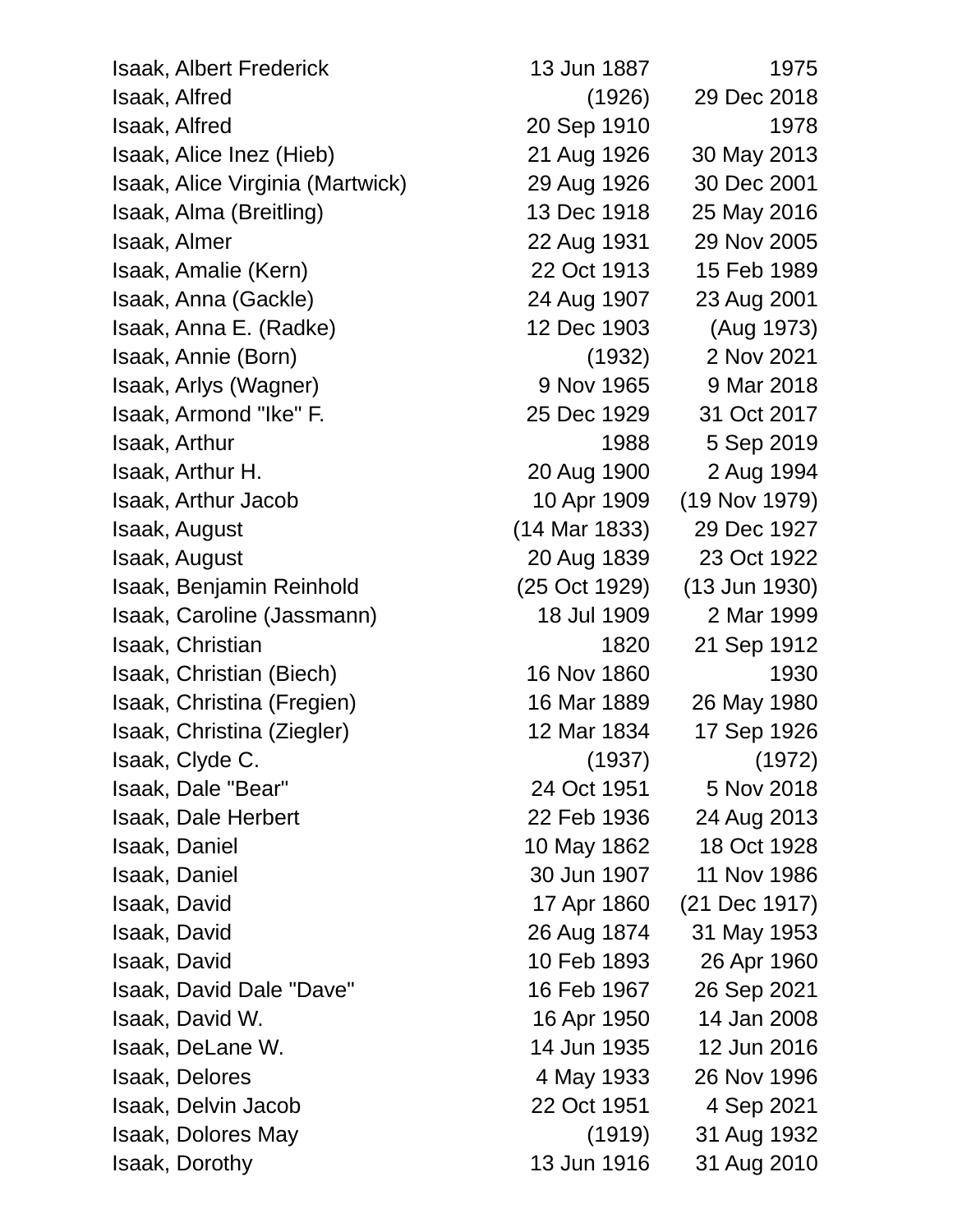| | | |
|---|---|---|
| Isaak, Albert Frederick | 13 Jun 1887 | 1975 |
| Isaak, Alfred | (1926) | 29 Dec 2018 |
| Isaak, Alfred | 20 Sep 1910 | 1978 |
| Isaak, Alice Inez (Hieb) | 21 Aug 1926 | 30 May 2013 |
| Isaak, Alice Virginia (Martwick) | 29 Aug 1926 | 30 Dec 2001 |
| Isaak, Alma (Breitling) | 13 Dec 1918 | 25 May 2016 |
| Isaak, Almer | 22 Aug 1931 | 29 Nov 2005 |
| Isaak, Amalie (Kern) | 22 Oct 1913 | 15 Feb 1989 |
| Isaak, Anna (Gackle) | 24 Aug 1907 | 23 Aug 2001 |
| Isaak, Anna E. (Radke) | 12 Dec 1903 | (Aug 1973) |
| Isaak, Annie (Born) | (1932) | 2 Nov 2021 |
| Isaak, Arlys (Wagner) | 9 Nov 1965 | 9 Mar 2018 |
| Isaak, Armond "Ike" F. | 25 Dec 1929 | 31 Oct 2017 |
| Isaak, Arthur | 1988 | 5 Sep 2019 |
| Isaak, Arthur H. | 20 Aug 1900 | 2 Aug 1994 |
| Isaak, Arthur Jacob | 10 Apr 1909 | (19 Nov 1979) |
| Isaak, August | (14 Mar 1833) | 29 Dec 1927 |
| Isaak, August | 20 Aug 1839 | 23 Oct 1922 |
| Isaak, Benjamin Reinhold | (25 Oct 1929) | (13 Jun 1930) |
| Isaak, Caroline (Jassmann) | 18 Jul 1909 | 2 Mar 1999 |
| Isaak, Christian | 1820 | 21 Sep 1912 |
| Isaak, Christian (Biech) | 16 Nov 1860 | 1930 |
| Isaak, Christina (Fregien) | 16 Mar 1889 | 26 May 1980 |
| Isaak, Christina (Ziegler) | 12 Mar 1834 | 17 Sep 1926 |
| Isaak, Clyde C. | (1937) | (1972) |
| Isaak, Dale "Bear" | 24 Oct 1951 | 5 Nov 2018 |
| Isaak, Dale Herbert | 22 Feb 1936 | 24 Aug 2013 |
| Isaak, Daniel | 10 May 1862 | 18 Oct 1928 |
| Isaak, Daniel | 30 Jun 1907 | 11 Nov 1986 |
| Isaak, David | 17 Apr 1860 | (21 Dec 1917) |
| Isaak, David | 26 Aug 1874 | 31 May 1953 |
| Isaak, David | 10 Feb 1893 | 26 Apr 1960 |
| Isaak, David Dale "Dave" | 16 Feb 1967 | 26 Sep 2021 |
| Isaak, David W. | 16 Apr 1950 | 14 Jan 2008 |
| Isaak, DeLane W. | 14 Jun 1935 | 12 Jun 2016 |
| Isaak, Delores | 4 May 1933 | 26 Nov 1996 |
| Isaak, Delvin Jacob | 22 Oct 1951 | 4 Sep 2021 |
| Isaak, Dolores May | (1919) | 31 Aug 1932 |
| Isaak, Dorothy | 13 Jun 1916 | 31 Aug 2010 |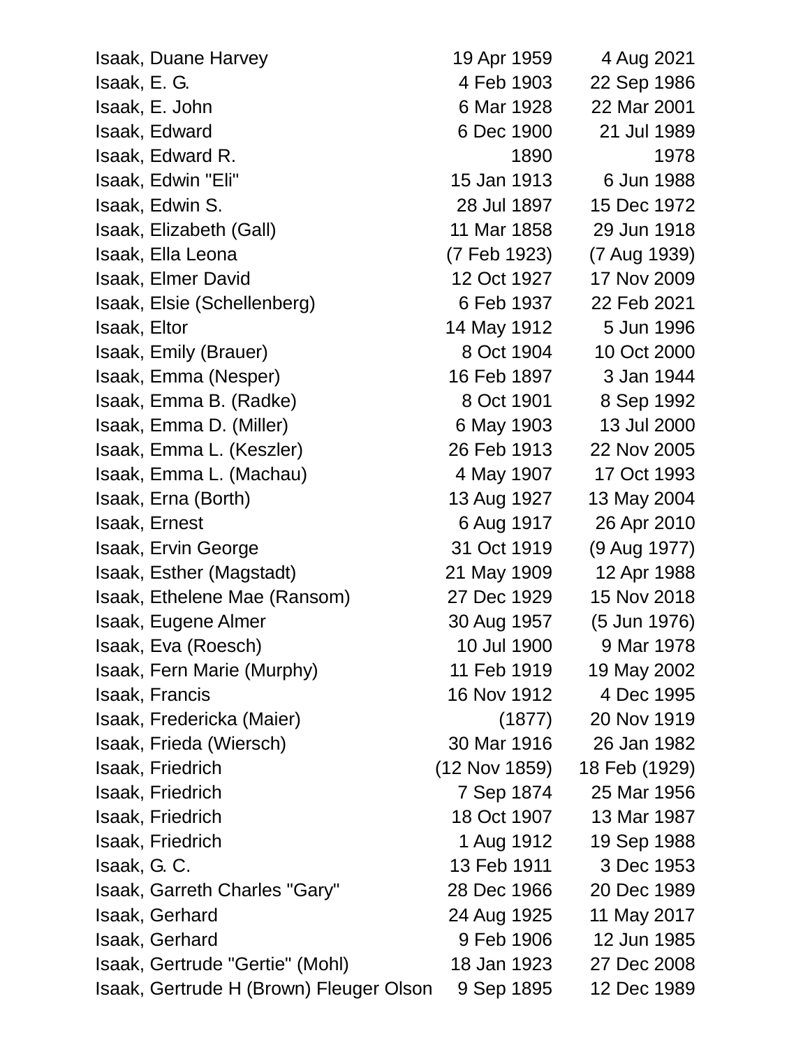| | | |
|---|---|---|
| Isaak, Duane Harvey | 19 Apr 1959 | 4 Aug 2021 |
| Isaak, E. G. | 4 Feb 1903 | 22 Sep 1986 |
| Isaak, E. John | 6 Mar 1928 | 22 Mar 2001 |
| Isaak, Edward | 6 Dec 1900 | 21 Jul 1989 |
| Isaak, Edward R. | 1890 | 1978 |
| Isaak, Edwin "Eli" | 15 Jan 1913 | 6 Jun 1988 |
| Isaak, Edwin S. | 28 Jul 1897 | 15 Dec 1972 |
| Isaak, Elizabeth (Gall) | 11 Mar 1858 | 29 Jun 1918 |
| Isaak, Ella Leona | (7 Feb 1923) | (7 Aug 1939) |
| Isaak, Elmer David | 12 Oct 1927 | 17 Nov 2009 |
| Isaak, Elsie (Schellenberg) | 6 Feb 1937 | 22 Feb 2021 |
| Isaak, Eltor | 14 May 1912 | 5 Jun 1996 |
| Isaak, Emily (Brauer) | 8 Oct 1904 | 10 Oct 2000 |
| Isaak, Emma (Nesper) | 16 Feb 1897 | 3 Jan 1944 |
| Isaak, Emma B. (Radke) | 8 Oct 1901 | 8 Sep 1992 |
| Isaak, Emma D. (Miller) | 6 May 1903 | 13 Jul 2000 |
| Isaak, Emma L. (Keszler) | 26 Feb 1913 | 22 Nov 2005 |
| Isaak, Emma L. (Machau) | 4 May 1907 | 17 Oct 1993 |
| Isaak, Erna (Borth) | 13 Aug 1927 | 13 May 2004 |
| Isaak, Ernest | 6 Aug 1917 | 26 Apr 2010 |
| Isaak, Ervin George | 31 Oct 1919 | (9 Aug 1977) |
| Isaak, Esther (Magstadt) | 21 May 1909 | 12 Apr 1988 |
| Isaak, Ethelene Mae (Ransom) | 27 Dec 1929 | 15 Nov 2018 |
| Isaak, Eugene Almer | 30 Aug 1957 | (5 Jun 1976) |
| Isaak, Eva (Roesch) | 10 Jul 1900 | 9 Mar 1978 |
| Isaak, Fern Marie (Murphy) | 11 Feb 1919 | 19 May 2002 |
| Isaak, Francis | 16 Nov 1912 | 4 Dec 1995 |
| Isaak, Fredericka (Maier) | (1877) | 20 Nov 1919 |
| Isaak, Frieda (Wiersch) | 30 Mar 1916 | 26 Jan 1982 |
| Isaak, Friedrich | (12 Nov 1859) | 18 Feb (1929) |
| Isaak, Friedrich | 7 Sep 1874 | 25 Mar 1956 |
| Isaak, Friedrich | 18 Oct 1907 | 13 Mar 1987 |
| Isaak, Friedrich | 1 Aug 1912 | 19 Sep 1988 |
| Isaak, G. C. | 13 Feb 1911 | 3 Dec 1953 |
| Isaak, Garreth Charles "Gary" | 28 Dec 1966 | 20 Dec 1989 |
| Isaak, Gerhard | 24 Aug 1925 | 11 May 2017 |
| Isaak, Gerhard | 9 Feb 1906 | 12 Jun 1985 |
| Isaak, Gertrude "Gertie" (Mohl) | 18 Jan 1923 | 27 Dec 2008 |
| Isaak, Gertrude H (Brown) Fleuger Olson | 9 Sep 1895 | 12 Dec 1989 |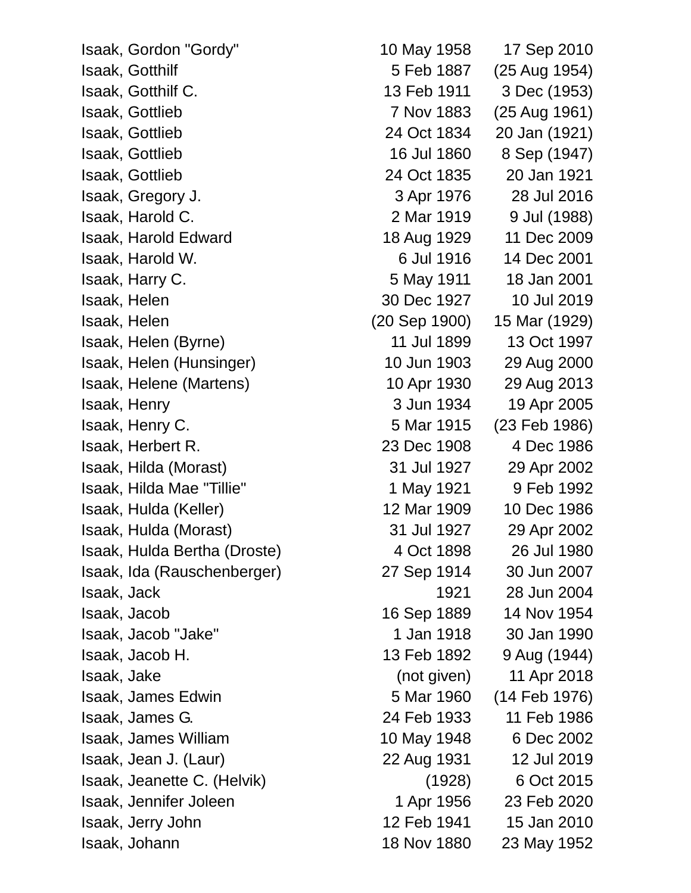| | | |
|---|---|---|
| Isaak, Gordon "Gordy" | 10 May 1958 | 17 Sep 2010 |
| Isaak, Gotthilf | 5 Feb 1887 | (25 Aug 1954) |
| Isaak, Gotthilf C. | 13 Feb 1911 | 3 Dec (1953) |
| Isaak, Gottlieb | 7 Nov 1883 | (25 Aug 1961) |
| Isaak, Gottlieb | 24 Oct 1834 | 20 Jan (1921) |
| Isaak, Gottlieb | 16 Jul 1860 | 8 Sep (1947) |
| Isaak, Gottlieb | 24 Oct 1835 | 20 Jan 1921 |
| Isaak, Gregory J. | 3 Apr 1976 | 28 Jul 2016 |
| Isaak, Harold C. | 2 Mar 1919 | 9 Jul (1988) |
| Isaak, Harold Edward | 18 Aug 1929 | 11 Dec 2009 |
| Isaak, Harold W. | 6 Jul 1916 | 14 Dec 2001 |
| Isaak, Harry C. | 5 May 1911 | 18 Jan 2001 |
| Isaak, Helen | 30 Dec 1927 | 10 Jul 2019 |
| Isaak, Helen | (20 Sep 1900) | 15 Mar (1929) |
| Isaak, Helen (Byrne) | 11 Jul 1899 | 13 Oct 1997 |
| Isaak, Helen (Hunsinger) | 10 Jun 1903 | 29 Aug 2000 |
| Isaak, Helene (Martens) | 10 Apr 1930 | 29 Aug 2013 |
| Isaak, Henry | 3 Jun 1934 | 19 Apr 2005 |
| Isaak, Henry C. | 5 Mar 1915 | (23 Feb 1986) |
| Isaak, Herbert R. | 23 Dec 1908 | 4 Dec 1986 |
| Isaak, Hilda (Morast) | 31 Jul 1927 | 29 Apr 2002 |
| Isaak, Hilda Mae "Tillie" | 1 May 1921 | 9 Feb 1992 |
| Isaak, Hulda (Keller) | 12 Mar 1909 | 10 Dec 1986 |
| Isaak, Hulda (Morast) | 31 Jul 1927 | 29 Apr 2002 |
| Isaak, Hulda Bertha (Droste) | 4 Oct 1898 | 26 Jul 1980 |
| Isaak, Ida (Rauschenberger) | 27 Sep 1914 | 30 Jun 2007 |
| Isaak, Jack | 1921 | 28 Jun 2004 |
| Isaak, Jacob | 16 Sep 1889 | 14 Nov 1954 |
| Isaak, Jacob "Jake" | 1 Jan 1918 | 30 Jan 1990 |
| Isaak, Jacob H. | 13 Feb 1892 | 9 Aug (1944) |
| Isaak, Jake | (not given) | 11 Apr 2018 |
| Isaak, James Edwin | 5 Mar 1960 | (14 Feb 1976) |
| Isaak, James G. | 24 Feb 1933 | 11 Feb 1986 |
| Isaak, James William | 10 May 1948 | 6 Dec 2002 |
| Isaak, Jean J. (Laur) | 22 Aug 1931 | 12 Jul 2019 |
| Isaak, Jeanette C. (Helvik) | (1928) | 6 Oct 2015 |
| Isaak, Jennifer Joleen | 1 Apr 1956 | 23 Feb 2020 |
| Isaak, Jerry John | 12 Feb 1941 | 15 Jan 2010 |
| Isaak, Johann | 18 Nov 1880 | 23 May 1952 |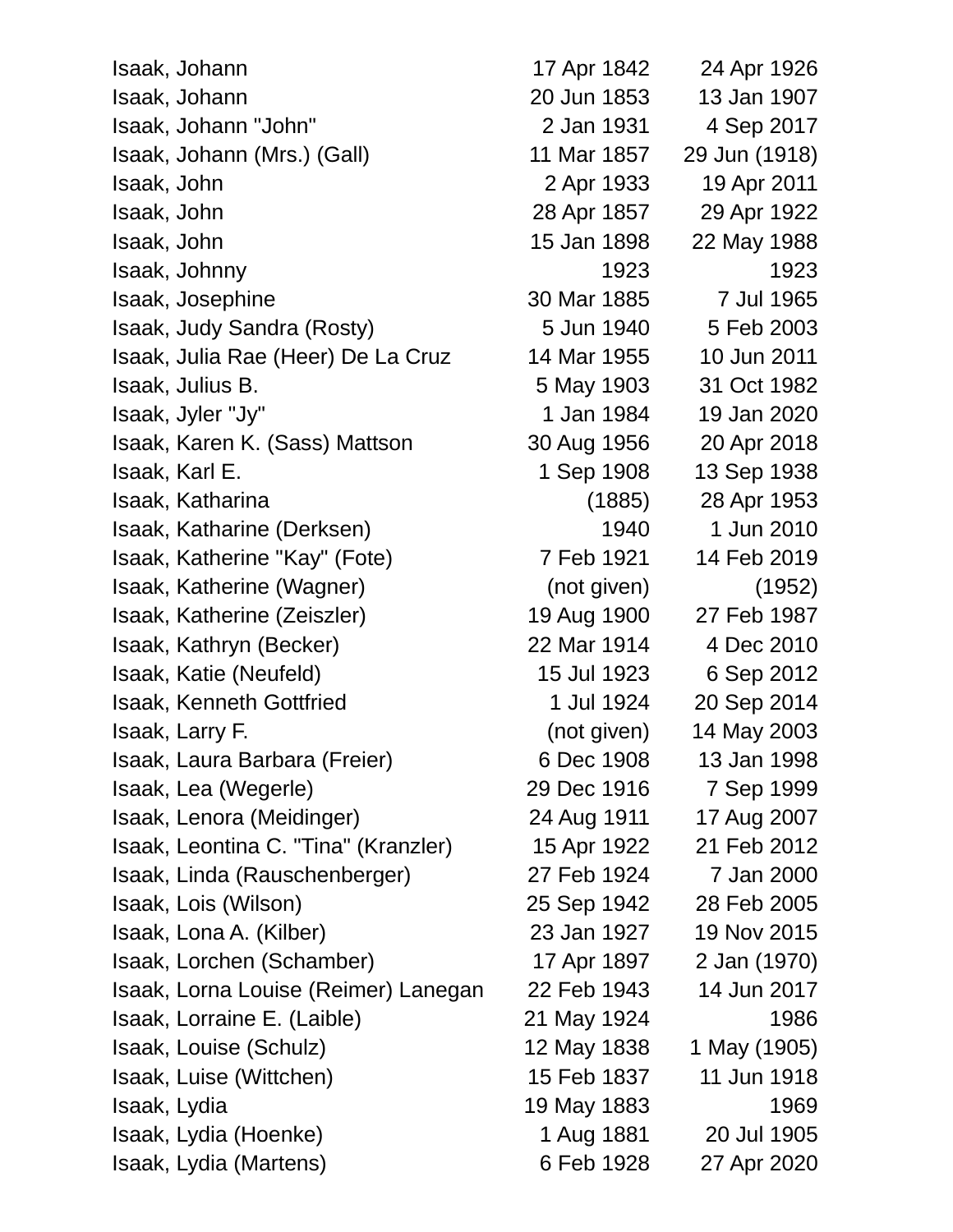| | | |
|---|---|---|
| Isaak, Johann | 17 Apr 1842 | 24 Apr 1926 |
| Isaak, Johann | 20 Jun 1853 | 13 Jan 1907 |
| Isaak, Johann "John" | 2 Jan 1931 | 4 Sep 2017 |
| Isaak, Johann (Mrs.) (Gall) | 11 Mar 1857 | 29 Jun (1918) |
| Isaak, John | 2 Apr 1933 | 19 Apr 2011 |
| Isaak, John | 28 Apr 1857 | 29 Apr 1922 |
| Isaak, John | 15 Jan 1898 | 22 May 1988 |
| Isaak, Johnny | 1923 | 1923 |
| Isaak, Josephine | 30 Mar 1885 | 7 Jul 1965 |
| Isaak, Judy Sandra (Rosty) | 5 Jun 1940 | 5 Feb 2003 |
| Isaak, Julia Rae (Heer) De La Cruz | 14 Mar 1955 | 10 Jun 2011 |
| Isaak, Julius B. | 5 May 1903 | 31 Oct 1982 |
| Isaak, Jyler "Jy" | 1 Jan 1984 | 19 Jan 2020 |
| Isaak, Karen K. (Sass) Mattson | 30 Aug 1956 | 20 Apr 2018 |
| Isaak, Karl E. | 1 Sep 1908 | 13 Sep 1938 |
| Isaak, Katharina | (1885) | 28 Apr 1953 |
| Isaak, Katharine (Derksen) | 1940 | 1 Jun 2010 |
| Isaak, Katherine "Kay" (Fote) | 7 Feb 1921 | 14 Feb 2019 |
| Isaak, Katherine (Wagner) | (not given) | (1952) |
| Isaak, Katherine (Zeiszler) | 19 Aug 1900 | 27 Feb 1987 |
| Isaak, Kathryn (Becker) | 22 Mar 1914 | 4 Dec 2010 |
| Isaak, Katie (Neufeld) | 15 Jul 1923 | 6 Sep 2012 |
| Isaak, Kenneth Gottfried | 1 Jul 1924 | 20 Sep 2014 |
| Isaak, Larry F. | (not given) | 14 May 2003 |
| Isaak, Laura Barbara (Freier) | 6 Dec 1908 | 13 Jan 1998 |
| Isaak, Lea (Wegerle) | 29 Dec 1916 | 7 Sep 1999 |
| Isaak, Lenora (Meidinger) | 24 Aug 1911 | 17 Aug 2007 |
| Isaak, Leontina C. "Tina" (Kranzler) | 15 Apr 1922 | 21 Feb 2012 |
| Isaak, Linda (Rauschenberger) | 27 Feb 1924 | 7 Jan 2000 |
| Isaak, Lois (Wilson) | 25 Sep 1942 | 28 Feb 2005 |
| Isaak, Lona A. (Kilber) | 23 Jan 1927 | 19 Nov 2015 |
| Isaak, Lorchen (Schamber) | 17 Apr 1897 | 2 Jan (1970) |
| Isaak, Lorna Louise (Reimer) Lanegan | 22 Feb 1943 | 14 Jun 2017 |
| Isaak, Lorraine E. (Laible) | 21 May 1924 | 1986 |
| Isaak, Louise (Schulz) | 12 May 1838 | 1 May (1905) |
| Isaak, Luise (Wittchen) | 15 Feb 1837 | 11 Jun 1918 |
| Isaak, Lydia | 19 May 1883 | 1969 |
| Isaak, Lydia (Hoenke) | 1 Aug 1881 | 20 Jul 1905 |
| Isaak, Lydia (Martens) | 6 Feb 1928 | 27 Apr 2020 |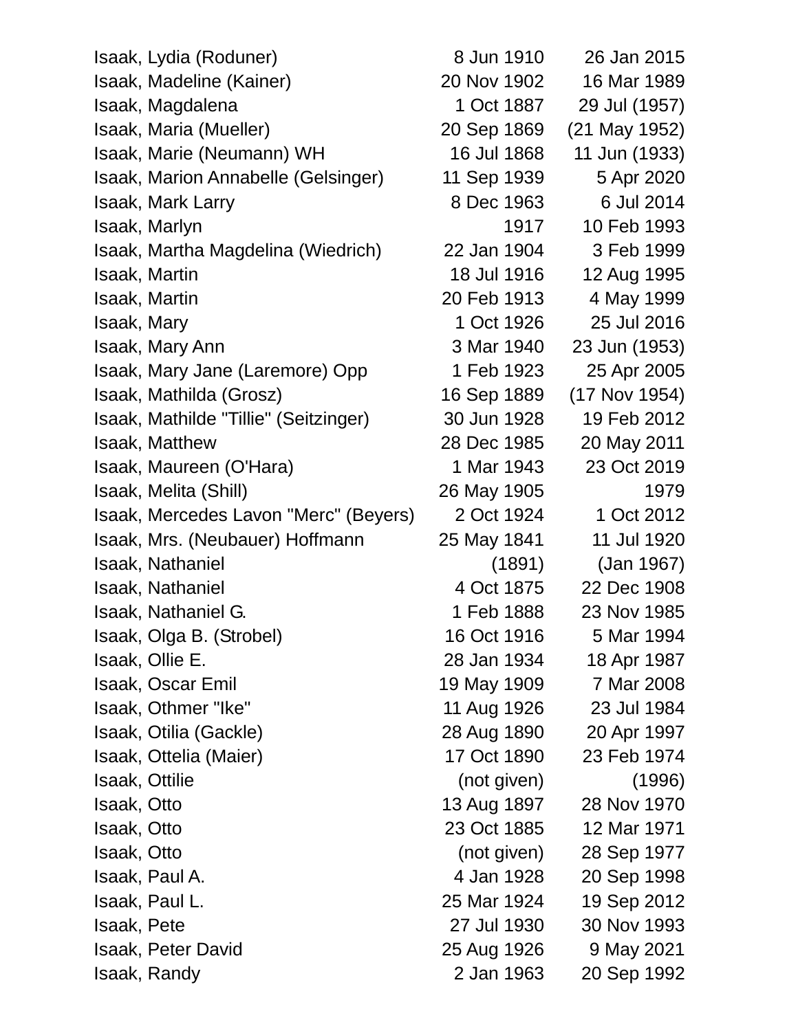| | | |
|---|---|---|
| Isaak, Lydia (Roduner) | 8 Jun 1910 | 26 Jan 2015 |
| Isaak, Madeline (Kainer) | 20 Nov 1902 | 16 Mar 1989 |
| Isaak, Magdalena | 1 Oct 1887 | 29 Jul (1957) |
| Isaak, Maria (Mueller) | 20 Sep 1869 | (21 May 1952) |
| Isaak, Marie (Neumann) WH | 16 Jul 1868 | 11 Jun (1933) |
| Isaak, Marion Annabelle (Gelsinger) | 11 Sep 1939 | 5 Apr 2020 |
| Isaak, Mark Larry | 8 Dec 1963 | 6 Jul 2014 |
| Isaak, Marlyn | 1917 | 10 Feb 1993 |
| Isaak, Martha Magdelina (Wiedrich) | 22 Jan 1904 | 3 Feb 1999 |
| Isaak, Martin | 18 Jul 1916 | 12 Aug 1995 |
| Isaak, Martin | 20 Feb 1913 | 4 May 1999 |
| Isaak, Mary | 1 Oct 1926 | 25 Jul 2016 |
| Isaak, Mary Ann | 3 Mar 1940 | 23 Jun (1953) |
| Isaak, Mary Jane (Laremore) Opp | 1 Feb 1923 | 25 Apr 2005 |
| Isaak, Mathilda (Grosz) | 16 Sep 1889 | (17 Nov 1954) |
| Isaak, Mathilde "Tillie" (Seitzinger) | 30 Jun 1928 | 19 Feb 2012 |
| Isaak, Matthew | 28 Dec 1985 | 20 May 2011 |
| Isaak, Maureen (O'Hara) | 1 Mar 1943 | 23 Oct 2019 |
| Isaak, Melita (Shill) | 26 May 1905 | 1979 |
| Isaak, Mercedes Lavon "Merc" (Beyers) | 2 Oct 1924 | 1 Oct 2012 |
| Isaak, Mrs. (Neubauer) Hoffmann | 25 May 1841 | 11 Jul 1920 |
| Isaak, Nathaniel | (1891) | (Jan 1967) |
| Isaak, Nathaniel | 4 Oct 1875 | 22 Dec 1908 |
| Isaak, Nathaniel G. | 1 Feb 1888 | 23 Nov 1985 |
| Isaak, Olga B. (Strobel) | 16 Oct 1916 | 5 Mar 1994 |
| Isaak, Ollie E. | 28 Jan 1934 | 18 Apr 1987 |
| Isaak, Oscar Emil | 19 May 1909 | 7 Mar 2008 |
| Isaak, Othmer "Ike" | 11 Aug 1926 | 23 Jul 1984 |
| Isaak, Otilia (Gackle) | 28 Aug 1890 | 20 Apr 1997 |
| Isaak, Ottelia (Maier) | 17 Oct 1890 | 23 Feb 1974 |
| Isaak, Ottilie | (not given) | (1996) |
| Isaak, Otto | 13 Aug 1897 | 28 Nov 1970 |
| Isaak, Otto | 23 Oct 1885 | 12 Mar 1971 |
| Isaak, Otto | (not given) | 28 Sep 1977 |
| Isaak, Paul A. | 4 Jan 1928 | 20 Sep 1998 |
| Isaak, Paul L. | 25 Mar 1924 | 19 Sep 2012 |
| Isaak, Pete | 27 Jul 1930 | 30 Nov 1993 |
| Isaak, Peter David | 25 Aug 1926 | 9 May 2021 |
| Isaak, Randy | 2 Jan 1963 | 20 Sep 1992 |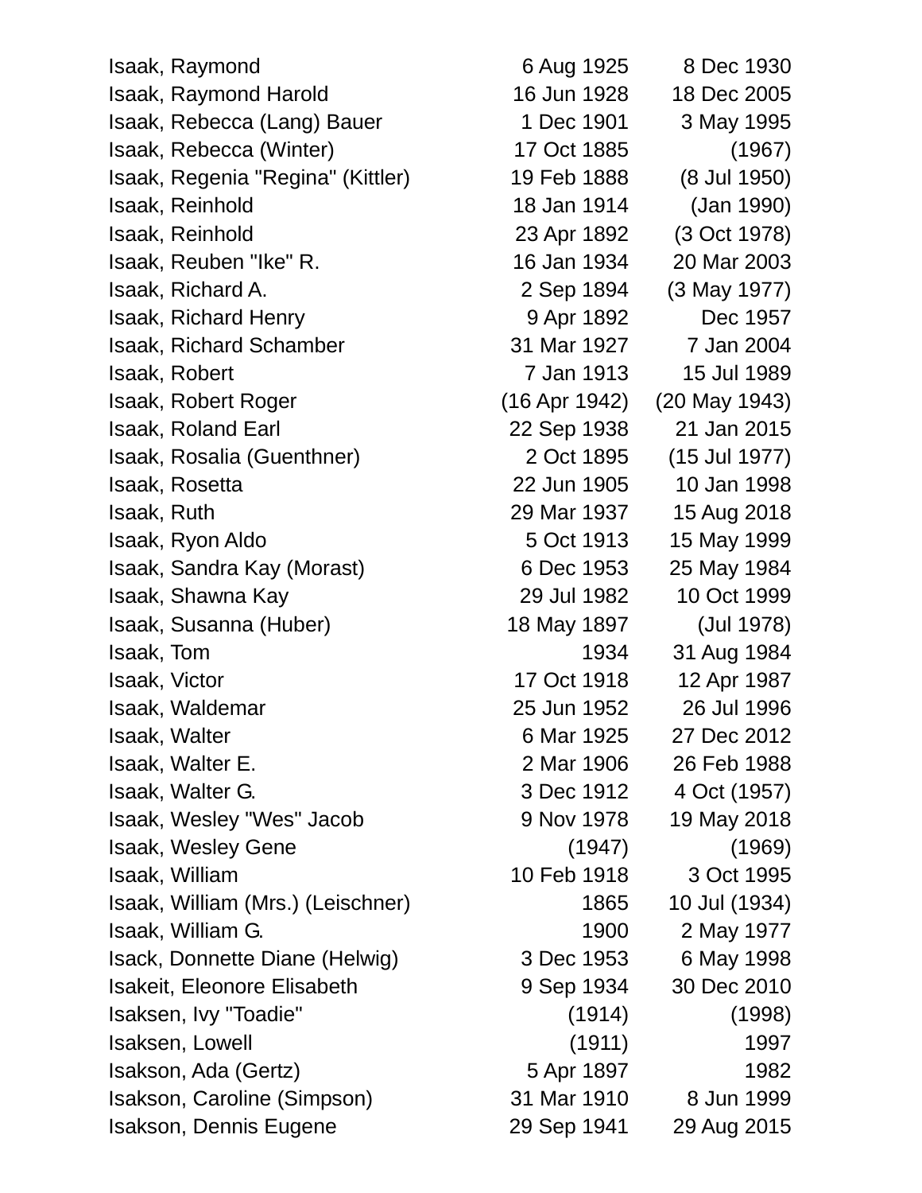| | | |
|---|---|---|
| Isaak, Raymond | 6 Aug 1925 | 8 Dec 1930 |
| Isaak, Raymond Harold | 16 Jun 1928 | 18 Dec 2005 |
| Isaak, Rebecca (Lang) Bauer | 1 Dec 1901 | 3 May 1995 |
| Isaak, Rebecca (Winter) | 17 Oct 1885 | (1967) |
| Isaak, Regenia "Regina" (Kittler) | 19 Feb 1888 | (8 Jul 1950) |
| Isaak, Reinhold | 18 Jan 1914 | (Jan 1990) |
| Isaak, Reinhold | 23 Apr 1892 | (3 Oct 1978) |
| Isaak, Reuben "Ike" R. | 16 Jan 1934 | 20 Mar 2003 |
| Isaak, Richard A. | 2 Sep 1894 | (3 May 1977) |
| Isaak, Richard Henry | 9 Apr 1892 | Dec 1957 |
| Isaak, Richard Schamber | 31 Mar 1927 | 7 Jan 2004 |
| Isaak, Robert | 7 Jan 1913 | 15 Jul 1989 |
| Isaak, Robert Roger | (16 Apr 1942) | (20 May 1943) |
| Isaak, Roland Earl | 22 Sep 1938 | 21 Jan 2015 |
| Isaak, Rosalia (Guenthner) | 2 Oct 1895 | (15 Jul 1977) |
| Isaak, Rosetta | 22 Jun 1905 | 10 Jan 1998 |
| Isaak, Ruth | 29 Mar 1937 | 15 Aug 2018 |
| Isaak, Ryon Aldo | 5 Oct 1913 | 15 May 1999 |
| Isaak, Sandra Kay (Morast) | 6 Dec 1953 | 25 May 1984 |
| Isaak, Shawna Kay | 29 Jul 1982 | 10 Oct 1999 |
| Isaak, Susanna (Huber) | 18 May 1897 | (Jul 1978) |
| Isaak, Tom | 1934 | 31 Aug 1984 |
| Isaak, Victor | 17 Oct 1918 | 12 Apr 1987 |
| Isaak, Waldemar | 25 Jun 1952 | 26 Jul 1996 |
| Isaak, Walter | 6 Mar 1925 | 27 Dec 2012 |
| Isaak, Walter E. | 2 Mar 1906 | 26 Feb 1988 |
| Isaak, Walter G. | 3 Dec 1912 | 4 Oct (1957) |
| Isaak, Wesley "Wes" Jacob | 9 Nov 1978 | 19 May 2018 |
| Isaak, Wesley Gene | (1947) | (1969) |
| Isaak, William | 10 Feb 1918 | 3 Oct 1995 |
| Isaak, William (Mrs.) (Leischner) | 1865 | 10 Jul (1934) |
| Isaak, William G. | 1900 | 2 May 1977 |
| Isack, Donnette Diane (Helwig) | 3 Dec 1953 | 6 May 1998 |
| Isakeit, Eleonore Elisabeth | 9 Sep 1934 | 30 Dec 2010 |
| Isaksen, Ivy "Toadie" | (1914) | (1998) |
| Isaksen, Lowell | (1911) | 1997 |
| Isakson, Ada (Gertz) | 5 Apr 1897 | 1982 |
| Isakson, Caroline (Simpson) | 31 Mar 1910 | 8 Jun 1999 |
| Isakson, Dennis Eugene | 29 Sep 1941 | 29 Aug 2015 |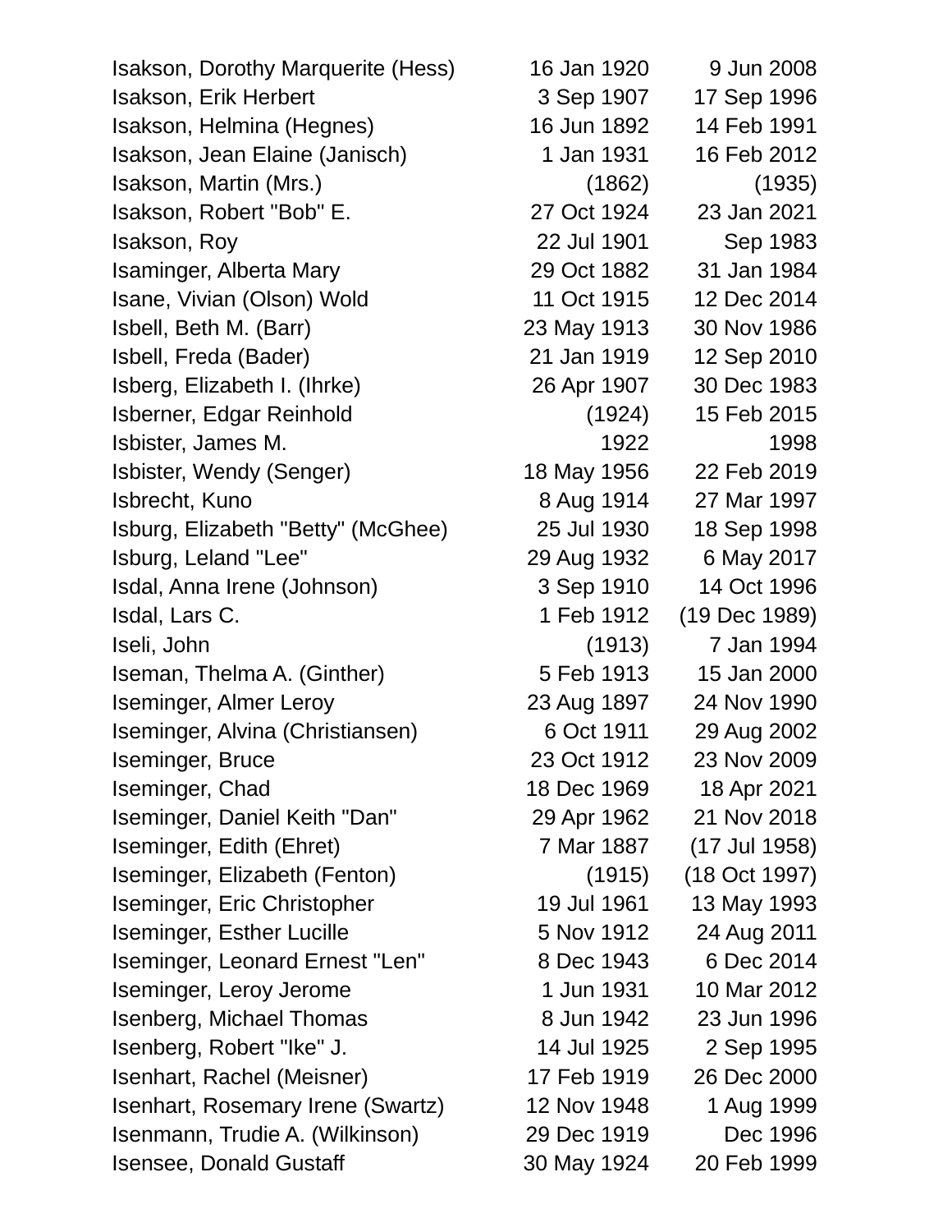| | | |
|---|---|---|
| Isakson, Dorothy Marquerite (Hess) | 16 Jan 1920 | 9 Jun 2008 |
| Isakson, Erik Herbert | 3 Sep 1907 | 17 Sep 1996 |
| Isakson, Helmina (Hegnes) | 16 Jun 1892 | 14 Feb 1991 |
| Isakson, Jean Elaine (Janisch) | 1 Jan 1931 | 16 Feb 2012 |
| Isakson, Martin (Mrs.) | (1862) | (1935) |
| Isakson, Robert "Bob" E. | 27 Oct 1924 | 23 Jan 2021 |
| Isakson, Roy | 22 Jul 1901 | Sep 1983 |
| Isaminger, Alberta Mary | 29 Oct 1882 | 31 Jan 1984 |
| Isane, Vivian (Olson) Wold | 11 Oct 1915 | 12 Dec 2014 |
| Isbell, Beth M. (Barr) | 23 May 1913 | 30 Nov 1986 |
| Isbell, Freda (Bader) | 21 Jan 1919 | 12 Sep 2010 |
| Isberg, Elizabeth I. (Ihrke) | 26 Apr 1907 | 30 Dec 1983 |
| Isberner, Edgar Reinhold | (1924) | 15 Feb 2015 |
| Isbister, James M. | 1922 | 1998 |
| Isbister, Wendy (Senger) | 18 May 1956 | 22 Feb 2019 |
| Isbrecht, Kuno | 8 Aug 1914 | 27 Mar 1997 |
| Isburg, Elizabeth "Betty" (McGhee) | 25 Jul 1930 | 18 Sep 1998 |
| Isburg, Leland "Lee" | 29 Aug 1932 | 6 May 2017 |
| Isdal, Anna Irene (Johnson) | 3 Sep 1910 | 14 Oct 1996 |
| Isdal, Lars C. | 1 Feb 1912 | (19 Dec 1989) |
| Iseli, John | (1913) | 7 Jan 1994 |
| Iseman, Thelma A. (Ginther) | 5 Feb 1913 | 15 Jan 2000 |
| Iseminger, Almer Leroy | 23 Aug 1897 | 24 Nov 1990 |
| Iseminger, Alvina (Christiansen) | 6 Oct 1911 | 29 Aug 2002 |
| Iseminger, Bruce | 23 Oct 1912 | 23 Nov 2009 |
| Iseminger, Chad | 18 Dec 1969 | 18 Apr 2021 |
| Iseminger, Daniel Keith "Dan" | 29 Apr 1962 | 21 Nov 2018 |
| Iseminger, Edith (Ehret) | 7 Mar 1887 | (17 Jul 1958) |
| Iseminger, Elizabeth (Fenton) | (1915) | (18 Oct 1997) |
| Iseminger, Eric Christopher | 19 Jul 1961 | 13 May 1993 |
| Iseminger, Esther Lucille | 5 Nov 1912 | 24 Aug 2011 |
| Iseminger, Leonard Ernest "Len" | 8 Dec 1943 | 6 Dec 2014 |
| Iseminger, Leroy Jerome | 1 Jun 1931 | 10 Mar 2012 |
| Isenberg, Michael Thomas | 8 Jun 1942 | 23 Jun 1996 |
| Isenberg, Robert "Ike" J. | 14 Jul 1925 | 2 Sep 1995 |
| Isenhart, Rachel (Meisner) | 17 Feb 1919 | 26 Dec 2000 |
| Isenhart, Rosemary Irene (Swartz) | 12 Nov 1948 | 1 Aug 1999 |
| Isenmann, Trudie A. (Wilkinson) | 29 Dec 1919 | Dec 1996 |
| Isensee, Donald Gustaff | 30 May 1924 | 20 Feb 1999 |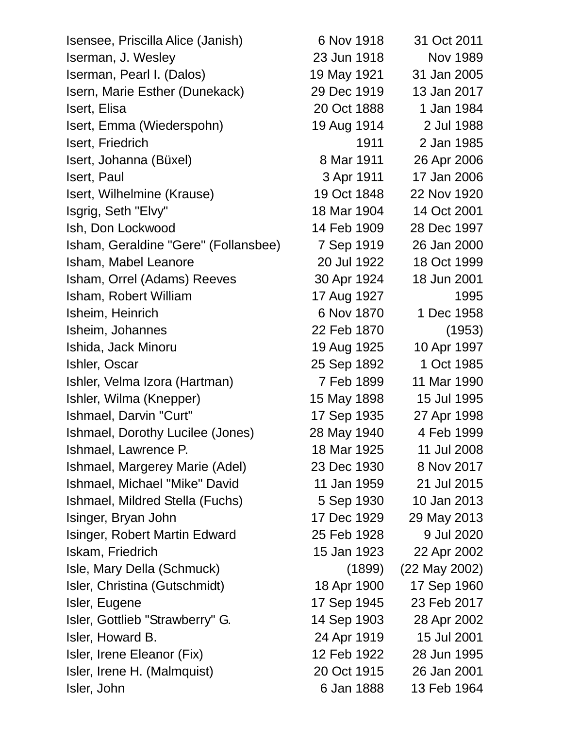| Name | Birth | Death |
|---|---|---|
| Isensee, Priscilla Alice (Janish) | 6 Nov 1918 | 31 Oct 2011 |
| Iserman, J. Wesley | 23 Jun 1918 | Nov 1989 |
| Iserman, Pearl I. (Dalos) | 19 May 1921 | 31 Jan 2005 |
| Isern, Marie Esther (Dunekack) | 29 Dec 1919 | 13 Jan 2017 |
| Isert, Elisa | 20 Oct 1888 | 1 Jan 1984 |
| Isert, Emma (Wiederspohn) | 19 Aug 1914 | 2 Jul 1988 |
| Isert, Friedrich | 1911 | 2 Jan 1985 |
| Isert, Johanna (Büxel) | 8 Mar 1911 | 26 Apr 2006 |
| Isert, Paul | 3 Apr 1911 | 17 Jan 2006 |
| Isert, Wilhelmine (Krause) | 19 Oct 1848 | 22 Nov 1920 |
| Isgrig, Seth "Elvy" | 18 Mar 1904 | 14 Oct 2001 |
| Ish, Don Lockwood | 14 Feb 1909 | 28 Dec 1997 |
| Isham, Geraldine "Gere" (Follansbee) | 7 Sep 1919 | 26 Jan 2000 |
| Isham, Mabel Leanore | 20 Jul 1922 | 18 Oct 1999 |
| Isham, Orrel (Adams) Reeves | 30 Apr 1924 | 18 Jun 2001 |
| Isham, Robert William | 17 Aug 1927 | 1995 |
| Isheim, Heinrich | 6 Nov 1870 | 1 Dec 1958 |
| Isheim, Johannes | 22 Feb 1870 | (1953) |
| Ishida, Jack Minoru | 19 Aug 1925 | 10 Apr 1997 |
| Ishler, Oscar | 25 Sep 1892 | 1 Oct 1985 |
| Ishler, Velma Izora (Hartman) | 7 Feb 1899 | 11 Mar 1990 |
| Ishler, Wilma (Knepper) | 15 May 1898 | 15 Jul 1995 |
| Ishmael, Darvin "Curt" | 17 Sep 1935 | 27 Apr 1998 |
| Ishmael, Dorothy Lucilee (Jones) | 28 May 1940 | 4 Feb 1999 |
| Ishmael, Lawrence P. | 18 Mar 1925 | 11 Jul 2008 |
| Ishmael, Margerey Marie (Adel) | 23 Dec 1930 | 8 Nov 2017 |
| Ishmael, Michael "Mike" David | 11 Jan 1959 | 21 Jul 2015 |
| Ishmael, Mildred Stella (Fuchs) | 5 Sep 1930 | 10 Jan 2013 |
| Isinger, Bryan John | 17 Dec 1929 | 29 May 2013 |
| Isinger, Robert Martin Edward | 25 Feb 1928 | 9 Jul 2020 |
| Iskam, Friedrich | 15 Jan 1923 | 22 Apr 2002 |
| Isle, Mary Della (Schmuck) | (1899) | (22 May 2002) |
| Isler, Christina (Gutschmidt) | 18 Apr 1900 | 17 Sep 1960 |
| Isler, Eugene | 17 Sep 1945 | 23 Feb 2017 |
| Isler, Gottlieb "Strawberry" G. | 14 Sep 1903 | 28 Apr 2002 |
| Isler, Howard B. | 24 Apr 1919 | 15 Jul 2001 |
| Isler, Irene Eleanor (Fix) | 12 Feb 1922 | 28 Jun 1995 |
| Isler, Irene H. (Malmquist) | 20 Oct 1915 | 26 Jan 2001 |
| Isler, John | 6 Jan 1888 | 13 Feb 1964 |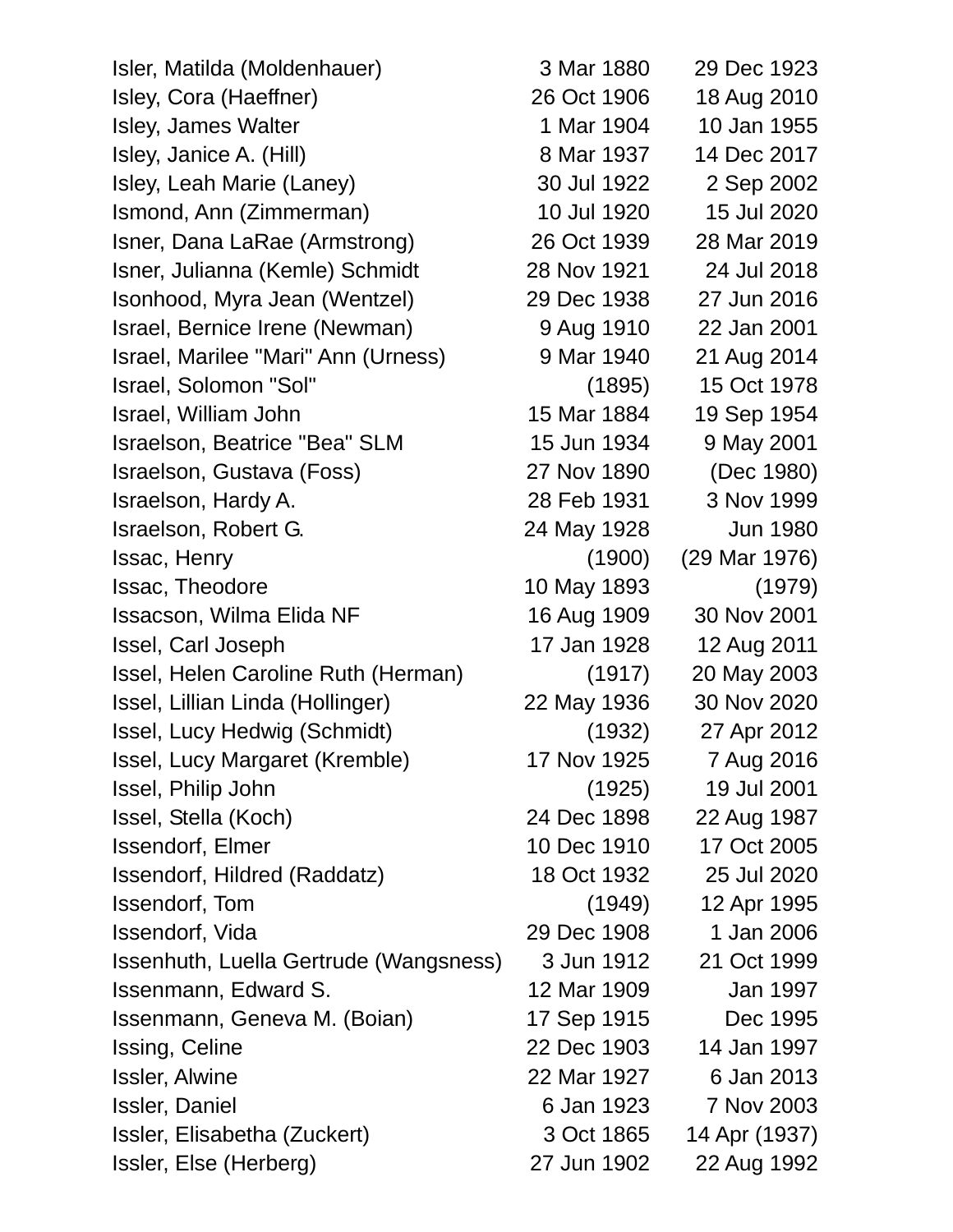| | | |
|---|---|---|
| Isler, Matilda (Moldenhauer) | 3 Mar 1880 | 29 Dec 1923 |
| Isley, Cora (Haeffner) | 26 Oct 1906 | 18 Aug 2010 |
| Isley, James Walter | 1 Mar 1904 | 10 Jan 1955 |
| Isley, Janice A. (Hill) | 8 Mar 1937 | 14 Dec 2017 |
| Isley, Leah Marie (Laney) | 30 Jul 1922 | 2 Sep 2002 |
| Ismond, Ann (Zimmerman) | 10 Jul 1920 | 15 Jul 2020 |
| Isner, Dana LaRae (Armstrong) | 26 Oct 1939 | 28 Mar 2019 |
| Isner, Julianna (Kemle) Schmidt | 28 Nov 1921 | 24 Jul 2018 |
| Isonhood, Myra Jean (Wentzel) | 29 Dec 1938 | 27 Jun 2016 |
| Israel, Bernice Irene (Newman) | 9 Aug 1910 | 22 Jan 2001 |
| Israel, Marilee "Mari" Ann (Urness) | 9 Mar 1940 | 21 Aug 2014 |
| Israel, Solomon "Sol" | (1895) | 15 Oct 1978 |
| Israel, William John | 15 Mar 1884 | 19 Sep 1954 |
| Israelson, Beatrice "Bea" SLM | 15 Jun 1934 | 9 May 2001 |
| Israelson, Gustava (Foss) | 27 Nov 1890 | (Dec 1980) |
| Israelson, Hardy A. | 28 Feb 1931 | 3 Nov 1999 |
| Israelson, Robert G. | 24 May 1928 | Jun 1980 |
| Issac, Henry | (1900) | (29 Mar 1976) |
| Issac, Theodore | 10 May 1893 | (1979) |
| Issacson, Wilma Elida NF | 16 Aug 1909 | 30 Nov 2001 |
| Issel, Carl Joseph | 17 Jan 1928 | 12 Aug 2011 |
| Issel, Helen Caroline Ruth (Herman) | (1917) | 20 May 2003 |
| Issel, Lillian Linda (Hollinger) | 22 May 1936 | 30 Nov 2020 |
| Issel, Lucy Hedwig (Schmidt) | (1932) | 27 Apr 2012 |
| Issel, Lucy Margaret (Kremble) | 17 Nov 1925 | 7 Aug 2016 |
| Issel, Philip John | (1925) | 19 Jul 2001 |
| Issel, Stella (Koch) | 24 Dec 1898 | 22 Aug 1987 |
| Issendorf, Elmer | 10 Dec 1910 | 17 Oct 2005 |
| Issendorf, Hildred (Raddatz) | 18 Oct 1932 | 25 Jul 2020 |
| Issendorf, Tom | (1949) | 12 Apr 1995 |
| Issendorf, Vida | 29 Dec 1908 | 1 Jan 2006 |
| Issenhuth, Luella Gertrude (Wangsness) | 3 Jun 1912 | 21 Oct 1999 |
| Issenmann, Edward S. | 12 Mar 1909 | Jan 1997 |
| Issenmann, Geneva M. (Boian) | 17 Sep 1915 | Dec 1995 |
| Issing, Celine | 22 Dec 1903 | 14 Jan 1997 |
| Issler, Alwine | 22 Mar 1927 | 6 Jan 2013 |
| Issler, Daniel | 6 Jan 1923 | 7 Nov 2003 |
| Issler, Elisabetha (Zuckert) | 3 Oct 1865 | 14 Apr (1937) |
| Issler, Else (Herberg) | 27 Jun 1902 | 22 Aug 1992 |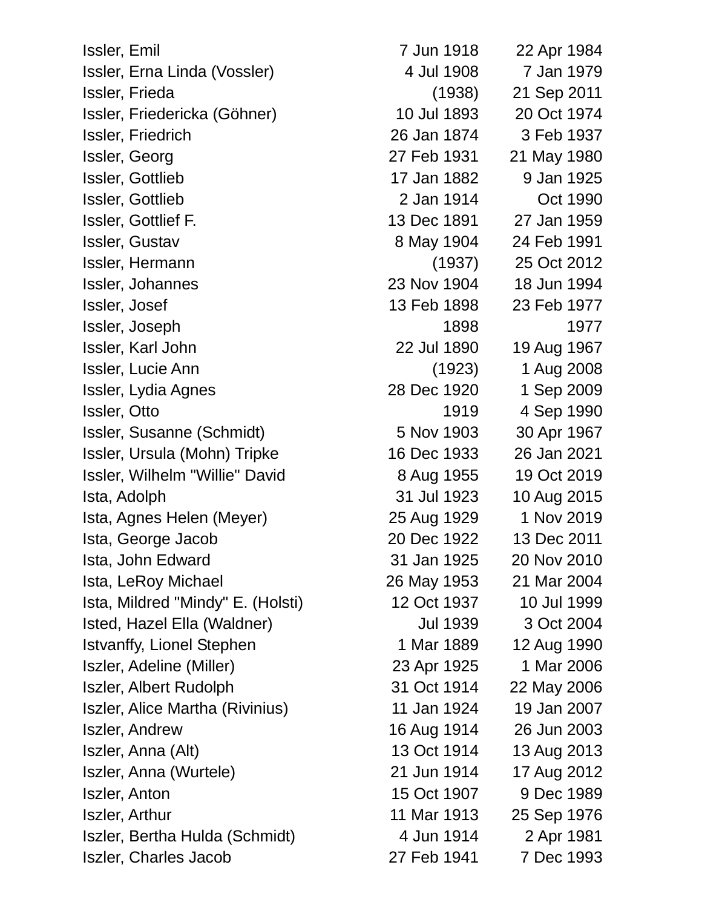| | | |
|---|---|---|
| Issler, Emil | 7 Jun 1918 | 22 Apr 1984 |
| Issler, Erna Linda (Vossler) | 4 Jul 1908 | 7 Jan 1979 |
| Issler, Frieda | (1938) | 21 Sep 2011 |
| Issler, Friedericka (Göhner) | 10 Jul 1893 | 20 Oct 1974 |
| Issler, Friedrich | 26 Jan 1874 | 3 Feb 1937 |
| Issler, Georg | 27 Feb 1931 | 21 May 1980 |
| Issler, Gottlieb | 17 Jan 1882 | 9 Jan 1925 |
| Issler, Gottlieb | 2 Jan 1914 | Oct 1990 |
| Issler, Gottlief F. | 13 Dec 1891 | 27 Jan 1959 |
| Issler, Gustav | 8 May 1904 | 24 Feb 1991 |
| Issler, Hermann | (1937) | 25 Oct 2012 |
| Issler, Johannes | 23 Nov 1904 | 18 Jun 1994 |
| Issler, Josef | 13 Feb 1898 | 23 Feb 1977 |
| Issler, Joseph | 1898 | 1977 |
| Issler, Karl John | 22 Jul 1890 | 19 Aug 1967 |
| Issler, Lucie Ann | (1923) | 1 Aug 2008 |
| Issler, Lydia Agnes | 28 Dec 1920 | 1 Sep 2009 |
| Issler, Otto | 1919 | 4 Sep 1990 |
| Issler, Susanne (Schmidt) | 5 Nov 1903 | 30 Apr 1967 |
| Issler, Ursula (Mohn) Tripke | 16 Dec 1933 | 26 Jan 2021 |
| Issler, Wilhelm "Willie" David | 8 Aug 1955 | 19 Oct 2019 |
| Ista, Adolph | 31 Jul 1923 | 10 Aug 2015 |
| Ista, Agnes Helen (Meyer) | 25 Aug 1929 | 1 Nov 2019 |
| Ista, George Jacob | 20 Dec 1922 | 13 Dec 2011 |
| Ista, John Edward | 31 Jan 1925 | 20 Nov 2010 |
| Ista, LeRoy Michael | 26 May 1953 | 21 Mar 2004 |
| Ista, Mildred "Mindy" E. (Holsti) | 12 Oct 1937 | 10 Jul 1999 |
| Isted, Hazel Ella (Waldner) | Jul 1939 | 3 Oct 2004 |
| Istvanffy, Lionel Stephen | 1 Mar 1889 | 12 Aug 1990 |
| Iszler, Adeline (Miller) | 23 Apr 1925 | 1 Mar 2006 |
| Iszler, Albert Rudolph | 31 Oct 1914 | 22 May 2006 |
| Iszler, Alice Martha (Rivinius) | 11 Jan 1924 | 19 Jan 2007 |
| Iszler, Andrew | 16 Aug 1914 | 26 Jun 2003 |
| Iszler, Anna (Alt) | 13 Oct 1914 | 13 Aug 2013 |
| Iszler, Anna (Wurtele) | 21 Jun 1914 | 17 Aug 2012 |
| Iszler, Anton | 15 Oct 1907 | 9 Dec 1989 |
| Iszler, Arthur | 11 Mar 1913 | 25 Sep 1976 |
| Iszler, Bertha Hulda (Schmidt) | 4 Jun 1914 | 2 Apr 1981 |
| Iszler, Charles Jacob | 27 Feb 1941 | 7 Dec 1993 |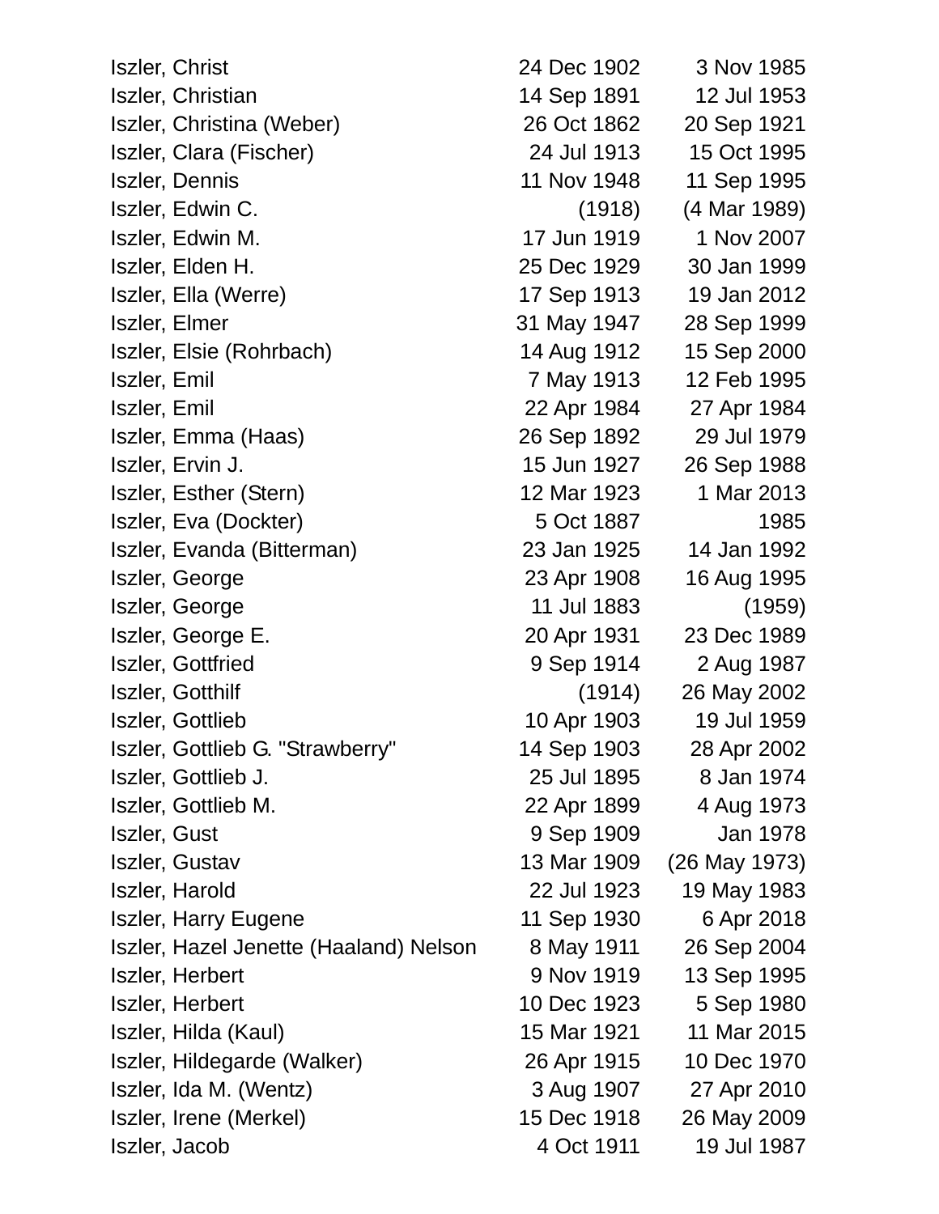| | | |
|---|---|---|
| Iszler, Christ | 24 Dec 1902 | 3 Nov 1985 |
| Iszler, Christian | 14 Sep 1891 | 12 Jul 1953 |
| Iszler, Christina (Weber) | 26 Oct 1862 | 20 Sep 1921 |
| Iszler, Clara (Fischer) | 24 Jul 1913 | 15 Oct 1995 |
| Iszler, Dennis | 11 Nov 1948 | 11 Sep 1995 |
| Iszler, Edwin C. | (1918) | (4 Mar 1989) |
| Iszler, Edwin M. | 17 Jun 1919 | 1 Nov 2007 |
| Iszler, Elden H. | 25 Dec 1929 | 30 Jan 1999 |
| Iszler, Ella (Werre) | 17 Sep 1913 | 19 Jan 2012 |
| Iszler, Elmer | 31 May 1947 | 28 Sep 1999 |
| Iszler, Elsie (Rohrbach) | 14 Aug 1912 | 15 Sep 2000 |
| Iszler, Emil | 7 May 1913 | 12 Feb 1995 |
| Iszler, Emil | 22 Apr 1984 | 27 Apr 1984 |
| Iszler, Emma (Haas) | 26 Sep 1892 | 29 Jul 1979 |
| Iszler, Ervin J. | 15 Jun 1927 | 26 Sep 1988 |
| Iszler, Esther (Stern) | 12 Mar 1923 | 1 Mar 2013 |
| Iszler, Eva (Dockter) | 5 Oct 1887 | 1985 |
| Iszler, Evanda (Bitterman) | 23 Jan 1925 | 14 Jan 1992 |
| Iszler, George | 23 Apr 1908 | 16 Aug 1995 |
| Iszler, George | 11 Jul 1883 | (1959) |
| Iszler, George E. | 20 Apr 1931 | 23 Dec 1989 |
| Iszler, Gottfried | 9 Sep 1914 | 2 Aug 1987 |
| Iszler, Gotthilf | (1914) | 26 May 2002 |
| Iszler, Gottlieb | 10 Apr 1903 | 19 Jul 1959 |
| Iszler, Gottlieb G. "Strawberry" | 14 Sep 1903 | 28 Apr 2002 |
| Iszler, Gottlieb J. | 25 Jul 1895 | 8 Jan 1974 |
| Iszler, Gottlieb M. | 22 Apr 1899 | 4 Aug 1973 |
| Iszler, Gust | 9 Sep 1909 | Jan 1978 |
| Iszler, Gustav | 13 Mar 1909 | (26 May 1973) |
| Iszler, Harold | 22 Jul 1923 | 19 May 1983 |
| Iszler, Harry Eugene | 11 Sep 1930 | 6 Apr 2018 |
| Iszler, Hazel Jenette (Haaland) Nelson | 8 May 1911 | 26 Sep 2004 |
| Iszler, Herbert | 9 Nov 1919 | 13 Sep 1995 |
| Iszler, Herbert | 10 Dec 1923 | 5 Sep 1980 |
| Iszler, Hilda (Kaul) | 15 Mar 1921 | 11 Mar 2015 |
| Iszler, Hildegarde (Walker) | 26 Apr 1915 | 10 Dec 1970 |
| Iszler, Ida M. (Wentz) | 3 Aug 1907 | 27 Apr 2010 |
| Iszler, Irene (Merkel) | 15 Dec 1918 | 26 May 2009 |
| Iszler, Jacob | 4 Oct 1911 | 19 Jul 1987 |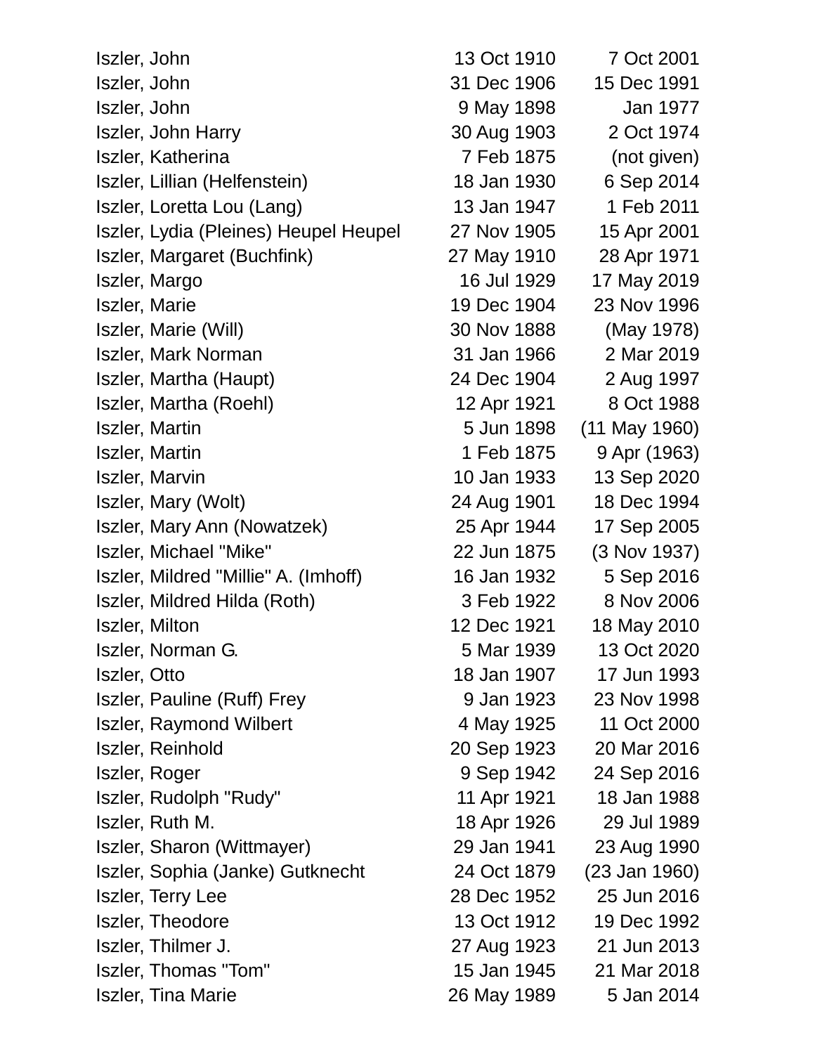| | | |
|---|---|---|
| Iszler, John | 13 Oct 1910 | 7 Oct 2001 |
| Iszler, John | 31 Dec 1906 | 15 Dec 1991 |
| Iszler, John | 9 May 1898 | Jan 1977 |
| Iszler, John Harry | 30 Aug 1903 | 2 Oct 1974 |
| Iszler, Katherina | 7 Feb 1875 | (not given) |
| Iszler, Lillian (Helfenstein) | 18 Jan 1930 | 6 Sep 2014 |
| Iszler, Loretta Lou (Lang) | 13 Jan 1947 | 1 Feb 2011 |
| Iszler, Lydia (Pleines) Heupel Heupel | 27 Nov 1905 | 15 Apr 2001 |
| Iszler, Margaret (Buchfink) | 27 May 1910 | 28 Apr 1971 |
| Iszler, Margo | 16 Jul 1929 | 17 May 2019 |
| Iszler, Marie | 19 Dec 1904 | 23 Nov 1996 |
| Iszler, Marie (Will) | 30 Nov 1888 | (May 1978) |
| Iszler, Mark Norman | 31 Jan 1966 | 2 Mar 2019 |
| Iszler, Martha (Haupt) | 24 Dec 1904 | 2 Aug 1997 |
| Iszler, Martha (Roehl) | 12 Apr 1921 | 8 Oct 1988 |
| Iszler, Martin | 5 Jun 1898 | (11 May 1960) |
| Iszler, Martin | 1 Feb 1875 | 9 Apr (1963) |
| Iszler, Marvin | 10 Jan 1933 | 13 Sep 2020 |
| Iszler, Mary (Wolt) | 24 Aug 1901 | 18 Dec 1994 |
| Iszler, Mary Ann (Nowatzek) | 25 Apr 1944 | 17 Sep 2005 |
| Iszler, Michael "Mike" | 22 Jun 1875 | (3 Nov 1937) |
| Iszler, Mildred "Millie" A. (Imhoff) | 16 Jan 1932 | 5 Sep 2016 |
| Iszler, Mildred Hilda (Roth) | 3 Feb 1922 | 8 Nov 2006 |
| Iszler, Milton | 12 Dec 1921 | 18 May 2010 |
| Iszler, Norman G. | 5 Mar 1939 | 13 Oct 2020 |
| Iszler, Otto | 18 Jan 1907 | 17 Jun 1993 |
| Iszler, Pauline (Ruff) Frey | 9 Jan 1923 | 23 Nov 1998 |
| Iszler, Raymond Wilbert | 4 May 1925 | 11 Oct 2000 |
| Iszler, Reinhold | 20 Sep 1923 | 20 Mar 2016 |
| Iszler, Roger | 9 Sep 1942 | 24 Sep 2016 |
| Iszler, Rudolph "Rudy" | 11 Apr 1921 | 18 Jan 1988 |
| Iszler, Ruth M. | 18 Apr 1926 | 29 Jul 1989 |
| Iszler, Sharon (Wittmayer) | 29 Jan 1941 | 23 Aug 1990 |
| Iszler, Sophia (Janke) Gutknecht | 24 Oct 1879 | (23 Jan 1960) |
| Iszler, Terry Lee | 28 Dec 1952 | 25 Jun 2016 |
| Iszler, Theodore | 13 Oct 1912 | 19 Dec 1992 |
| Iszler, Thilmer J. | 27 Aug 1923 | 21 Jun 2013 |
| Iszler, Thomas "Tom" | 15 Jan 1945 | 21 Mar 2018 |
| Iszler, Tina Marie | 26 May 1989 | 5 Jan 2014 |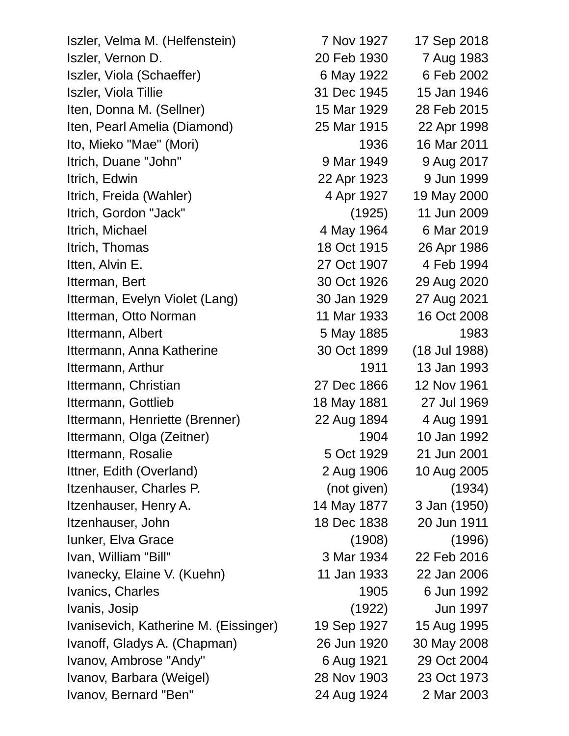| | | |
|---|---|---|
| Iszler, Velma M. (Helfenstein) | 7 Nov 1927 | 17 Sep 2018 |
| Iszler, Vernon D. | 20 Feb 1930 | 7 Aug 1983 |
| Iszler, Viola (Schaeffer) | 6 May 1922 | 6 Feb 2002 |
| Iszler, Viola Tillie | 31 Dec 1945 | 15 Jan 1946 |
| Iten, Donna M. (Sellner) | 15 Mar 1929 | 28 Feb 2015 |
| Iten, Pearl Amelia (Diamond) | 25 Mar 1915 | 22 Apr 1998 |
| Ito, Mieko "Mae" (Mori) | 1936 | 16 Mar 2011 |
| Itrich, Duane "John" | 9 Mar 1949 | 9 Aug 2017 |
| Itrich, Edwin | 22 Apr 1923 | 9 Jun 1999 |
| Itrich, Freida (Wahler) | 4 Apr 1927 | 19 May 2000 |
| Itrich, Gordon "Jack" | (1925) | 11 Jun 2009 |
| Itrich, Michael | 4 May 1964 | 6 Mar 2019 |
| Itrich, Thomas | 18 Oct 1915 | 26 Apr 1986 |
| Itten, Alvin E. | 27 Oct 1907 | 4 Feb 1994 |
| Itterman, Bert | 30 Oct 1926 | 29 Aug 2020 |
| Itterman, Evelyn Violet (Lang) | 30 Jan 1929 | 27 Aug 2021 |
| Itterman, Otto Norman | 11 Mar 1933 | 16 Oct 2008 |
| Ittermann, Albert | 5 May 1885 | 1983 |
| Ittermann, Anna Katherine | 30 Oct 1899 | (18 Jul 1988) |
| Ittermann, Arthur | 1911 | 13 Jan 1993 |
| Ittermann, Christian | 27 Dec 1866 | 12 Nov 1961 |
| Ittermann, Gottlieb | 18 May 1881 | 27 Jul 1969 |
| Ittermann, Henriette (Brenner) | 22 Aug 1894 | 4 Aug 1991 |
| Ittermann, Olga (Zeitner) | 1904 | 10 Jan 1992 |
| Ittermann, Rosalie | 5 Oct 1929 | 21 Jun 2001 |
| Ittner, Edith (Overland) | 2 Aug 1906 | 10 Aug 2005 |
| Itzenhauser, Charles P. | (not given) | (1934) |
| Itzenhauser, Henry A. | 14 May 1877 | 3 Jan (1950) |
| Itzenhauser, John | 18 Dec 1838 | 20 Jun 1911 |
| Iunker, Elva Grace | (1908) | (1996) |
| Ivan, William "Bill" | 3 Mar 1934 | 22 Feb 2016 |
| Ivanecky, Elaine V. (Kuehn) | 11 Jan 1933 | 22 Jan 2006 |
| Ivanics, Charles | 1905 | 6 Jun 1992 |
| Ivanis, Josip | (1922) | Jun 1997 |
| Ivanisevich, Katherine M. (Eissinger) | 19 Sep 1927 | 15 Aug 1995 |
| Ivanoff, Gladys A. (Chapman) | 26 Jun 1920 | 30 May 2008 |
| Ivanov, Ambrose "Andy" | 6 Aug 1921 | 29 Oct 2004 |
| Ivanov, Barbara (Weigel) | 28 Nov 1903 | 23 Oct 1973 |
| Ivanov, Bernard "Ben" | 24 Aug 1924 | 2 Mar 2003 |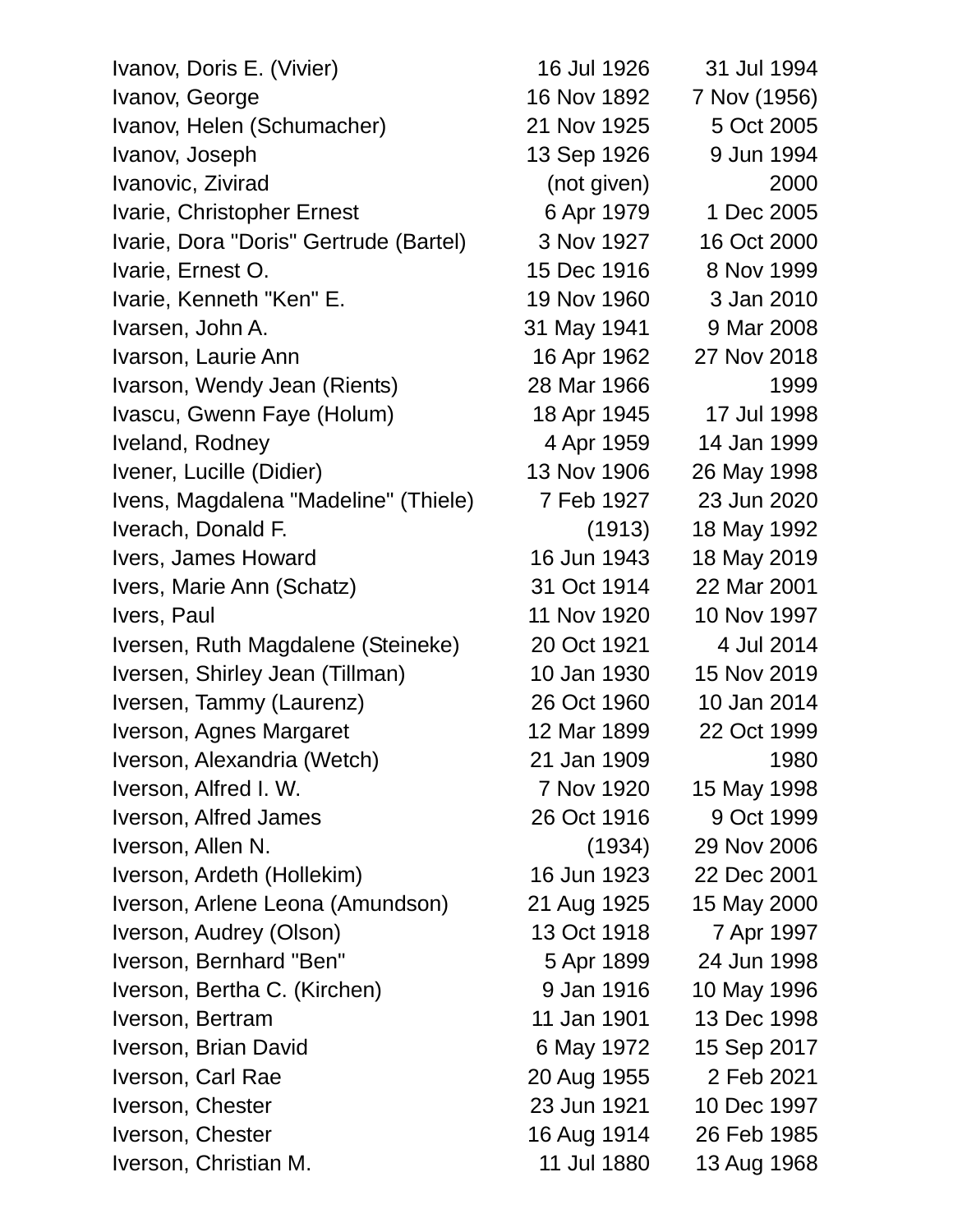| | | |
|---|---|---|
| Ivanov, Doris E. (Vivier) | 16 Jul 1926 | 31 Jul 1994 |
| Ivanov, George | 16 Nov 1892 | 7 Nov (1956) |
| Ivanov, Helen (Schumacher) | 21 Nov 1925 | 5 Oct 2005 |
| Ivanov, Joseph | 13 Sep 1926 | 9 Jun 1994 |
| Ivanovic, Zivirad | (not given) | 2000 |
| Ivarie, Christopher Ernest | 6 Apr 1979 | 1 Dec 2005 |
| Ivarie, Dora "Doris" Gertrude (Bartel) | 3 Nov 1927 | 16 Oct 2000 |
| Ivarie, Ernest O. | 15 Dec 1916 | 8 Nov 1999 |
| Ivarie, Kenneth "Ken" E. | 19 Nov 1960 | 3 Jan 2010 |
| Ivarsen, John A. | 31 May 1941 | 9 Mar 2008 |
| Ivarson, Laurie Ann | 16 Apr 1962 | 27 Nov 2018 |
| Ivarson, Wendy Jean (Rients) | 28 Mar 1966 | 1999 |
| Ivascu, Gwenn Faye (Holum) | 18 Apr 1945 | 17 Jul 1998 |
| Iveland, Rodney | 4 Apr 1959 | 14 Jan 1999 |
| Ivener, Lucille (Didier) | 13 Nov 1906 | 26 May 1998 |
| Ivens, Magdalena "Madeline" (Thiele) | 7 Feb 1927 | 23 Jun 2020 |
| Iverach, Donald F. | (1913) | 18 May 1992 |
| Ivers, James Howard | 16 Jun 1943 | 18 May 2019 |
| Ivers, Marie Ann (Schatz) | 31 Oct 1914 | 22 Mar 2001 |
| Ivers, Paul | 11 Nov 1920 | 10 Nov 1997 |
| Iversen, Ruth Magdalene (Steineke) | 20 Oct 1921 | 4 Jul 2014 |
| Iversen, Shirley Jean (Tillman) | 10 Jan 1930 | 15 Nov 2019 |
| Iversen, Tammy (Laurenz) | 26 Oct 1960 | 10 Jan 2014 |
| Iverson, Agnes Margaret | 12 Mar 1899 | 22 Oct 1999 |
| Iverson, Alexandria (Wetch) | 21 Jan 1909 | 1980 |
| Iverson, Alfred I. W. | 7 Nov 1920 | 15 May 1998 |
| Iverson, Alfred James | 26 Oct 1916 | 9 Oct 1999 |
| Iverson, Allen N. | (1934) | 29 Nov 2006 |
| Iverson, Ardeth (Hollekim) | 16 Jun 1923 | 22 Dec 2001 |
| Iverson, Arlene Leona (Amundson) | 21 Aug 1925 | 15 May 2000 |
| Iverson, Audrey (Olson) | 13 Oct 1918 | 7 Apr 1997 |
| Iverson, Bernhard "Ben" | 5 Apr 1899 | 24 Jun 1998 |
| Iverson, Bertha C. (Kirchen) | 9 Jan 1916 | 10 May 1996 |
| Iverson, Bertram | 11 Jan 1901 | 13 Dec 1998 |
| Iverson, Brian David | 6 May 1972 | 15 Sep 2017 |
| Iverson, Carl Rae | 20 Aug 1955 | 2 Feb 2021 |
| Iverson, Chester | 23 Jun 1921 | 10 Dec 1997 |
| Iverson, Chester | 16 Aug 1914 | 26 Feb 1985 |
| Iverson, Christian M. | 11 Jul 1880 | 13 Aug 1968 |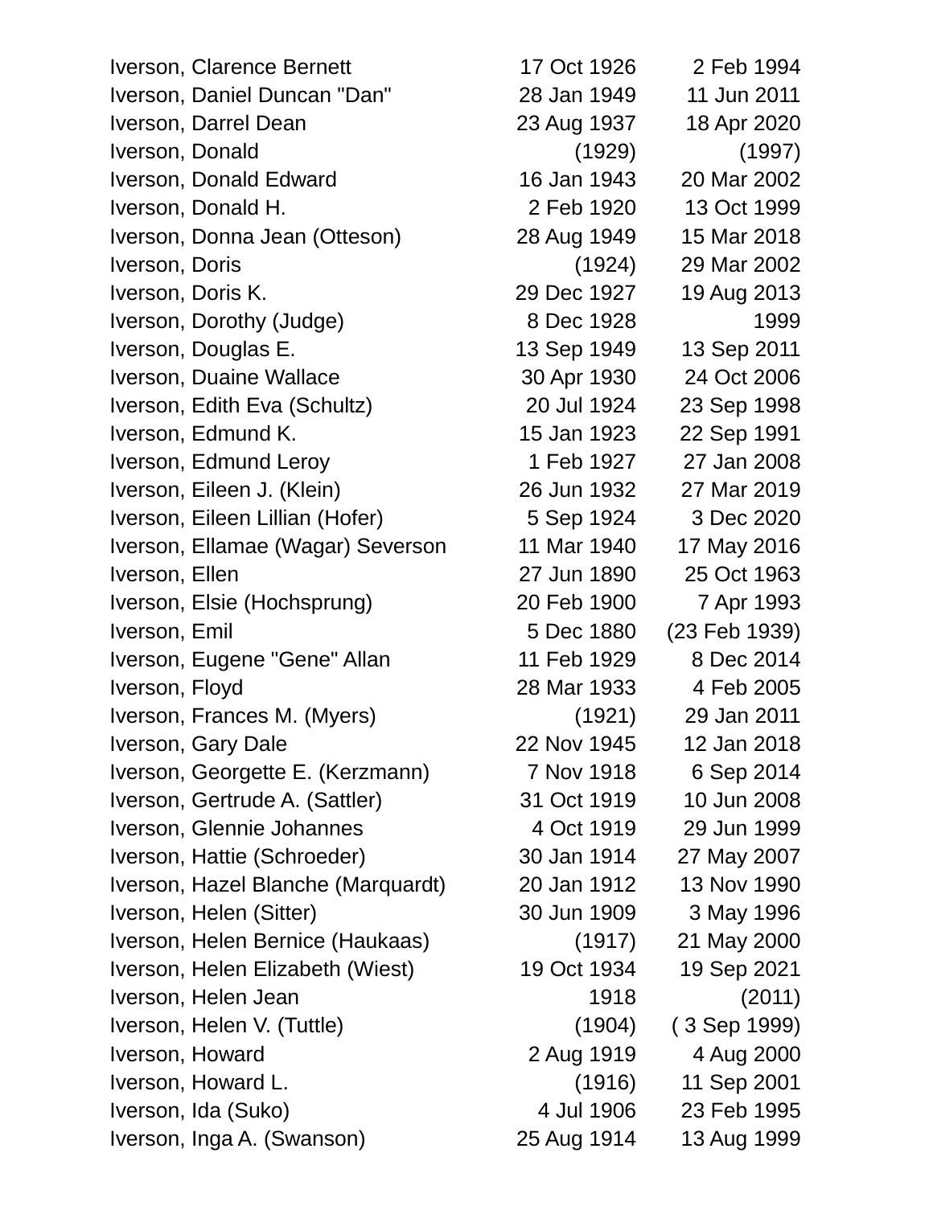| | | |
|---|---|---|
| Iverson, Clarence Bernett | 17 Oct 1926 | 2 Feb 1994 |
| Iverson, Daniel Duncan "Dan" | 28 Jan 1949 | 11 Jun 2011 |
| Iverson, Darrel Dean | 23 Aug 1937 | 18 Apr 2020 |
| Iverson, Donald | (1929) | (1997) |
| Iverson, Donald Edward | 16 Jan 1943 | 20 Mar 2002 |
| Iverson, Donald H. | 2 Feb 1920 | 13 Oct 1999 |
| Iverson, Donna Jean (Otteson) | 28 Aug 1949 | 15 Mar 2018 |
| Iverson, Doris | (1924) | 29 Mar 2002 |
| Iverson, Doris K. | 29 Dec 1927 | 19 Aug 2013 |
| Iverson, Dorothy (Judge) | 8 Dec 1928 | 1999 |
| Iverson, Douglas E. | 13 Sep 1949 | 13 Sep 2011 |
| Iverson, Duaine Wallace | 30 Apr 1930 | 24 Oct 2006 |
| Iverson, Edith Eva (Schultz) | 20 Jul 1924 | 23 Sep 1998 |
| Iverson, Edmund K. | 15 Jan 1923 | 22 Sep 1991 |
| Iverson, Edmund Leroy | 1 Feb 1927 | 27 Jan 2008 |
| Iverson, Eileen J. (Klein) | 26 Jun 1932 | 27 Mar 2019 |
| Iverson, Eileen Lillian (Hofer) | 5 Sep 1924 | 3 Dec 2020 |
| Iverson, Ellamae (Wagar) Severson | 11 Mar 1940 | 17 May 2016 |
| Iverson, Ellen | 27 Jun 1890 | 25 Oct 1963 |
| Iverson, Elsie (Hochsprung) | 20 Feb 1900 | 7 Apr 1993 |
| Iverson, Emil | 5 Dec 1880 | (23 Feb 1939) |
| Iverson, Eugene "Gene" Allan | 11 Feb 1929 | 8 Dec 2014 |
| Iverson, Floyd | 28 Mar 1933 | 4 Feb 2005 |
| Iverson, Frances M. (Myers) | (1921) | 29 Jan 2011 |
| Iverson, Gary Dale | 22 Nov 1945 | 12 Jan 2018 |
| Iverson, Georgette E. (Kerzmann) | 7 Nov 1918 | 6 Sep 2014 |
| Iverson, Gertrude A. (Sattler) | 31 Oct 1919 | 10 Jun 2008 |
| Iverson, Glennie Johannes | 4 Oct 1919 | 29 Jun 1999 |
| Iverson, Hattie (Schroeder) | 30 Jan 1914 | 27 May 2007 |
| Iverson, Hazel Blanche (Marquardt) | 20 Jan 1912 | 13 Nov 1990 |
| Iverson, Helen (Sitter) | 30 Jun 1909 | 3 May 1996 |
| Iverson, Helen Bernice (Haukaas) | (1917) | 21 May 2000 |
| Iverson, Helen Elizabeth (Wiest) | 19 Oct 1934 | 19 Sep 2021 |
| Iverson, Helen Jean | 1918 | (2011) |
| Iverson, Helen V. (Tuttle) | (1904) | ( 3 Sep 1999) |
| Iverson, Howard | 2 Aug 1919 | 4 Aug 2000 |
| Iverson, Howard L. | (1916) | 11 Sep 2001 |
| Iverson, Ida (Suko) | 4 Jul 1906 | 23 Feb 1995 |
| Iverson, Inga A. (Swanson) | 25 Aug 1914 | 13 Aug 1999 |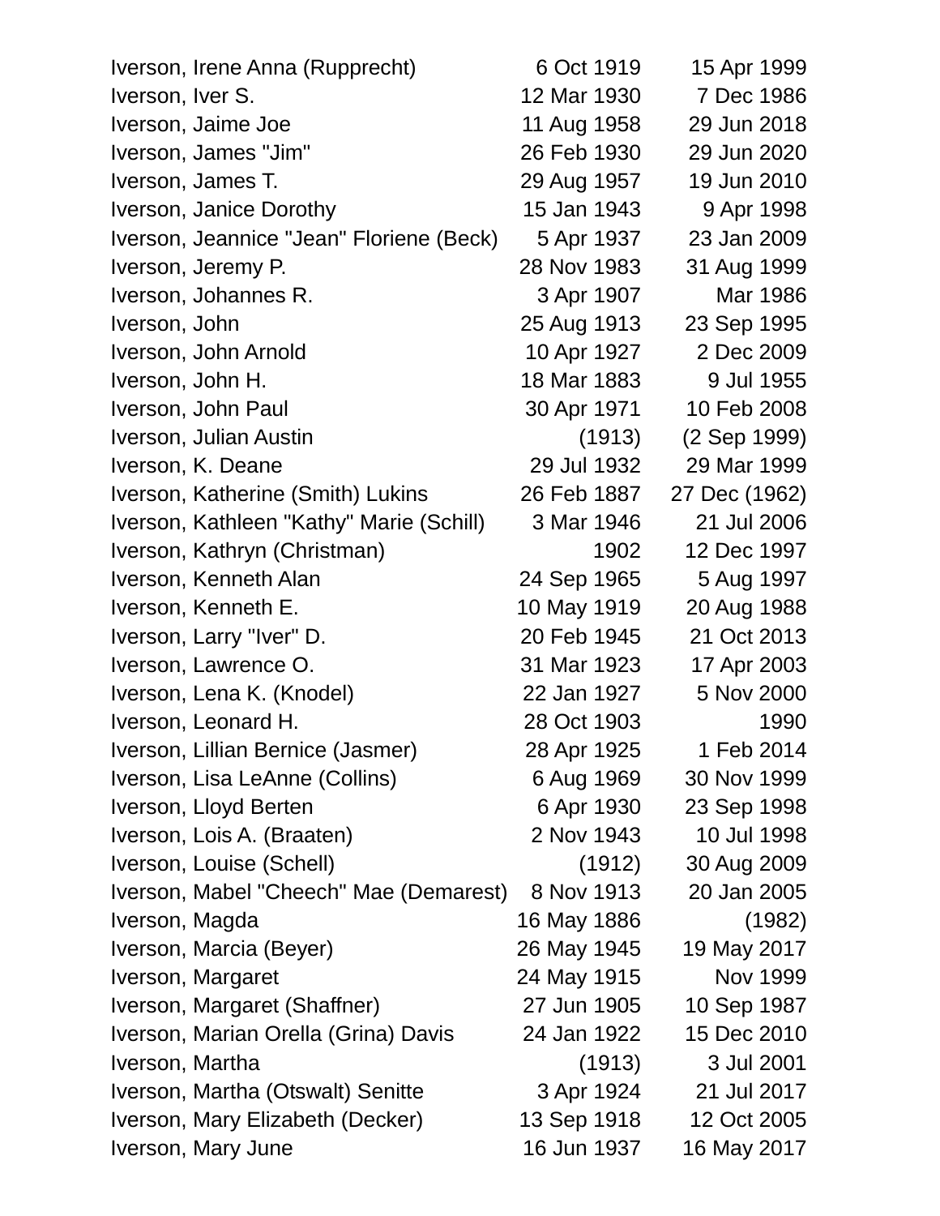| | | |
|---|---|---|
| Iverson, Irene Anna (Rupprecht) | 6 Oct 1919 | 15 Apr 1999 |
| Iverson, Iver S. | 12 Mar 1930 | 7 Dec 1986 |
| Iverson, Jaime Joe | 11 Aug 1958 | 29 Jun 2018 |
| Iverson, James "Jim" | 26 Feb 1930 | 29 Jun 2020 |
| Iverson, James T. | 29 Aug 1957 | 19 Jun 2010 |
| Iverson, Janice Dorothy | 15 Jan 1943 | 9 Apr 1998 |
| Iverson, Jeannice "Jean" Floriene (Beck) | 5 Apr 1937 | 23 Jan 2009 |
| Iverson, Jeremy P. | 28 Nov 1983 | 31 Aug 1999 |
| Iverson, Johannes R. | 3 Apr 1907 | Mar 1986 |
| Iverson, John | 25 Aug 1913 | 23 Sep 1995 |
| Iverson, John Arnold | 10 Apr 1927 | 2 Dec 2009 |
| Iverson, John H. | 18 Mar 1883 | 9 Jul 1955 |
| Iverson, John Paul | 30 Apr 1971 | 10 Feb 2008 |
| Iverson, Julian Austin | (1913) | (2 Sep 1999) |
| Iverson, K. Deane | 29 Jul 1932 | 29 Mar 1999 |
| Iverson, Katherine (Smith) Lukins | 26 Feb 1887 | 27 Dec (1962) |
| Iverson, Kathleen "Kathy" Marie (Schill) | 3 Mar 1946 | 21 Jul 2006 |
| Iverson, Kathryn (Christman) | 1902 | 12 Dec 1997 |
| Iverson, Kenneth Alan | 24 Sep 1965 | 5 Aug 1997 |
| Iverson, Kenneth E. | 10 May 1919 | 20 Aug 1988 |
| Iverson, Larry "Iver" D. | 20 Feb 1945 | 21 Oct 2013 |
| Iverson, Lawrence O. | 31 Mar 1923 | 17 Apr 2003 |
| Iverson, Lena K. (Knodel) | 22 Jan 1927 | 5 Nov 2000 |
| Iverson, Leonard H. | 28 Oct 1903 | 1990 |
| Iverson, Lillian Bernice (Jasmer) | 28 Apr 1925 | 1 Feb 2014 |
| Iverson, Lisa LeAnne (Collins) | 6 Aug 1969 | 30 Nov 1999 |
| Iverson, Lloyd Berten | 6 Apr 1930 | 23 Sep 1998 |
| Iverson, Lois A. (Braaten) | 2 Nov 1943 | 10 Jul 1998 |
| Iverson, Louise (Schell) | (1912) | 30 Aug 2009 |
| Iverson, Mabel "Cheech" Mae (Demarest) | 8 Nov 1913 | 20 Jan 2005 |
| Iverson, Magda | 16 May 1886 | (1982) |
| Iverson, Marcia (Beyer) | 26 May 1945 | 19 May 2017 |
| Iverson, Margaret | 24 May 1915 | Nov 1999 |
| Iverson, Margaret (Shaffner) | 27 Jun 1905 | 10 Sep 1987 |
| Iverson, Marian Orella (Grina) Davis | 24 Jan 1922 | 15 Dec 2010 |
| Iverson, Martha | (1913) | 3 Jul 2001 |
| Iverson, Martha (Otswalt) Senitte | 3 Apr 1924 | 21 Jul 2017 |
| Iverson, Mary Elizabeth (Decker) | 13 Sep 1918 | 12 Oct 2005 |
| Iverson, Mary June | 16 Jun 1937 | 16 May 2017 |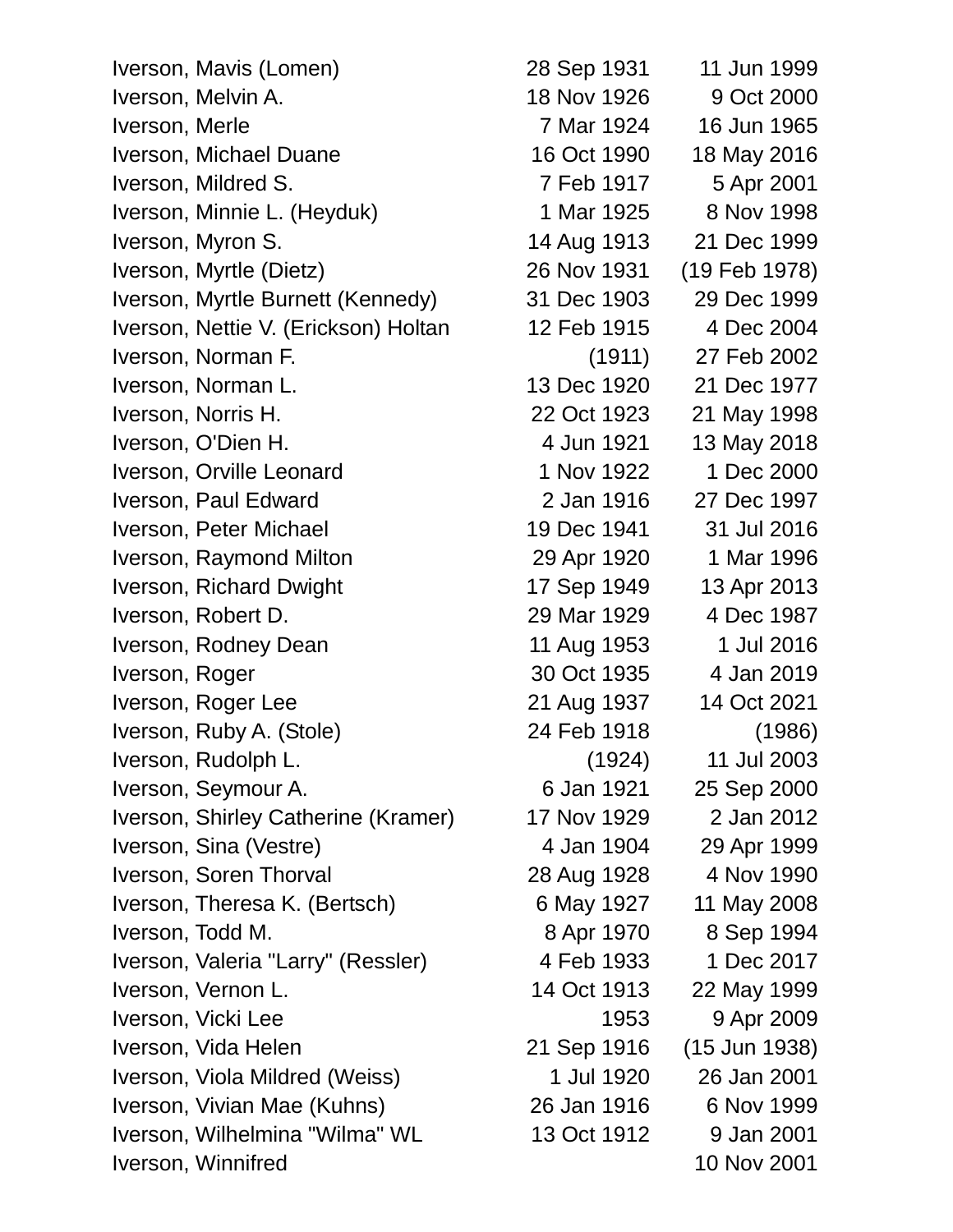| | | |
|---|---|---|
| Iverson, Mavis (Lomen) | 28 Sep 1931 | 11 Jun 1999 |
| Iverson, Melvin A. | 18 Nov 1926 | 9 Oct 2000 |
| Iverson, Merle | 7 Mar 1924 | 16 Jun 1965 |
| Iverson, Michael Duane | 16 Oct 1990 | 18 May 2016 |
| Iverson, Mildred S. | 7 Feb 1917 | 5 Apr 2001 |
| Iverson, Minnie L. (Heyduk) | 1 Mar 1925 | 8 Nov 1998 |
| Iverson, Myron S. | 14 Aug 1913 | 21 Dec 1999 |
| Iverson, Myrtle (Dietz) | 26 Nov 1931 | (19 Feb 1978) |
| Iverson, Myrtle Burnett (Kennedy) | 31 Dec 1903 | 29 Dec 1999 |
| Iverson, Nettie V. (Erickson) Holtan | 12 Feb 1915 | 4 Dec 2004 |
| Iverson, Norman F. | (1911) | 27 Feb 2002 |
| Iverson, Norman L. | 13 Dec 1920 | 21 Dec 1977 |
| Iverson, Norris H. | 22 Oct 1923 | 21 May 1998 |
| Iverson, O'Dien H. | 4 Jun 1921 | 13 May 2018 |
| Iverson, Orville Leonard | 1 Nov 1922 | 1 Dec 2000 |
| Iverson, Paul Edward | 2 Jan 1916 | 27 Dec 1997 |
| Iverson, Peter Michael | 19 Dec 1941 | 31 Jul 2016 |
| Iverson, Raymond Milton | 29 Apr 1920 | 1 Mar 1996 |
| Iverson, Richard Dwight | 17 Sep 1949 | 13 Apr 2013 |
| Iverson, Robert D. | 29 Mar 1929 | 4 Dec 1987 |
| Iverson, Rodney Dean | 11 Aug 1953 | 1 Jul 2016 |
| Iverson, Roger | 30 Oct 1935 | 4 Jan 2019 |
| Iverson, Roger Lee | 21 Aug 1937 | 14 Oct 2021 |
| Iverson, Ruby A. (Stole) | 24 Feb 1918 | (1986) |
| Iverson, Rudolph L. | (1924) | 11 Jul 2003 |
| Iverson, Seymour A. | 6 Jan 1921 | 25 Sep 2000 |
| Iverson, Shirley Catherine (Kramer) | 17 Nov 1929 | 2 Jan 2012 |
| Iverson, Sina (Vestre) | 4 Jan 1904 | 29 Apr 1999 |
| Iverson, Soren Thorval | 28 Aug 1928 | 4 Nov 1990 |
| Iverson, Theresa K. (Bertsch) | 6 May 1927 | 11 May 2008 |
| Iverson, Todd M. | 8 Apr 1970 | 8 Sep 1994 |
| Iverson, Valeria "Larry" (Ressler) | 4 Feb 1933 | 1 Dec 2017 |
| Iverson, Vernon L. | 14 Oct 1913 | 22 May 1999 |
| Iverson, Vicki Lee | 1953 | 9 Apr 2009 |
| Iverson, Vida Helen | 21 Sep 1916 | (15 Jun 1938) |
| Iverson, Viola Mildred (Weiss) | 1 Jul 1920 | 26 Jan 2001 |
| Iverson, Vivian Mae (Kuhns) | 26 Jan 1916 | 6 Nov 1999 |
| Iverson, Wilhelmina "Wilma" WL | 13 Oct 1912 | 9 Jan 2001 |
| Iverson, Winnifred | | 10 Nov 2001 |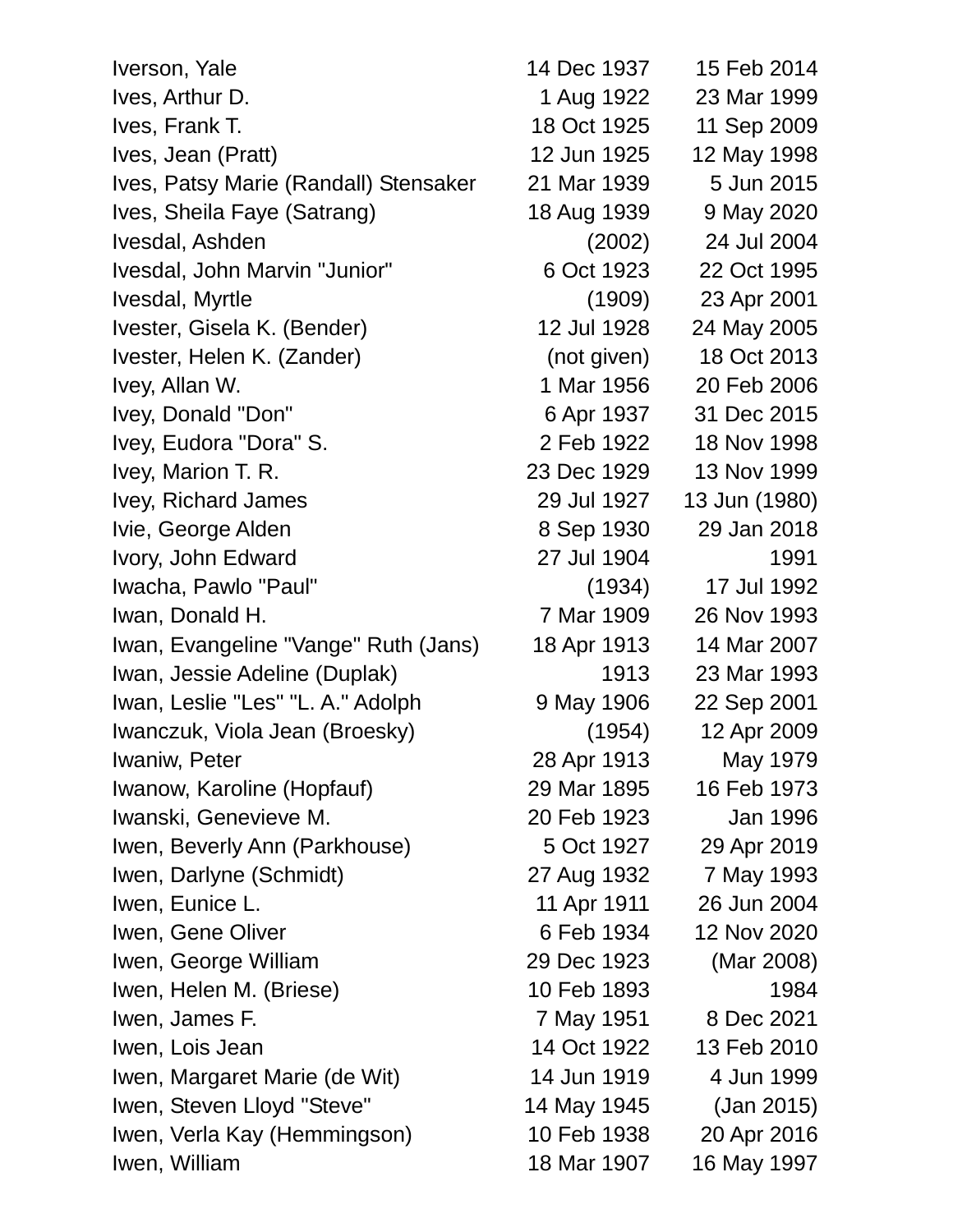| | | |
|---|---|---|
| Iverson, Yale | 14 Dec 1937 | 15 Feb 2014 |
| Ives, Arthur D. | 1 Aug 1922 | 23 Mar 1999 |
| Ives, Frank T. | 18 Oct 1925 | 11 Sep 2009 |
| Ives, Jean (Pratt) | 12 Jun 1925 | 12 May 1998 |
| Ives, Patsy Marie (Randall) Stensaker | 21 Mar 1939 | 5 Jun 2015 |
| Ives, Sheila Faye (Satrang) | 18 Aug 1939 | 9 May 2020 |
| Ivesdal, Ashden | (2002) | 24 Jul 2004 |
| Ivesdal, John Marvin "Junior" | 6 Oct 1923 | 22 Oct 1995 |
| Ivesdal, Myrtle | (1909) | 23 Apr 2001 |
| Ivester, Gisela K. (Bender) | 12 Jul 1928 | 24 May 2005 |
| Ivester, Helen K. (Zander) | (not given) | 18 Oct 2013 |
| Ivey, Allan W. | 1 Mar 1956 | 20 Feb 2006 |
| Ivey, Donald "Don" | 6 Apr 1937 | 31 Dec 2015 |
| Ivey, Eudora "Dora" S. | 2 Feb 1922 | 18 Nov 1998 |
| Ivey, Marion T. R. | 23 Dec 1929 | 13 Nov 1999 |
| Ivey, Richard James | 29 Jul 1927 | 13 Jun (1980) |
| Ivie, George Alden | 8 Sep 1930 | 29 Jan 2018 |
| Ivory, John Edward | 27 Jul 1904 | 1991 |
| Iwacha, Pawlo "Paul" | (1934) | 17 Jul 1992 |
| Iwan, Donald H. | 7 Mar 1909 | 26 Nov 1993 |
| Iwan, Evangeline "Vange" Ruth (Jans) | 18 Apr 1913 | 14 Mar 2007 |
| Iwan, Jessie Adeline (Duplak) | 1913 | 23 Mar 1993 |
| Iwan, Leslie "Les" "L. A." Adolph | 9 May 1906 | 22 Sep 2001 |
| Iwanczuk, Viola Jean (Broesky) | (1954) | 12 Apr 2009 |
| Iwaniw, Peter | 28 Apr 1913 | May 1979 |
| Iwanow, Karoline (Hopfauf) | 29 Mar 1895 | 16 Feb 1973 |
| Iwanski, Genevieve M. | 20 Feb 1923 | Jan 1996 |
| Iwen, Beverly Ann (Parkhouse) | 5 Oct 1927 | 29 Apr 2019 |
| Iwen, Darlyne (Schmidt) | 27 Aug 1932 | 7 May 1993 |
| Iwen, Eunice L. | 11 Apr 1911 | 26 Jun 2004 |
| Iwen, Gene Oliver | 6 Feb 1934 | 12 Nov 2020 |
| Iwen, George William | 29 Dec 1923 | (Mar 2008) |
| Iwen, Helen M. (Briese) | 10 Feb 1893 | 1984 |
| Iwen, James F. | 7 May 1951 | 8 Dec 2021 |
| Iwen, Lois Jean | 14 Oct 1922 | 13 Feb 2010 |
| Iwen, Margaret Marie (de Wit) | 14 Jun 1919 | 4 Jun 1999 |
| Iwen, Steven Lloyd "Steve" | 14 May 1945 | (Jan 2015) |
| Iwen, Verla Kay (Hemmingson) | 10 Feb 1938 | 20 Apr 2016 |
| Iwen, William | 18 Mar 1907 | 16 May 1997 |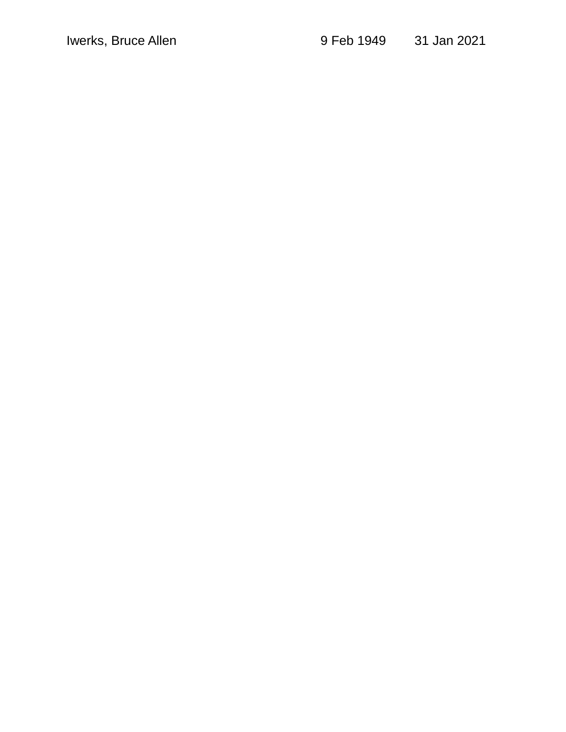| | | |
|---|---|---|
| Iwerks, Bruce Allen | 9 Feb 1949 | 31 Jan 2021 |